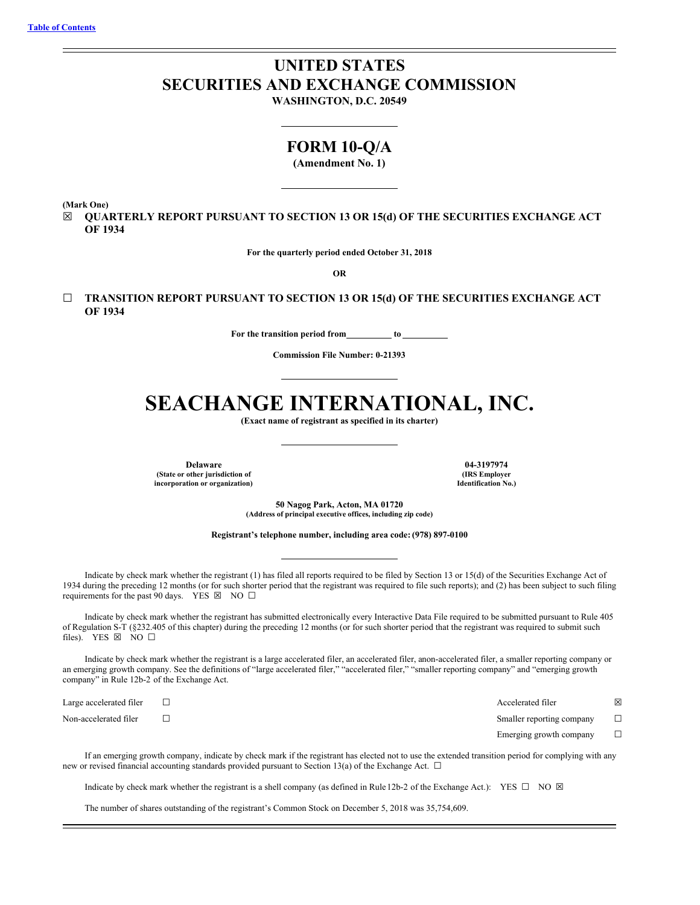Table of Contents

# UNITED STATES
# SECURITIES AND EXCHANGE COMMISSION
**WASHINGTON, D.C. 20549**

## FORM 10-Q/A
**(Amendment No. 1)**

**(Mark One)**

☒ **QUARTERLY REPORT PURSUANT TO SECTION 13 OR 15(d) OF THE SECURITIES EXCHANGE ACT OF 1934**

**For the quarterly period ended October 31, 2018**

**OR**

☐ **TRANSITION REPORT PURSUANT TO SECTION 13 OR 15(d) OF THE SECURITIES EXCHANGE ACT OF 1934**

**For the transition period from \_\_\_\_\_\_\_\_\_\_ to \_\_\_\_\_\_\_\_\_\_**

**Commission File Number: 0-21393**

# SEACHANGE INTERNATIONAL, INC.
**(Exact name of registrant as specified in its charter)**

| **Delaware** | **04-3197974** |
|---|---|
| **(State or other jurisdiction of incorporation or organization)** | **(IRS Employer Identification No.)** |

**50 Nagog Park, Acton, MA 01720**
**(Address of principal executive offices, including zip code)**

**Registrant's telephone number, including area code: (978) 897-0100**

Indicate by check mark whether the registrant (1) has filed all reports required to be filed by Section 13 or 15(d) of the Securities Exchange Act of 1934 during the preceding 12 months (or for such shorter period that the registrant was required to file such reports); and (2) has been subject to such filing requirements for the past 90 days. YES ☒ NO ☐

Indicate by check mark whether the registrant has submitted electronically every Interactive Data File required to be submitted pursuant to Rule 405 of Regulation S-T (§232.405 of this chapter) during the preceding 12 months (or for such shorter period that the registrant was required to submit such files). YES ☒ NO ☐

Indicate by check mark whether the registrant is a large accelerated filer, an accelerated filer, anon-accelerated filer, a smaller reporting company or an emerging growth company. See the definitions of "large accelerated filer," "accelerated filer," "smaller reporting company" and "emerging growth company" in Rule 12b-2 of the Exchange Act.

| | | | |
|---|---|---|---|
| Large accelerated filer | ☐ | Accelerated filer | ☒ |
| Non-accelerated filer | ☐ | Smaller reporting company | ☐ |
| | | Emerging growth company | ☐ |

If an emerging growth company, indicate by check mark if the registrant has elected not to use the extended transition period for complying with any new or revised financial accounting standards provided pursuant to Section 13(a) of the Exchange Act. ☐

Indicate by check mark whether the registrant is a shell company (as defined in Rule12b-2 of the Exchange Act.): YES ☐ NO ☒

The number of shares outstanding of the registrant's Common Stock on December 5, 2018 was 35,754,609.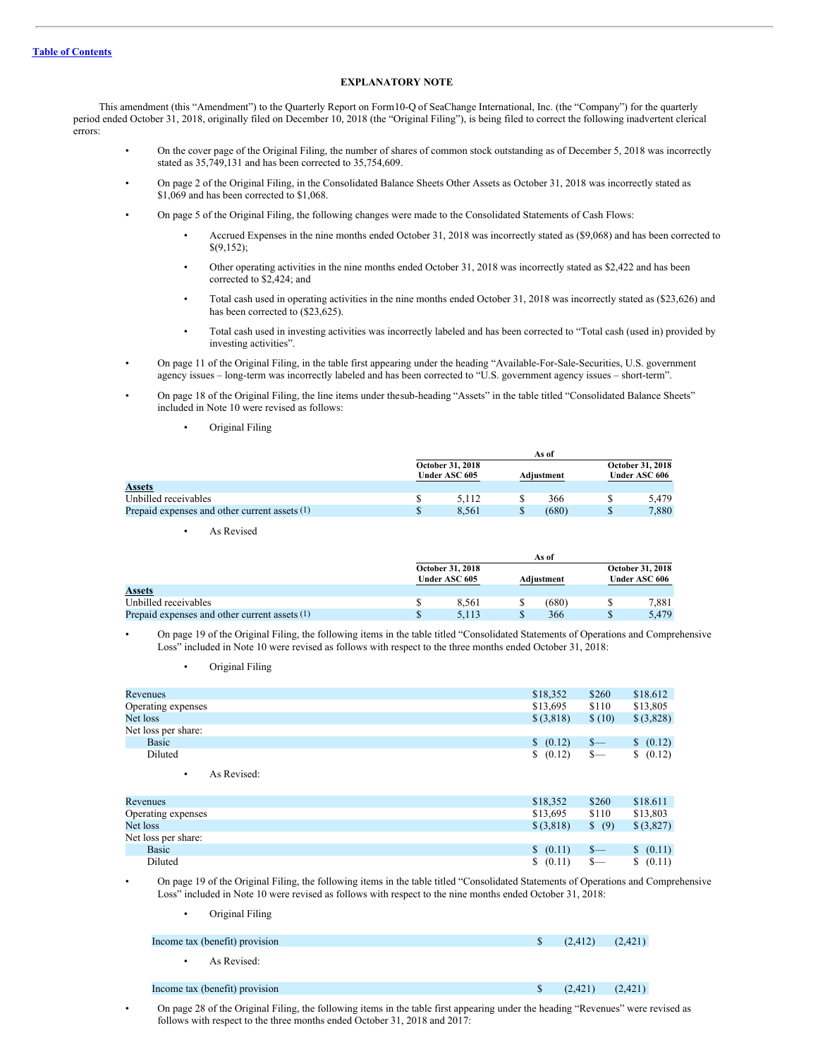[Table of Contents](#)

## EXPLANATORY NOTE

This amendment (this "Amendment") to the Quarterly Report on Form10-Q of SeaChange International, Inc. (the "Company") for the quarterly period ended October 31, 2018, originally filed on December 10, 2018 (the "Original Filing"), is being filed to correct the following inadvertent clerical errors:

- On the cover page of the Original Filing, the number of shares of common stock outstanding as of December 5, 2018 was incorrectly stated as 35,749,131 and has been corrected to 35,754,609.
- On page 2 of the Original Filing, in the Consolidated Balance Sheets Other Assets as October 31, 2018 was incorrectly stated as $1,069 and has been corrected to $1,068.
- On page 5 of the Original Filing, the following changes were made to the Consolidated Statements of Cash Flows:
  - Accrued Expenses in the nine months ended October 31, 2018 was incorrectly stated as ($9,068) and has been corrected to $(9,152);
  - Other operating activities in the nine months ended October 31, 2018 was incorrectly stated as $2,422 and has been corrected to $2,424; and
  - Total cash used in operating activities in the nine months ended October 31, 2018 was incorrectly stated as ($23,626) and has been corrected to ($23,625).
  - Total cash used in investing activities was incorrectly labeled and has been corrected to "Total cash (used in) provided by investing activities".
- On page 11 of the Original Filing, in the table first appearing under the heading "Available-For-Sale-Securities, U.S. government agency issues – long-term was incorrectly labeled and has been corrected to "U.S. government agency issues – short-term".
- On page 18 of the Original Filing, the line items under thesub-heading "Assets" in the table titled "Consolidated Balance Sheets" included in Note 10 were revised as follows:
  - Original Filing

| | As of | | |
|---|---|---|---|
| | October 31, 2018 Under ASC 605 | Adjustment | October 31, 2018 Under ASC 606 |
| **Assets** | | | |
| Unbilled receivables | $ 5,112 | $ 366 | $ 5,479 |
| Prepaid expenses and other current assets (1) | $ 8,561 | $ (680) | $ 7,880 |

  - As Revised

| | As of | | |
|---|---|---|---|
| | October 31, 2018 Under ASC 605 | Adjustment | October 31, 2018 Under ASC 606 |
| **Assets** | | | |
| Unbilled receivables | $ 8,561 | $ (680) | $ 7,881 |
| Prepaid expenses and other current assets (1) | $ 5,113 | $ 366 | $ 5,479 |

- On page 19 of the Original Filing, the following items in the table titled "Consolidated Statements of Operations and Comprehensive Loss" included in Note 10 were revised as follows with respect to the three months ended October 31, 2018:
  - Original Filing

| | | | |
|---|---|---|---|
| Revenues | $18,352 | $260 | $18.612 |
| Operating expenses | $13,695 | $110 | $13,805 |
| Net loss | $ (3,818) | $ (10) | $ (3,828) |
| Net loss per share: | | | |
| Basic | $ (0.12) | $— | $ (0.12) |
| Diluted | $ (0.12) | $— | $ (0.12) |

  - As Revised:

| | | | |
|---|---|---|---|
| Revenues | $18,352 | $260 | $18.611 |
| Operating expenses | $13,695 | $110 | $13,803 |
| Net loss | $ (3,818) | $ (9) | $ (3,827) |
| Net loss per share: | | | |
| Basic | $ (0.11) | $— | $ (0.11) |
| Diluted | $ (0.11) | $— | $ (0.11) |

- On page 19 of the Original Filing, the following items in the table titled "Consolidated Statements of Operations and Comprehensive Loss" included in Note 10 were revised as follows with respect to the nine months ended October 31, 2018:
  - Original Filing

| | | |
|---|---|---|
| Income tax (benefit) provision | $ (2,412) | (2,421) |

  - As Revised:

| | | |
|---|---|---|
| Income tax (benefit) provision | $ (2,421) | (2,421) |

- On page 28 of the Original Filing, the following items in the table first appearing under the heading "Revenues" were revised as follows with respect to the three months ended October 31, 2018 and 2017: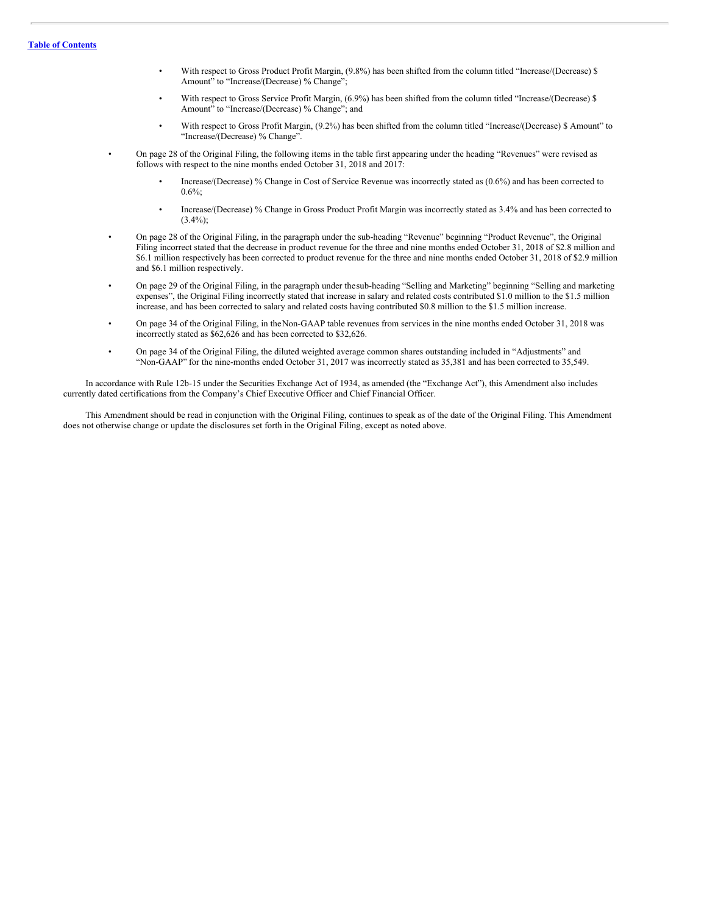- With respect to Gross Product Profit Margin, (9.8%) has been shifted from the column titled "Increase/(Decrease) $ Amount" to "Increase/(Decrease) % Change";
- With respect to Gross Service Profit Margin, (6.9%) has been shifted from the column titled "Increase/(Decrease) $ Amount" to "Increase/(Decrease) % Change"; and
- With respect to Gross Profit Margin, (9.2%) has been shifted from the column titled "Increase/(Decrease) $ Amount" to "Increase/(Decrease) % Change".

- On page 28 of the Original Filing, the following items in the table first appearing under the heading "Revenues" were revised as follows with respect to the nine months ended October 31, 2018 and 2017:
  - Increase/(Decrease) % Change in Cost of Service Revenue was incorrectly stated as (0.6%) and has been corrected to 0.6%;
  - Increase/(Decrease) % Change in Gross Product Profit Margin was incorrectly stated as 3.4% and has been corrected to (3.4%);
- On page 28 of the Original Filing, in the paragraph under the sub-heading "Revenue" beginning "Product Revenue", the Original Filing incorrect stated that the decrease in product revenue for the three and nine months ended October 31, 2018 of $2.8 million and $6.1 million respectively has been corrected to product revenue for the three and nine months ended October 31, 2018 of $2.9 million and $6.1 million respectively.
- On page 29 of the Original Filing, in the paragraph under the sub-heading "Selling and Marketing" beginning "Selling and marketing expenses", the Original Filing incorrectly stated that increase in salary and related costs contributed $1.0 million to the $1.5 million increase, and has been corrected to salary and related costs having contributed $0.8 million to the $1.5 million increase.
- On page 34 of the Original Filing, in the Non-GAAP table revenues from services in the nine months ended October 31, 2018 was incorrectly stated as $62,626 and has been corrected to $32,626.
- On page 34 of the Original Filing, the diluted weighted average common shares outstanding included in "Adjustments" and "Non-GAAP" for the nine-months ended October 31, 2017 was incorrectly stated as 35,381 and has been corrected to 35,549.

In accordance with Rule 12b-15 under the Securities Exchange Act of 1934, as amended (the "Exchange Act"), this Amendment also includes currently dated certifications from the Company's Chief Executive Officer and Chief Financial Officer.

This Amendment should be read in conjunction with the Original Filing, continues to speak as of the date of the Original Filing. This Amendment does not otherwise change or update the disclosures set forth in the Original Filing, except as noted above.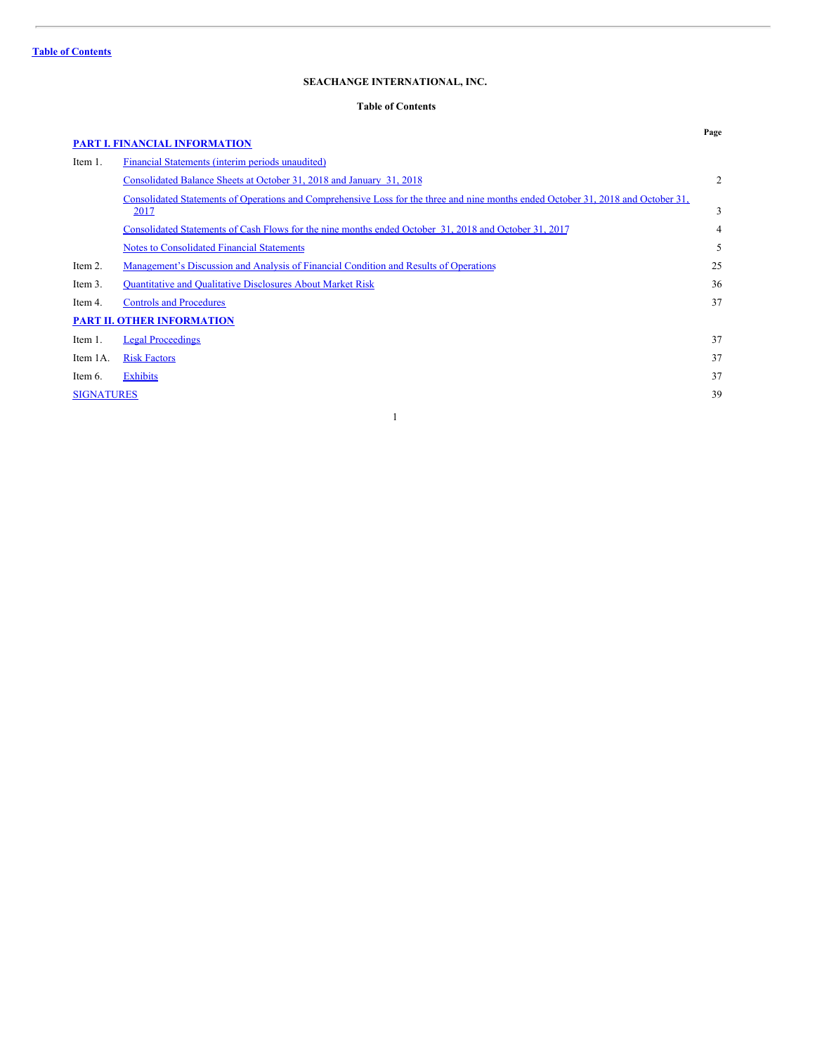[Table of Contents](#)

# SEACHANGE INTERNATIONAL, INC.

## Table of Contents

| | | Page |
|---|---|---|
| **PART I. FINANCIAL INFORMATION** | | |
| Item 1. | Financial Statements (interim periods unaudited) | |
| | Consolidated Balance Sheets at October 31, 2018 and January 31, 2018 | 2 |
| | Consolidated Statements of Operations and Comprehensive Loss for the three and nine months ended October 31, 2018 and October 31, 2017 | 3 |
| | Consolidated Statements of Cash Flows for the nine months ended October 31, 2018 and October 31, 2017 | 4 |
| | Notes to Consolidated Financial Statements | 5 |
| Item 2. | Management's Discussion and Analysis of Financial Condition and Results of Operations | 25 |
| Item 3. | Quantitative and Qualitative Disclosures About Market Risk | 36 |
| Item 4. | Controls and Procedures | 37 |
| **PART II. OTHER INFORMATION** | | |
| Item 1. | Legal Proceedings | 37 |
| Item 1A. | Risk Factors | 37 |
| Item 6. | Exhibits | 37 |
| SIGNATURES | | 39 |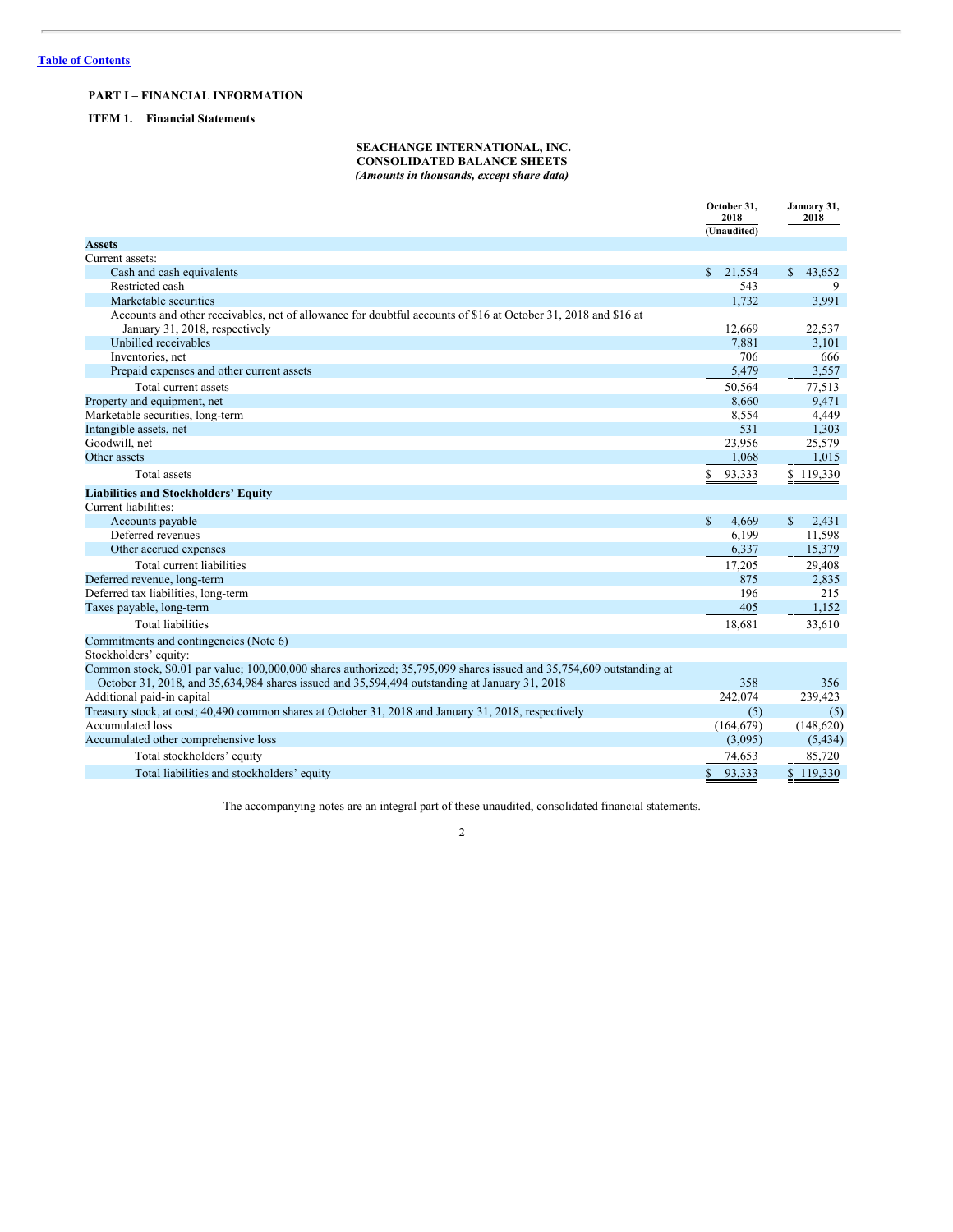[Table of Contents](#)

**PART I – FINANCIAL INFORMATION**

**ITEM 1. Financial Statements**

**SEACHANGE INTERNATIONAL, INC.**
**CONSOLIDATED BALANCE SHEETS**
***(Amounts in thousands, except share data)***

| | October 31, 2018 (Unaudited) | January 31, 2018 |
|---|---|---|
| **Assets** | | |
| Current assets: | | |
| Cash and cash equivalents | $ 21,554 | $ 43,652 |
| Restricted cash | 543 | 9 |
| Marketable securities | 1,732 | 3,991 |
| Accounts and other receivables, net of allowance for doubtful accounts of $16 at October 31, 2018 and $16 at January 31, 2018, respectively | 12,669 | 22,537 |
| Unbilled receivables | 7,881 | 3,101 |
| Inventories, net | 706 | 666 |
| Prepaid expenses and other current assets | 5,479 | 3,557 |
| Total current assets | 50,564 | 77,513 |
| Property and equipment, net | 8,660 | 9,471 |
| Marketable securities, long-term | 8,554 | 4,449 |
| Intangible assets, net | 531 | 1,303 |
| Goodwill, net | 23,956 | 25,579 |
| Other assets | 1,068 | 1,015 |
| Total assets | $ 93,333 | $ 119,330 |
| **Liabilities and Stockholders' Equity** | | |
| Current liabilities: | | |
| Accounts payable | $ 4,669 | $ 2,431 |
| Deferred revenues | 6,199 | 11,598 |
| Other accrued expenses | 6,337 | 15,379 |
| Total current liabilities | 17,205 | 29,408 |
| Deferred revenue, long-term | 875 | 2,835 |
| Deferred tax liabilities, long-term | 196 | 215 |
| Taxes payable, long-term | 405 | 1,152 |
| Total liabilities | 18,681 | 33,610 |
| Commitments and contingencies (Note 6) | | |
| Stockholders' equity: | | |
| Common stock, $0.01 par value; 100,000,000 shares authorized; 35,795,099 shares issued and 35,754,609 outstanding at October 31, 2018, and 35,634,984 shares issued and 35,594,494 outstanding at January 31, 2018 | 358 | 356 |
| Additional paid-in capital | 242,074 | 239,423 |
| Treasury stock, at cost; 40,490 common shares at October 31, 2018 and January 31, 2018, respectively | (5) | (5) |
| Accumulated loss | (164,679) | (148,620) |
| Accumulated other comprehensive loss | (3,095) | (5,434) |
| Total stockholders' equity | 74,653 | 85,720 |
| Total liabilities and stockholders' equity | $ 93,333 | $ 119,330 |

The accompanying notes are an integral part of these unaudited, consolidated financial statements.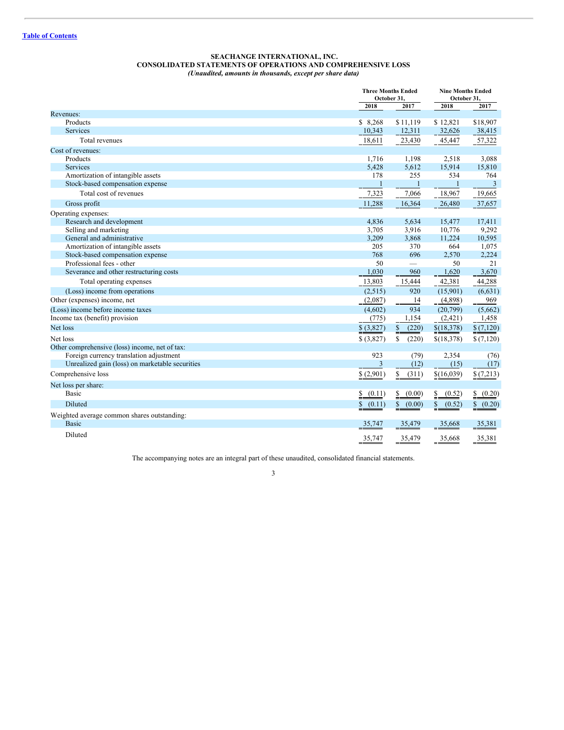[Table of Contents](#)

**SEACHANGE INTERNATIONAL, INC.**
**CONSOLIDATED STATEMENTS OF OPERATIONS AND COMPREHENSIVE LOSS**
*(Unaudited, amounts in thousands, except per share data)*

| | Three Months Ended October 31, | | Nine Months Ended October 31, | |
|---|---|---|---|---|
| | 2018 | 2017 | 2018 | 2017 |
| Revenues: | | | | |
| Products | $ 8,268 | $ 11,119 | $ 12,821 | $18,907 |
| Services | 10,343 | 12,311 | 32,626 | 38,415 |
| Total revenues | 18,611 | 23,430 | 45,447 | 57,322 |
| Cost of revenues: | | | | |
| Products | 1,716 | 1,198 | 2,518 | 3,088 |
| Services | 5,428 | 5,612 | 15,914 | 15,810 |
| Amortization of intangible assets | 178 | 255 | 534 | 764 |
| Stock-based compensation expense | 1 | 1 | 1 | 3 |
| Total cost of revenues | 7,323 | 7,066 | 18,967 | 19,665 |
| Gross profit | 11,288 | 16,364 | 26,480 | 37,657 |
| Operating expenses: | | | | |
| Research and development | 4,836 | 5,634 | 15,477 | 17,411 |
| Selling and marketing | 3,705 | 3,916 | 10,776 | 9,292 |
| General and administrative | 3,209 | 3,868 | 11,224 | 10,595 |
| Amortization of intangible assets | 205 | 370 | 664 | 1,075 |
| Stock-based compensation expense | 768 | 696 | 2,570 | 2,224 |
| Professional fees - other | 50 | — | 50 | 21 |
| Severance and other restructuring costs | 1,030 | 960 | 1,620 | 3,670 |
| Total operating expenses | 13,803 | 15,444 | 42,381 | 44,288 |
| (Loss) income from operations | (2,515) | 920 | (15,901) | (6,631) |
| Other (expenses) income, net | (2,087) | 14 | (4,898) | 969 |
| (Loss) income before income taxes | (4,602) | 934 | (20,799) | (5,662) |
| Income tax (benefit) provision | (775) | 1,154 | (2,421) | 1,458 |
| Net loss | $ (3,827) | $ (220) | $(18,378) | $ (7,120) |
| Net loss | $ (3,827) | $ (220) | $(18,378) | $ (7,120) |
| Other comprehensive (loss) income, net of tax: | | | | |
| Foreign currency translation adjustment | 923 | (79) | 2,354 | (76) |
| Unrealized gain (loss) on marketable securities | 3 | (12) | (15) | (17) |
| Comprehensive loss | $ (2,901) | $ (311) | $(16,039) | $ (7,213) |
| Net loss per share: | | | | |
| Basic | $ (0.11) | $ (0.00) | $ (0.52) | $ (0.20) |
| Diluted | $ (0.11) | $ (0.00) | $ (0.52) | $ (0.20) |
| Weighted average common shares outstanding: | | | | |
| Basic | 35,747 | 35,479 | 35,668 | 35,381 |
| Diluted | 35,747 | 35,479 | 35,668 | 35,381 |

The accompanying notes are an integral part of these unaudited, consolidated financial statements.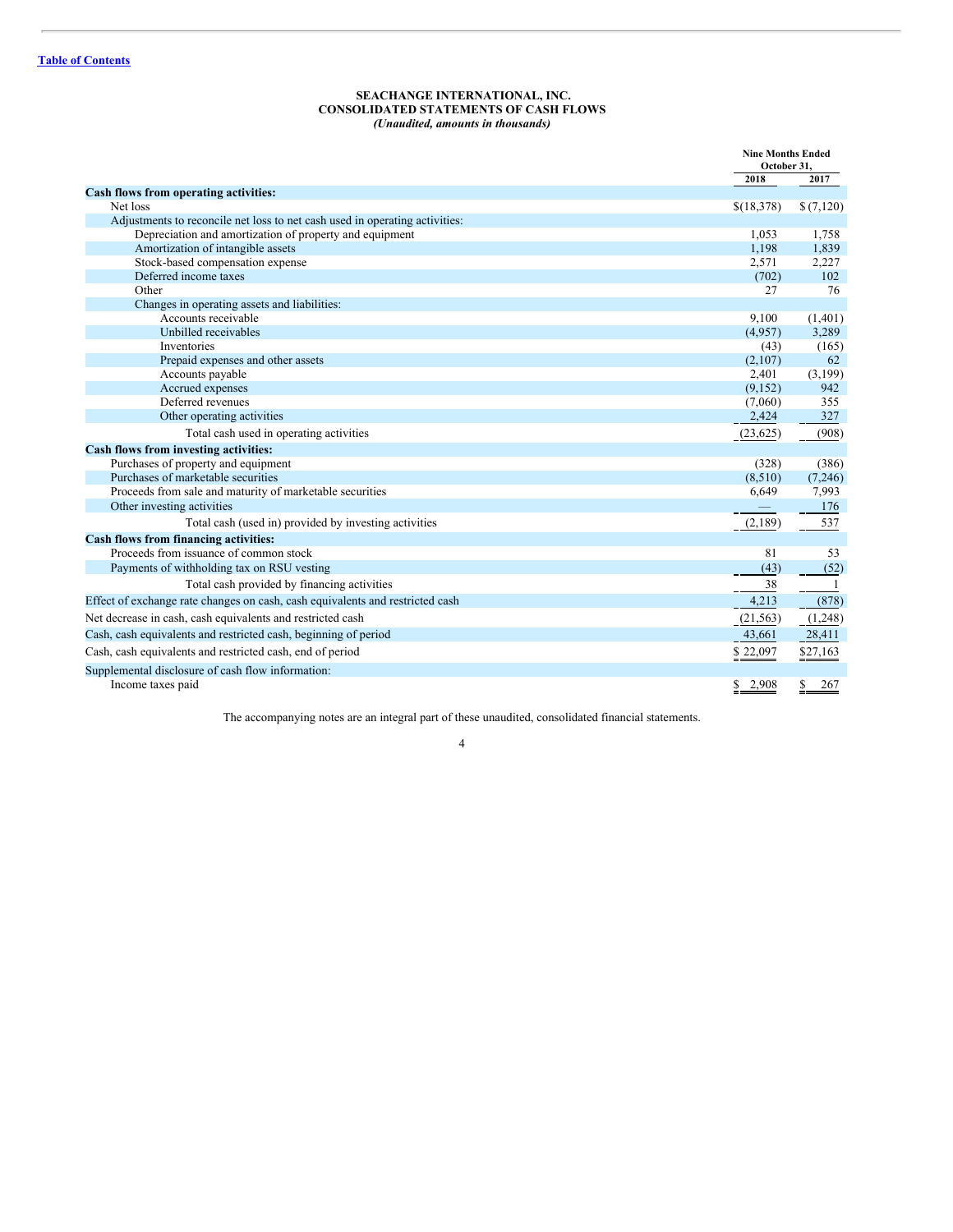[Table of Contents](#)

**SEACHANGE INTERNATIONAL, INC.**
**CONSOLIDATED STATEMENTS OF CASH FLOWS**
*(Unaudited, amounts in thousands)*

| | Nine Months Ended October 31, | |
|---|---|---|
| | 2018 | 2017 |
| **Cash flows from operating activities:** | | |
| Net loss | $(18,378) | $ (7,120) |
| Adjustments to reconcile net loss to net cash used in operating activities: | | |
| Depreciation and amortization of property and equipment | 1,053 | 1,758 |
| Amortization of intangible assets | 1,198 | 1,839 |
| Stock-based compensation expense | 2,571 | 2,227 |
| Deferred income taxes | (702) | 102 |
| Other | 27 | 76 |
| Changes in operating assets and liabilities: | | |
| Accounts receivable | 9,100 | (1,401) |
| Unbilled receivables | (4,957) | 3,289 |
| Inventories | (43) | (165) |
| Prepaid expenses and other assets | (2,107) | 62 |
| Accounts payable | 2,401 | (3,199) |
| Accrued expenses | (9,152) | 942 |
| Deferred revenues | (7,060) | 355 |
| Other operating activities | 2,424 | 327 |
| Total cash used in operating activities | (23,625) | (908) |
| **Cash flows from investing activities:** | | |
| Purchases of property and equipment | (328) | (386) |
| Purchases of marketable securities | (8,510) | (7,246) |
| Proceeds from sale and maturity of marketable securities | 6,649 | 7,993 |
| Other investing activities | — | 176 |
| Total cash (used in) provided by investing activities | (2,189) | 537 |
| **Cash flows from financing activities:** | | |
| Proceeds from issuance of common stock | 81 | 53 |
| Payments of withholding tax on RSU vesting | (43) | (52) |
| Total cash provided by financing activities | 38 | 1 |
| Effect of exchange rate changes on cash, cash equivalents and restricted cash | 4,213 | (878) |
| Net decrease in cash, cash equivalents and restricted cash | (21,563) | (1,248) |
| Cash, cash equivalents and restricted cash, beginning of period | 43,661 | 28,411 |
| Cash, cash equivalents and restricted cash, end of period | $ 22,097 | $27,163 |
| Supplemental disclosure of cash flow information: | | |
| Income taxes paid | $ 2,908 | $ 267 |

The accompanying notes are an integral part of these unaudited, consolidated financial statements.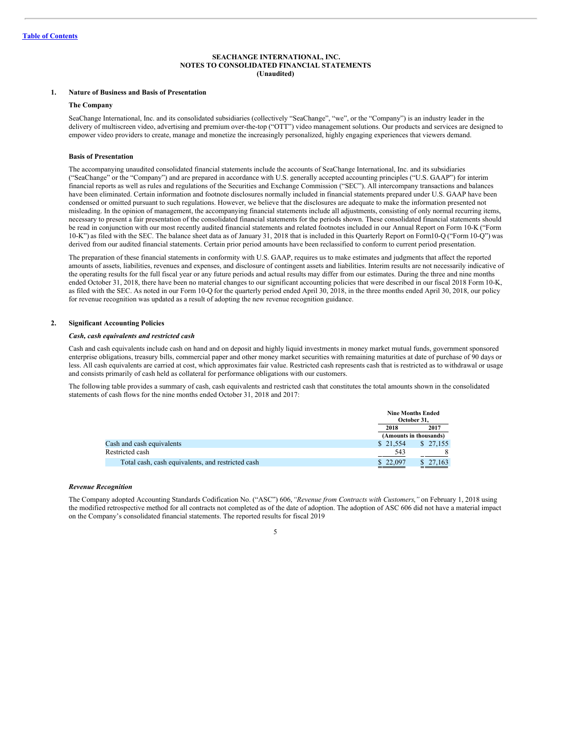**SEACHANGE INTERNATIONAL, INC.**
**NOTES TO CONSOLIDATED FINANCIAL STATEMENTS**
**(Unaudited)**

## 1. Nature of Business and Basis of Presentation

### The Company

SeaChange International, Inc. and its consolidated subsidiaries (collectively "SeaChange", "we", or the "Company") is an industry leader in the delivery of multiscreen video, advertising and premium over-the-top ("OTT") video management solutions. Our products and services are designed to empower video providers to create, manage and monetize the increasingly personalized, highly engaging experiences that viewers demand.

### Basis of Presentation

The accompanying unaudited consolidated financial statements include the accounts of SeaChange International, Inc. and its subsidiaries ("SeaChange" or the "Company") and are prepared in accordance with U.S. generally accepted accounting principles ("U.S. GAAP") for interim financial reports as well as rules and regulations of the Securities and Exchange Commission ("SEC"). All intercompany transactions and balances have been eliminated. Certain information and footnote disclosures normally included in financial statements prepared under U.S. GAAP have been condensed or omitted pursuant to such regulations. However, we believe that the disclosures are adequate to make the information presented not misleading. In the opinion of management, the accompanying financial statements include all adjustments, consisting of only normal recurring items, necessary to present a fair presentation of the consolidated financial statements for the periods shown. These consolidated financial statements should be read in conjunction with our most recently audited financial statements and related footnotes included in our Annual Report on Form 10-K ("Form 10-K") as filed with the SEC. The balance sheet data as of January 31, 2018 that is included in this Quarterly Report on Form10-Q ("Form 10-Q") was derived from our audited financial statements. Certain prior period amounts have been reclassified to conform to current period presentation.

The preparation of these financial statements in conformity with U.S. GAAP, requires us to make estimates and judgments that affect the reported amounts of assets, liabilities, revenues and expenses, and disclosure of contingent assets and liabilities. Interim results are not necessarily indicative of the operating results for the full fiscal year or any future periods and actual results may differ from our estimates. During the three and nine months ended October 31, 2018, there have been no material changes to our significant accounting policies that were described in our fiscal 2018 Form 10-K, as filed with the SEC. As noted in our Form 10-Q for the quarterly period ended April 30, 2018, in the three months ended April 30, 2018, our policy for revenue recognition was updated as a result of adopting the new revenue recognition guidance.

## 2. Significant Accounting Policies

***Cash, cash equivalents and restricted cash***

Cash and cash equivalents include cash on hand and on deposit and highly liquid investments in money market mutual funds, government sponsored enterprise obligations, treasury bills, commercial paper and other money market securities with remaining maturities at date of purchase of 90 days or less. All cash equivalents are carried at cost, which approximates fair value. Restricted cash represents cash that is restricted as to withdrawal or usage and consists primarily of cash held as collateral for performance obligations with our customers.

The following table provides a summary of cash, cash equivalents and restricted cash that constitutes the total amounts shown in the consolidated statements of cash flows for the nine months ended October 31, 2018 and 2017:

| | Nine Months Ended October 31, | |
|---|---|---|
| | 2018 | 2017 |
| | (Amounts in thousands) | |
| Cash and cash equivalents | $ 21,554 | $ 27,155 |
| Restricted cash | 543 | 8 |
| Total cash, cash equivalents, and restricted cash | $ 22,097 | $ 27,163 |

***Revenue Recognition***

The Company adopted Accounting Standards Codification No. ("ASC") 606, *"Revenue from Contracts with Customers,"* on February 1, 2018 using the modified retrospective method for all contracts not completed as of the date of adoption. The adoption of ASC 606 did not have a material impact on the Company's consolidated financial statements. The reported results for fiscal 2019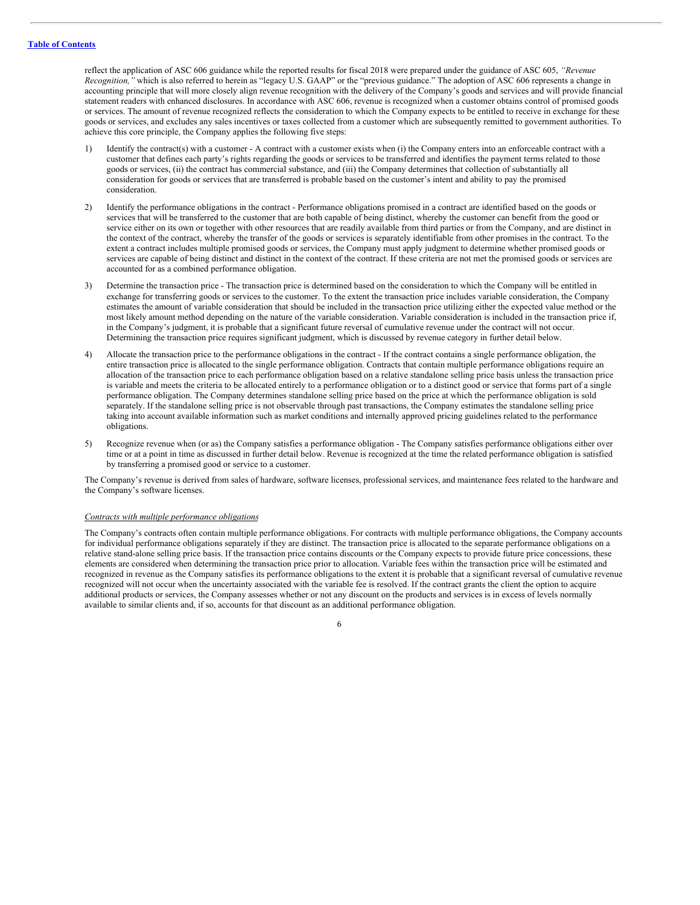reflect the application of ASC 606 guidance while the reported results for fiscal 2018 were prepared under the guidance of ASC 605, *"Revenue Recognition,"* which is also referred to herein as "legacy U.S. GAAP" or the "previous guidance." The adoption of ASC 606 represents a change in accounting principle that will more closely align revenue recognition with the delivery of the Company's goods and services and will provide financial statement readers with enhanced disclosures. In accordance with ASC 606, revenue is recognized when a customer obtains control of promised goods or services. The amount of revenue recognized reflects the consideration to which the Company expects to be entitled to receive in exchange for these goods or services, and excludes any sales incentives or taxes collected from a customer which are subsequently remitted to government authorities. To achieve this core principle, the Company applies the following five steps:

1) Identify the contract(s) with a customer - A contract with a customer exists when (i) the Company enters into an enforceable contract with a customer that defines each party's rights regarding the goods or services to be transferred and identifies the payment terms related to those goods or services, (ii) the contract has commercial substance, and (iii) the Company determines that collection of substantially all consideration for goods or services that are transferred is probable based on the customer's intent and ability to pay the promised consideration.

2) Identify the performance obligations in the contract - Performance obligations promised in a contract are identified based on the goods or services that will be transferred to the customer that are both capable of being distinct, whereby the customer can benefit from the good or service either on its own or together with other resources that are readily available from third parties or from the Company, and are distinct in the context of the contract, whereby the transfer of the goods or services is separately identifiable from other promises in the contract. To the extent a contract includes multiple promised goods or services, the Company must apply judgment to determine whether promised goods or services are capable of being distinct and distinct in the context of the contract. If these criteria are not met the promised goods or services are accounted for as a combined performance obligation.

3) Determine the transaction price - The transaction price is determined based on the consideration to which the Company will be entitled in exchange for transferring goods or services to the customer. To the extent the transaction price includes variable consideration, the Company estimates the amount of variable consideration that should be included in the transaction price utilizing either the expected value method or the most likely amount method depending on the nature of the variable consideration. Variable consideration is included in the transaction price if, in the Company's judgment, it is probable that a significant future reversal of cumulative revenue under the contract will not occur. Determining the transaction price requires significant judgment, which is discussed by revenue category in further detail below.

4) Allocate the transaction price to the performance obligations in the contract - If the contract contains a single performance obligation, the entire transaction price is allocated to the single performance obligation. Contracts that contain multiple performance obligations require an allocation of the transaction price to each performance obligation based on a relative standalone selling price basis unless the transaction price is variable and meets the criteria to be allocated entirely to a performance obligation or to a distinct good or service that forms part of a single performance obligation. The Company determines standalone selling price based on the price at which the performance obligation is sold separately. If the standalone selling price is not observable through past transactions, the Company estimates the standalone selling price taking into account available information such as market conditions and internally approved pricing guidelines related to the performance obligations.

5) Recognize revenue when (or as) the Company satisfies a performance obligation - The Company satisfies performance obligations either over time or at a point in time as discussed in further detail below. Revenue is recognized at the time the related performance obligation is satisfied by transferring a promised good or service to a customer.

The Company's revenue is derived from sales of hardware, software licenses, professional services, and maintenance fees related to the hardware and the Company's software licenses.

*Contracts with multiple performance obligations*

The Company's contracts often contain multiple performance obligations. For contracts with multiple performance obligations, the Company accounts for individual performance obligations separately if they are distinct. The transaction price is allocated to the separate performance obligations on a relative stand-alone selling price basis. If the transaction price contains discounts or the Company expects to provide future price concessions, these elements are considered when determining the transaction price prior to allocation. Variable fees within the transaction price will be estimated and recognized in revenue as the Company satisfies its performance obligations to the extent it is probable that a significant reversal of cumulative revenue recognized will not occur when the uncertainty associated with the variable fee is resolved. If the contract grants the client the option to acquire additional products or services, the Company assesses whether or not any discount on the products and services is in excess of levels normally available to similar clients and, if so, accounts for that discount as an additional performance obligation.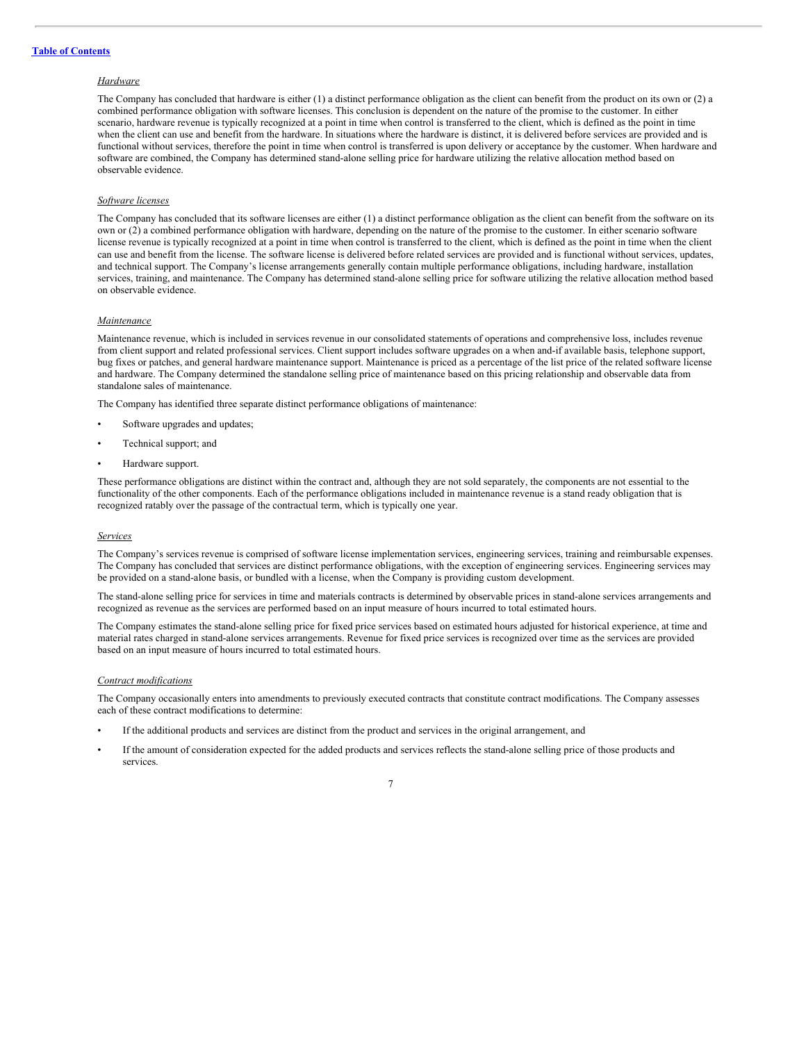*Hardware*

The Company has concluded that hardware is either (1) a distinct performance obligation as the client can benefit from the product on its own or (2) a combined performance obligation with software licenses. This conclusion is dependent on the nature of the promise to the customer. In either scenario, hardware revenue is typically recognized at a point in time when control is transferred to the client, which is defined as the point in time when the client can use and benefit from the hardware. In situations where the hardware is distinct, it is delivered before services are provided and is functional without services, therefore the point in time when control is transferred is upon delivery or acceptance by the customer. When hardware and software are combined, the Company has determined stand-alone selling price for hardware utilizing the relative allocation method based on observable evidence.

*Software licenses*

The Company has concluded that its software licenses are either (1) a distinct performance obligation as the client can benefit from the software on its own or (2) a combined performance obligation with hardware, depending on the nature of the promise to the customer. In either scenario software license revenue is typically recognized at a point in time when control is transferred to the client, which is defined as the point in time when the client can use and benefit from the license. The software license is delivered before related services are provided and is functional without services, updates, and technical support. The Company's license arrangements generally contain multiple performance obligations, including hardware, installation services, training, and maintenance. The Company has determined stand-alone selling price for software utilizing the relative allocation method based on observable evidence.

*Maintenance*

Maintenance revenue, which is included in services revenue in our consolidated statements of operations and comprehensive loss, includes revenue from client support and related professional services. Client support includes software upgrades on a when and-if available basis, telephone support, bug fixes or patches, and general hardware maintenance support. Maintenance is priced as a percentage of the list price of the related software license and hardware. The Company determined the standalone selling price of maintenance based on this pricing relationship and observable data from standalone sales of maintenance.

The Company has identified three separate distinct performance obligations of maintenance:

- Software upgrades and updates;
- Technical support; and
- Hardware support.

These performance obligations are distinct within the contract and, although they are not sold separately, the components are not essential to the functionality of the other components. Each of the performance obligations included in maintenance revenue is a stand ready obligation that is recognized ratably over the passage of the contractual term, which is typically one year.

*Services*

The Company's services revenue is comprised of software license implementation services, engineering services, training and reimbursable expenses. The Company has concluded that services are distinct performance obligations, with the exception of engineering services. Engineering services may be provided on a stand-alone basis, or bundled with a license, when the Company is providing custom development.

The stand-alone selling price for services in time and materials contracts is determined by observable prices in stand-alone services arrangements and recognized as revenue as the services are performed based on an input measure of hours incurred to total estimated hours.

The Company estimates the stand-alone selling price for fixed price services based on estimated hours adjusted for historical experience, at time and material rates charged in stand-alone services arrangements. Revenue for fixed price services is recognized over time as the services are provided based on an input measure of hours incurred to total estimated hours.

*Contract modifications*

The Company occasionally enters into amendments to previously executed contracts that constitute contract modifications. The Company assesses each of these contract modifications to determine:

- If the additional products and services are distinct from the product and services in the original arrangement, and
- If the amount of consideration expected for the added products and services reflects the stand-alone selling price of those products and services.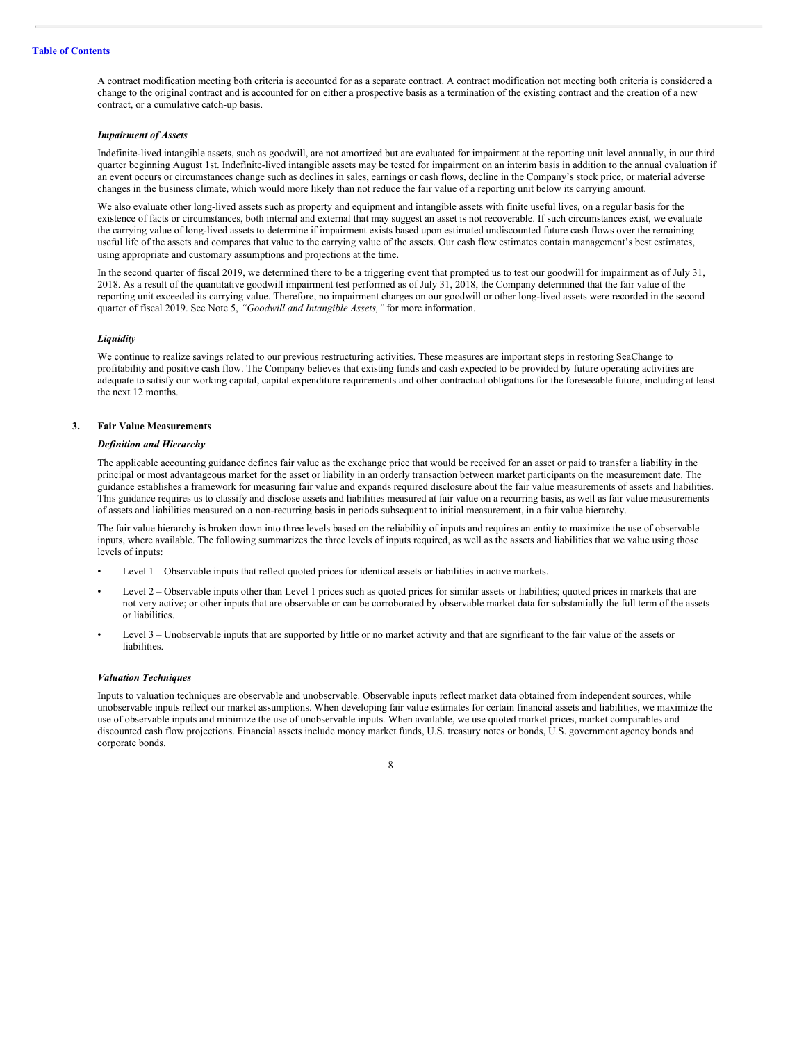A contract modification meeting both criteria is accounted for as a separate contract. A contract modification not meeting both criteria is considered a change to the original contract and is accounted for on either a prospective basis as a termination of the existing contract and the creation of a new contract, or a cumulative catch-up basis.

***Impairment of Assets***

Indefinite-lived intangible assets, such as goodwill, are not amortized but are evaluated for impairment at the reporting unit level annually, in our third quarter beginning August 1st. Indefinite-lived intangible assets may be tested for impairment on an interim basis in addition to the annual evaluation if an event occurs or circumstances change such as declines in sales, earnings or cash flows, decline in the Company's stock price, or material adverse changes in the business climate, which would more likely than not reduce the fair value of a reporting unit below its carrying amount.

We also evaluate other long-lived assets such as property and equipment and intangible assets with finite useful lives, on a regular basis for the existence of facts or circumstances, both internal and external that may suggest an asset is not recoverable. If such circumstances exist, we evaluate the carrying value of long-lived assets to determine if impairment exists based upon estimated undiscounted future cash flows over the remaining useful life of the assets and compares that value to the carrying value of the assets. Our cash flow estimates contain management's best estimates, using appropriate and customary assumptions and projections at the time.

In the second quarter of fiscal 2019, we determined there to be a triggering event that prompted us to test our goodwill for impairment as of July 31, 2018. As a result of the quantitative goodwill impairment test performed as of July 31, 2018, the Company determined that the fair value of the reporting unit exceeded its carrying value. Therefore, no impairment charges on our goodwill or other long-lived assets were recorded in the second quarter of fiscal 2019. See Note 5, *"Goodwill and Intangible Assets,"* for more information.

***Liquidity***

We continue to realize savings related to our previous restructuring activities. These measures are important steps in restoring SeaChange to profitability and positive cash flow. The Company believes that existing funds and cash expected to be provided by future operating activities are adequate to satisfy our working capital, capital expenditure requirements and other contractual obligations for the foreseeable future, including at least the next 12 months.

## 3. Fair Value Measurements

***Definition and Hierarchy***

The applicable accounting guidance defines fair value as the exchange price that would be received for an asset or paid to transfer a liability in the principal or most advantageous market for the asset or liability in an orderly transaction between market participants on the measurement date. The guidance establishes a framework for measuring fair value and expands required disclosure about the fair value measurements of assets and liabilities. This guidance requires us to classify and disclose assets and liabilities measured at fair value on a recurring basis, as well as fair value measurements of assets and liabilities measured on a non-recurring basis in periods subsequent to initial measurement, in a fair value hierarchy.

The fair value hierarchy is broken down into three levels based on the reliability of inputs and requires an entity to maximize the use of observable inputs, where available. The following summarizes the three levels of inputs required, as well as the assets and liabilities that we value using those levels of inputs:

- Level 1 – Observable inputs that reflect quoted prices for identical assets or liabilities in active markets.
- Level 2 – Observable inputs other than Level 1 prices such as quoted prices for similar assets or liabilities; quoted prices in markets that are not very active; or other inputs that are observable or can be corroborated by observable market data for substantially the full term of the assets or liabilities.
- Level 3 – Unobservable inputs that are supported by little or no market activity and that are significant to the fair value of the assets or liabilities.

***Valuation Techniques***

Inputs to valuation techniques are observable and unobservable. Observable inputs reflect market data obtained from independent sources, while unobservable inputs reflect our market assumptions. When developing fair value estimates for certain financial assets and liabilities, we maximize the use of observable inputs and minimize the use of unobservable inputs. When available, we use quoted market prices, market comparables and discounted cash flow projections. Financial assets include money market funds, U.S. treasury notes or bonds, U.S. government agency bonds and corporate bonds.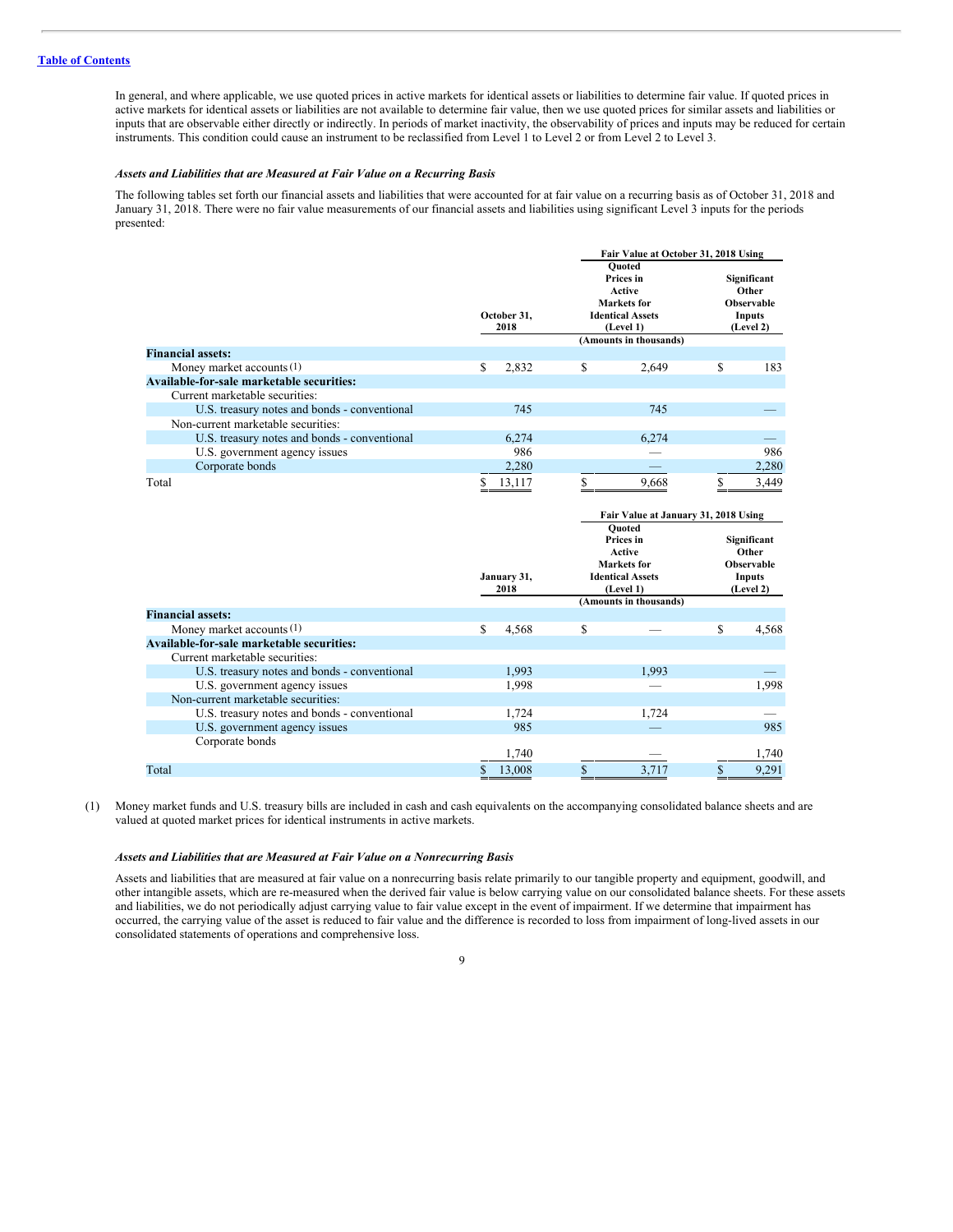In general, and where applicable, we use quoted prices in active markets for identical assets or liabilities to determine fair value. If quoted prices in active markets for identical assets or liabilities are not available to determine fair value, then we use quoted prices for similar assets and liabilities or inputs that are observable either directly or indirectly. In periods of market inactivity, the observability of prices and inputs may be reduced for certain instruments. This condition could cause an instrument to be reclassified from Level 1 to Level 2 or from Level 2 to Level 3.

***Assets and Liabilities that are Measured at Fair Value on a Recurring Basis***

The following tables set forth our financial assets and liabilities that were accounted for at fair value on a recurring basis as of October 31, 2018 and January 31, 2018. There were no fair value measurements of our financial assets and liabilities using significant Level 3 inputs for the periods presented:

| | | Fair Value at October 31, 2018 Using | |
|---|---|---|---|
| | October 31, 2018 | Quoted Prices in Active Markets for Identical Assets (Level 1) | Significant Other Observable Inputs (Level 2) |
| | | (Amounts in thousands) | |
| **Financial assets:** | | | |
| Money market accounts (1) | $ 2,832 | $ 2,649 | $ 183 |
| **Available-for-sale marketable securities:** | | | |
| Current marketable securities: | | | |
| U.S. treasury notes and bonds - conventional | 745 | 745 | — |
| Non-current marketable securities: | | | |
| U.S. treasury notes and bonds - conventional | 6,274 | 6,274 | — |
| U.S. government agency issues | 986 | — | 986 |
| Corporate bonds | 2,280 | — | 2,280 |
| Total | $ 13,117 | $ 9,668 | $ 3,449 |

| | | Fair Value at January 31, 2018 Using | |
|---|---|---|---|
| | January 31, 2018 | Quoted Prices in Active Markets for Identical Assets (Level 1) | Significant Other Observable Inputs (Level 2) |
| | | (Amounts in thousands) | |
| **Financial assets:** | | | |
| Money market accounts (1) | $ 4,568 | $ — | $ 4,568 |
| **Available-for-sale marketable securities:** | | | |
| Current marketable securities: | | | |
| U.S. treasury notes and bonds - conventional | 1,993 | 1,993 | — |
| U.S. government agency issues | 1,998 | — | 1,998 |
| Non-current marketable securities: | | | |
| U.S. treasury notes and bonds - conventional | 1,724 | 1,724 | — |
| U.S. government agency issues | 985 | — | 985 |
| Corporate bonds | 1,740 | — | 1,740 |
| Total | $ 13,008 | $ 3,717 | $ 9,291 |

(1) Money market funds and U.S. treasury bills are included in cash and cash equivalents on the accompanying consolidated balance sheets and are valued at quoted market prices for identical instruments in active markets.

***Assets and Liabilities that are Measured at Fair Value on a Nonrecurring Basis***

Assets and liabilities that are measured at fair value on a nonrecurring basis relate primarily to our tangible property and equipment, goodwill, and other intangible assets, which are re-measured when the derived fair value is below carrying value on our consolidated balance sheets. For these assets and liabilities, we do not periodically adjust carrying value to fair value except in the event of impairment. If we determine that impairment has occurred, the carrying value of the asset is reduced to fair value and the difference is recorded to loss from impairment of long-lived assets in our consolidated statements of operations and comprehensive loss.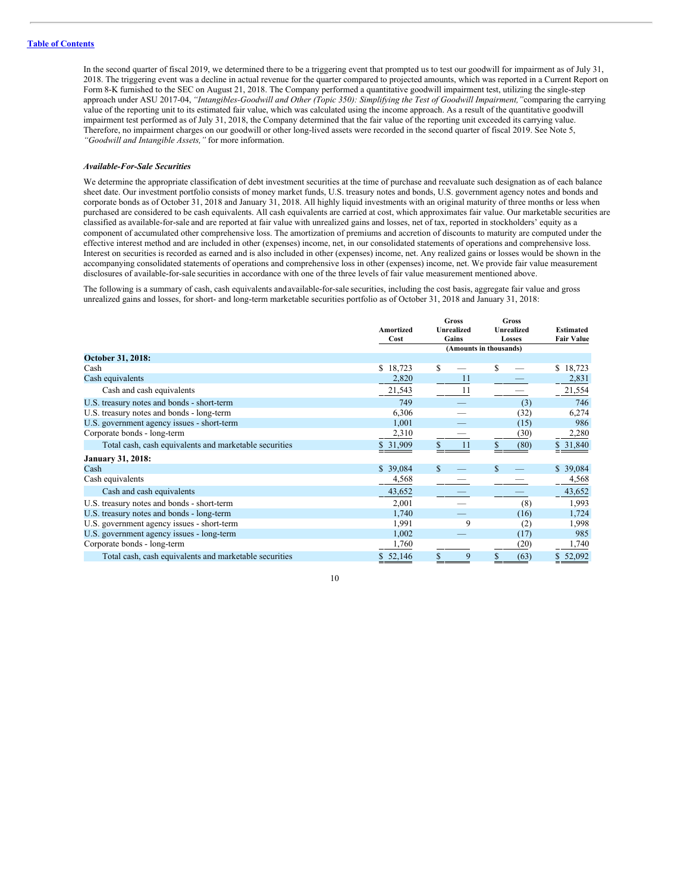In the second quarter of fiscal 2019, we determined there to be a triggering event that prompted us to test our goodwill for impairment as of July 31, 2018. The triggering event was a decline in actual revenue for the quarter compared to projected amounts, which was reported in a Current Report on Form 8-K furnished to the SEC on August 21, 2018. The Company performed a quantitative goodwill impairment test, utilizing the single-step approach under ASU 2017-04, *"Intangibles-Goodwill and Other (Topic 350): Simplifying the Test of Goodwill Impairment,"* comparing the carrying value of the reporting unit to its estimated fair value, which was calculated using the income approach. As a result of the quantitative goodwill impairment test performed as of July 31, 2018, the Company determined that the fair value of the reporting unit exceeded its carrying value. Therefore, no impairment charges on our goodwill or other long-lived assets were recorded in the second quarter of fiscal 2019. See Note 5, *"Goodwill and Intangible Assets,"* for more information.

***Available-For-Sale Securities***

We determine the appropriate classification of debt investment securities at the time of purchase and reevaluate such designation as of each balance sheet date. Our investment portfolio consists of money market funds, U.S. treasury notes and bonds, U.S. government agency notes and bonds and corporate bonds as of October 31, 2018 and January 31, 2018. All highly liquid investments with an original maturity of three months or less when purchased are considered to be cash equivalents. All cash equivalents are carried at cost, which approximates fair value. Our marketable securities are classified as available-for-sale and are reported at fair value with unrealized gains and losses, net of tax, reported in stockholders' equity as a component of accumulated other comprehensive loss. The amortization of premiums and accretion of discounts to maturity are computed under the effective interest method and are included in other (expenses) income, net, in our consolidated statements of operations and comprehensive loss. Interest on securities is recorded as earned and is also included in other (expenses) income, net. Any realized gains or losses would be shown in the accompanying consolidated statements of operations and comprehensive loss in other (expenses) income, net. We provide fair value measurement disclosures of available-for-sale securities in accordance with one of the three levels of fair value measurement mentioned above.

The following is a summary of cash, cash equivalents and available-for-sale securities, including the cost basis, aggregate fair value and gross unrealized gains and losses, for short- and long-term marketable securities portfolio as of October 31, 2018 and January 31, 2018:

| | Amortized Cost | Gross Unrealized Gains | Gross Unrealized Losses | Estimated Fair Value |
|---|---|---|---|---|
| | (Amounts in thousands) | | | |
| **October 31, 2018:** | | | | |
| Cash | $ 18,723 | $ — | $ — | $ 18,723 |
| Cash equivalents | 2,820 | 11 | — | 2,831 |
| Cash and cash equivalents | 21,543 | 11 | — | 21,554 |
| U.S. treasury notes and bonds - short-term | 749 | — | (3) | 746 |
| U.S. treasury notes and bonds - long-term | 6,306 | — | (32) | 6,274 |
| U.S. government agency issues - short-term | 1,001 | — | (15) | 986 |
| Corporate bonds - long-term | 2,310 | — | (30) | 2,280 |
| Total cash, cash equivalents and marketable securities | $ 31,909 | $ 11 | $ (80) | $ 31,840 |
| **January 31, 2018:** | | | | |
| Cash | $ 39,084 | $ — | $ — | $ 39,084 |
| Cash equivalents | 4,568 | — | — | 4,568 |
| Cash and cash equivalents | 43,652 | — | — | 43,652 |
| U.S. treasury notes and bonds - short-term | 2,001 | — | (8) | 1,993 |
| U.S. treasury notes and bonds - long-term | 1,740 | — | (16) | 1,724 |
| U.S. government agency issues - short-term | 1,991 | 9 | (2) | 1,998 |
| U.S. government agency issues - long-term | 1,002 | — | (17) | 985 |
| Corporate bonds - long-term | 1,760 | | (20) | 1,740 |
| Total cash, cash equivalents and marketable securities | $ 52,146 | $ 9 | $ (63) | $ 52,092 |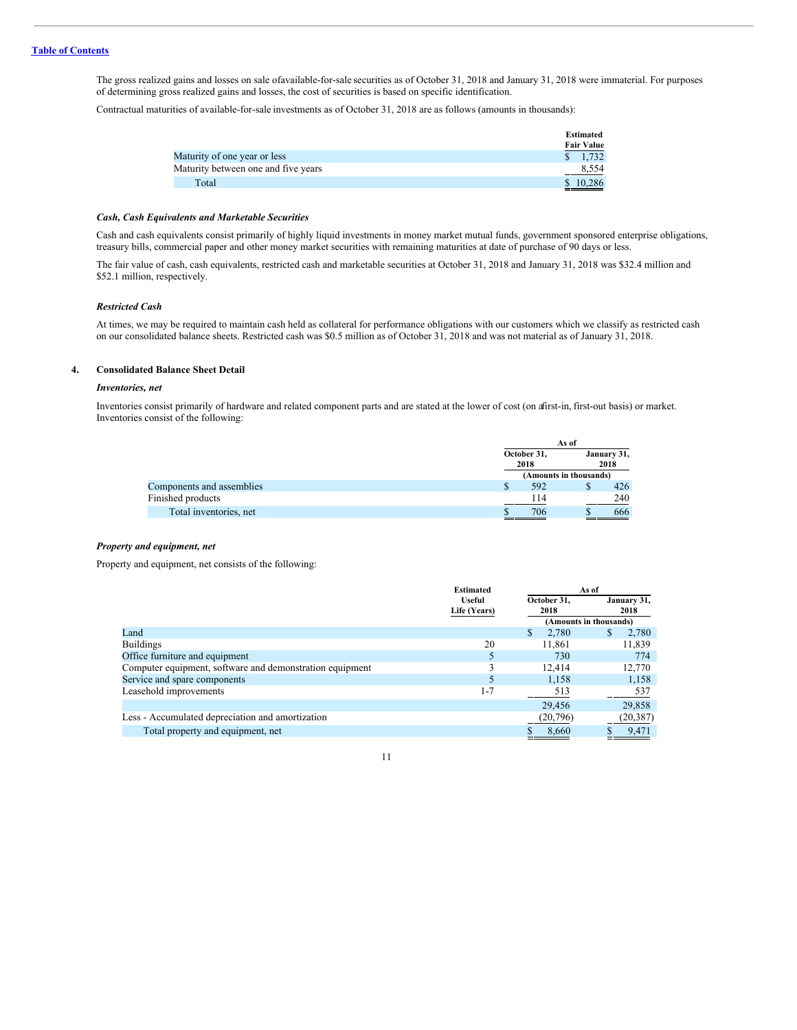The gross realized gains and losses on sale ofavailable-for-sale securities as of October 31, 2018 and January 31, 2018 were immaterial. For purposes of determining gross realized gains and losses, the cost of securities is based on specific identification.

Contractual maturities of available-for-sale investments as of October 31, 2018 are as follows (amounts in thousands):

| | Estimated Fair Value |
|---|---|
| Maturity of one year or less | $ 1,732 |
| Maturity between one and five years | 8,554 |
| Total | $ 10,286 |

***Cash, Cash Equivalents and Marketable Securities***

Cash and cash equivalents consist primarily of highly liquid investments in money market mutual funds, government sponsored enterprise obligations, treasury bills, commercial paper and other money market securities with remaining maturities at date of purchase of 90 days or less.

The fair value of cash, cash equivalents, restricted cash and marketable securities at October 31, 2018 and January 31, 2018 was $32.4 million and $52.1 million, respectively.

***Restricted Cash***

At times, we may be required to maintain cash held as collateral for performance obligations with our customers which we classify as restricted cash on our consolidated balance sheets. Restricted cash was $0.5 million as of October 31, 2018 and was not material as of January 31, 2018.

## 4. Consolidated Balance Sheet Detail

***Inventories, net***

Inventories consist primarily of hardware and related component parts and are stated at the lower of cost (on afirst-in, first-out basis) or market. Inventories consist of the following:

| | As of | |
|---|---|---|
| | October 31, 2018 | January 31, 2018 |
| | (Amounts in thousands) | |
| Components and assemblies | $ 592 | $ 426 |
| Finished products | 114 | 240 |
| Total inventories, net | $ 706 | $ 666 |

***Property and equipment, net***

Property and equipment, net consists of the following:

| | Estimated Useful Life (Years) | As of | |
|---|---|---|---|
| | | October 31, 2018 | January 31, 2018 |
| | | (Amounts in thousands) | |
| Land | | $ 2,780 | $ 2,780 |
| Buildings | 20 | 11,861 | 11,839 |
| Office furniture and equipment | 5 | 730 | 774 |
| Computer equipment, software and demonstration equipment | 3 | 12,414 | 12,770 |
| Service and spare components | 5 | 1,158 | 1,158 |
| Leasehold improvements | 1-7 | 513 | 537 |
| | | 29,456 | 29,858 |
| Less - Accumulated depreciation and amortization | | (20,796) | (20,387) |
| Total property and equipment, net | | $ 8,660 | $ 9,471 |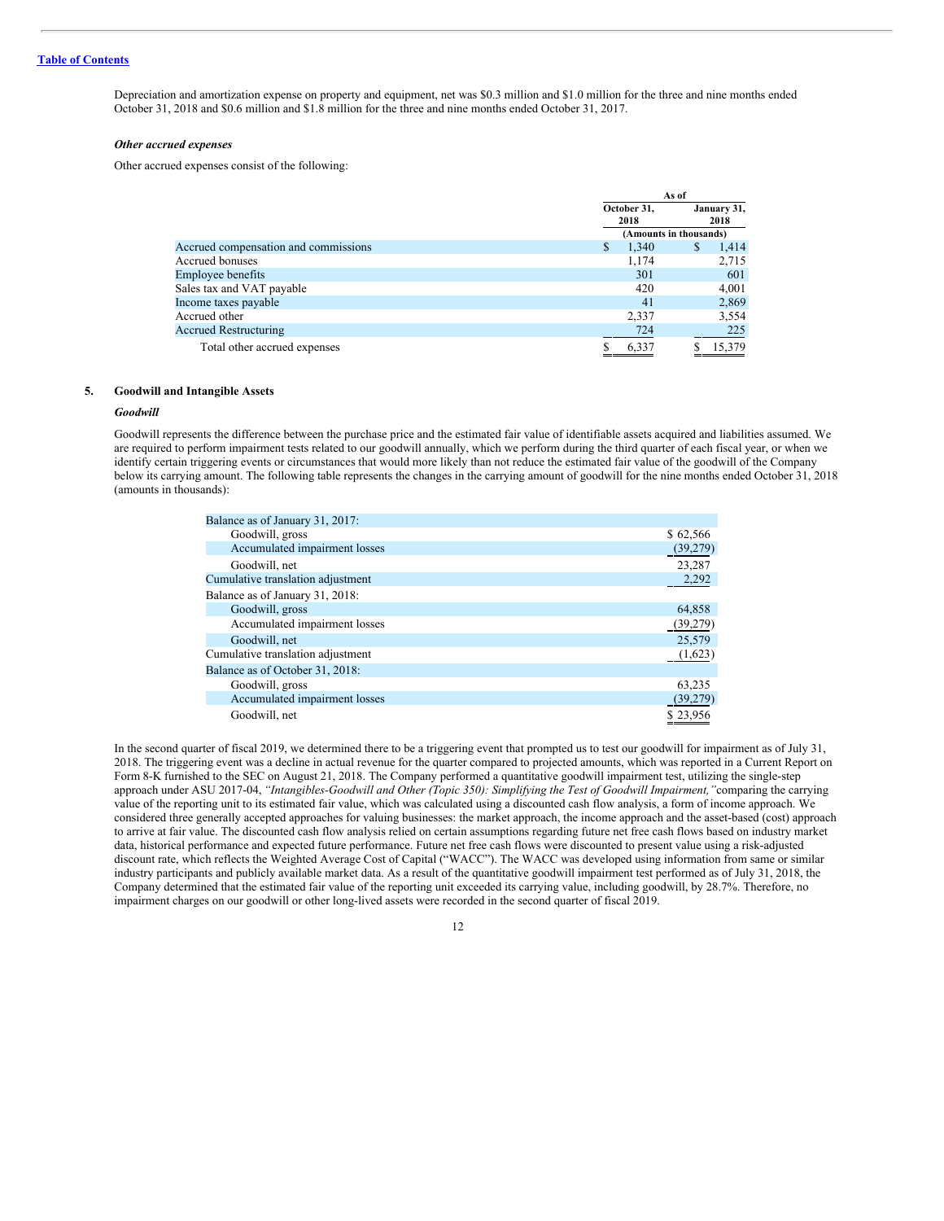Depreciation and amortization expense on property and equipment, net was $0.3 million and $1.0 million for the three and nine months ended October 31, 2018 and $0.6 million and $1.8 million for the three and nine months ended October 31, 2017.

***Other accrued expenses***

Other accrued expenses consist of the following:

| | As of | |
|---|---|---|
| | October 31, 2018 | January 31, 2018 |
| | (Amounts in thousands) | |
| Accrued compensation and commissions | $ 1,340 | $ 1,414 |
| Accrued bonuses | 1,174 | 2,715 |
| Employee benefits | 301 | 601 |
| Sales tax and VAT payable | 420 | 4,001 |
| Income taxes payable | 41 | 2,869 |
| Accrued other | 2,337 | 3,554 |
| Accrued Restructuring | 724 | 225 |
| Total other accrued expenses | $ 6,337 | $ 15,379 |

## 5. Goodwill and Intangible Assets

***Goodwill***

Goodwill represents the difference between the purchase price and the estimated fair value of identifiable assets acquired and liabilities assumed. We are required to perform impairment tests related to our goodwill annually, which we perform during the third quarter of each fiscal year, or when we identify certain triggering events or circumstances that would more likely than not reduce the estimated fair value of the goodwill of the Company below its carrying amount. The following table represents the changes in the carrying amount of goodwill for the nine months ended October 31, 2018 (amounts in thousands):

| | |
|---|---|
| Balance as of January 31, 2017: | |
| Goodwill, gross | $ 62,566 |
| Accumulated impairment losses | (39,279) |
| Goodwill, net | 23,287 |
| Cumulative translation adjustment | 2,292 |
| Balance as of January 31, 2018: | |
| Goodwill, gross | 64,858 |
| Accumulated impairment losses | (39,279) |
| Goodwill, net | 25,579 |
| Cumulative translation adjustment | (1,623) |
| Balance as of October 31, 2018: | |
| Goodwill, gross | 63,235 |
| Accumulated impairment losses | (39,279) |
| Goodwill, net | $ 23,956 |

In the second quarter of fiscal 2019, we determined there to be a triggering event that prompted us to test our goodwill for impairment as of July 31, 2018. The triggering event was a decline in actual revenue for the quarter compared to projected amounts, which was reported in a Current Report on Form 8-K furnished to the SEC on August 21, 2018. The Company performed a quantitative goodwill impairment test, utilizing the single-step approach under ASU 2017-04, *"Intangibles-Goodwill and Other (Topic 350): Simplifying the Test of Goodwill Impairment,"* comparing the carrying value of the reporting unit to its estimated fair value, which was calculated using a discounted cash flow analysis, a form of income approach. We considered three generally accepted approaches for valuing businesses: the market approach, the income approach and the asset-based (cost) approach to arrive at fair value. The discounted cash flow analysis relied on certain assumptions regarding future net free cash flows based on industry market data, historical performance and expected future performance. Future net free cash flows were discounted to present value using a risk-adjusted discount rate, which reflects the Weighted Average Cost of Capital ("WACC"). The WACC was developed using information from same or similar industry participants and publicly available market data. As a result of the quantitative goodwill impairment test performed as of July 31, 2018, the Company determined that the estimated fair value of the reporting unit exceeded its carrying value, including goodwill, by 28.7%. Therefore, no impairment charges on our goodwill or other long-lived assets were recorded in the second quarter of fiscal 2019.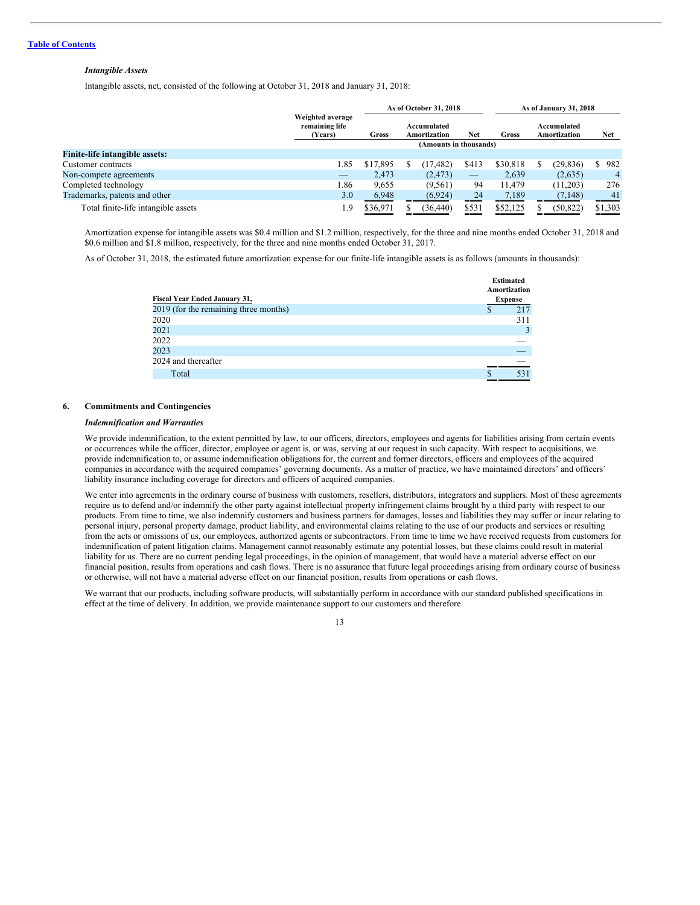*Intangible Assets*

Intangible assets, net, consisted of the following at October 31, 2018 and January 31, 2018:

| | Weighted average remaining life (Years) | As of October 31, 2018 | | | As of January 31, 2018 | | |
|---|---|---|---|---|---|---|---|
| | | Gross | Accumulated Amortization | Net | Gross | Accumulated Amortization | Net |
| | | (Amounts in thousands) | | | | | |
| **Finite-life intangible assets:** | | | | | | | |
| Customer contracts | 1.85 | $17,895 | $ (17,482) | $413 | $30,818 | $ (29,836) | $ 982 |
| Non-compete agreements | — | 2,473 | (2,473) | — | 2,639 | (2,635) | 4 |
| Completed technology | 1.86 | 9,655 | (9,561) | 94 | 11,479 | (11,203) | 276 |
| Trademarks, patents and other | 3.0 | 6,948 | (6,924) | 24 | 7,189 | (7,148) | 41 |
| Total finite-life intangible assets | 1.9 | $36,971 | $ (36,440) | $531 | $52,125 | $ (50,822) | $1,303 |

Amortization expense for intangible assets was $0.4 million and $1.2 million, respectively, for the three and nine months ended October 31, 2018 and $0.6 million and $1.8 million, respectively, for the three and nine months ended October 31, 2017.

As of October 31, 2018, the estimated future amortization expense for our finite-life intangible assets is as follows (amounts in thousands):

| Fiscal Year Ended January 31, | Estimated Amortization Expense |
|---|---|
| 2019 (for the remaining three months) | $ 217 |
| 2020 | 311 |
| 2021 | 3 |
| 2022 | — |
| 2023 | — |
| 2024 and thereafter | — |
| Total | $ 531 |

## 6. Commitments and Contingencies

*Indemnification and Warranties*

We provide indemnification, to the extent permitted by law, to our officers, directors, employees and agents for liabilities arising from certain events or occurrences while the officer, director, employee or agent is, or was, serving at our request in such capacity. With respect to acquisitions, we provide indemnification to, or assume indemnification obligations for, the current and former directors, officers and employees of the acquired companies in accordance with the acquired companies' governing documents. As a matter of practice, we have maintained directors' and officers' liability insurance including coverage for directors and officers of acquired companies.

We enter into agreements in the ordinary course of business with customers, resellers, distributors, integrators and suppliers. Most of these agreements require us to defend and/or indemnify the other party against intellectual property infringement claims brought by a third party with respect to our products. From time to time, we also indemnify customers and business partners for damages, losses and liabilities they may suffer or incur relating to personal injury, personal property damage, product liability, and environmental claims relating to the use of our products and services or resulting from the acts or omissions of us, our employees, authorized agents or subcontractors. From time to time we have received requests from customers for indemnification of patent litigation claims. Management cannot reasonably estimate any potential losses, but these claims could result in material liability for us. There are no current pending legal proceedings, in the opinion of management, that would have a material adverse effect on our financial position, results from operations and cash flows. There is no assurance that future legal proceedings arising from ordinary course of business or otherwise, will not have a material adverse effect on our financial position, results from operations or cash flows.

We warrant that our products, including software products, will substantially perform in accordance with our standard published specifications in effect at the time of delivery. In addition, we provide maintenance support to our customers and therefore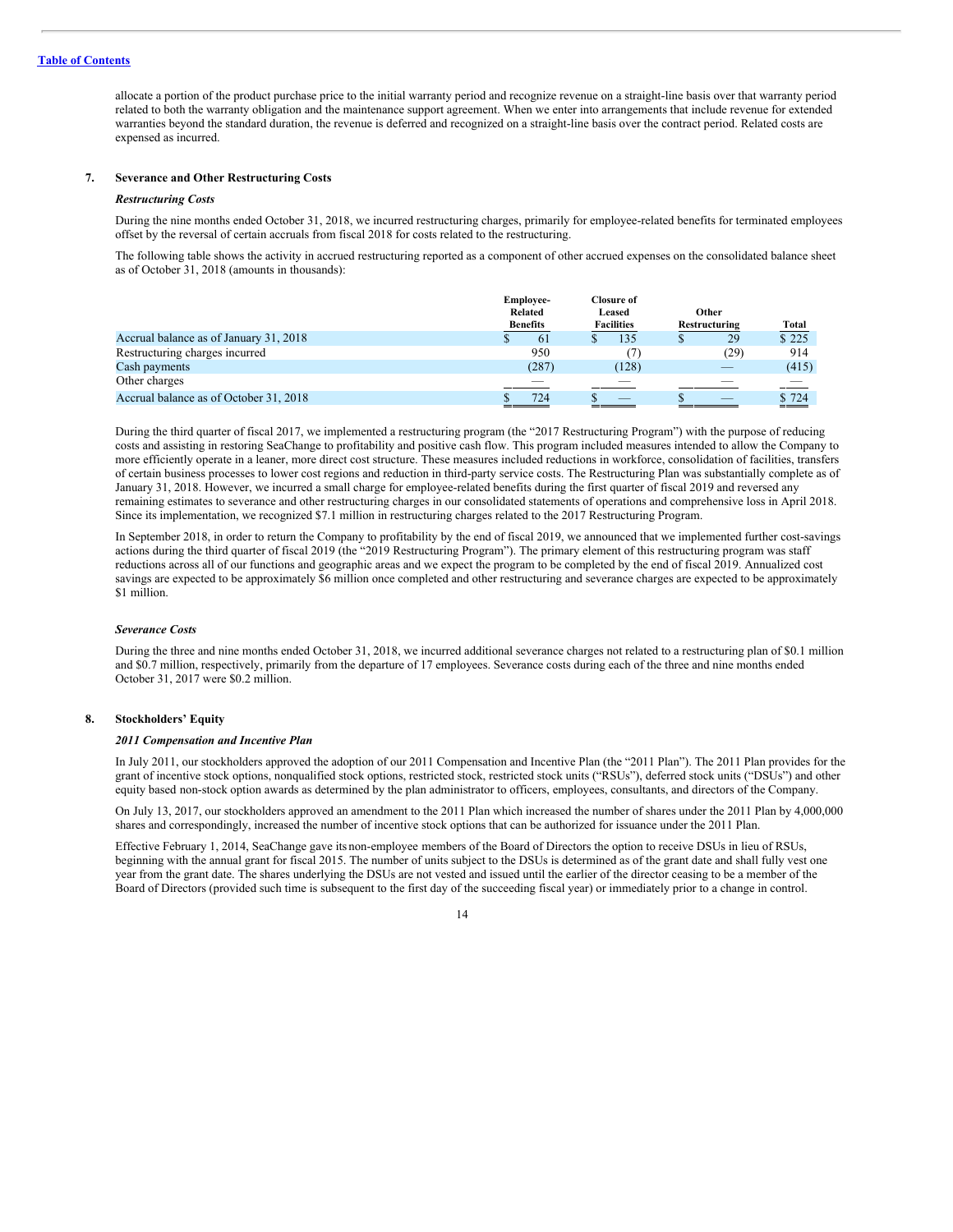allocate a portion of the product purchase price to the initial warranty period and recognize revenue on a straight-line basis over that warranty period related to both the warranty obligation and the maintenance support agreement. When we enter into arrangements that include revenue for extended warranties beyond the standard duration, the revenue is deferred and recognized on a straight-line basis over the contract period. Related costs are expensed as incurred.

## 7. Severance and Other Restructuring Costs

### *Restructuring Costs*

During the nine months ended October 31, 2018, we incurred restructuring charges, primarily for employee-related benefits for terminated employees offset by the reversal of certain accruals from fiscal 2018 for costs related to the restructuring.

The following table shows the activity in accrued restructuring reported as a component of other accrued expenses on the consolidated balance sheet as of October 31, 2018 (amounts in thousands):

| | Employee-Related Benefits | Closure of Leased Facilities | Other Restructuring | Total |
|---|---|---|---|---|
| Accrual balance as of January 31, 2018 | $ 61 | $ 135 | $ 29 | $ 225 |
| Restructuring charges incurred | 950 | (7) | (29) | 914 |
| Cash payments | (287) | (128) | — | (415) |
| Other charges | — | — | — | — |
| Accrual balance as of October 31, 2018 | $ 724 | $ — | $ — | $ 724 |

During the third quarter of fiscal 2017, we implemented a restructuring program (the "2017 Restructuring Program") with the purpose of reducing costs and assisting in restoring SeaChange to profitability and positive cash flow. This program included measures intended to allow the Company to more efficiently operate in a leaner, more direct cost structure. These measures included reductions in workforce, consolidation of facilities, transfers of certain business processes to lower cost regions and reduction in third-party service costs. The Restructuring Plan was substantially complete as of January 31, 2018. However, we incurred a small charge for employee-related benefits during the first quarter of fiscal 2019 and reversed any remaining estimates to severance and other restructuring charges in our consolidated statements of operations and comprehensive loss in April 2018. Since its implementation, we recognized $7.1 million in restructuring charges related to the 2017 Restructuring Program.

In September 2018, in order to return the Company to profitability by the end of fiscal 2019, we announced that we implemented further cost-savings actions during the third quarter of fiscal 2019 (the "2019 Restructuring Program"). The primary element of this restructuring program was staff reductions across all of our functions and geographic areas and we expect the program to be completed by the end of fiscal 2019. Annualized cost savings are expected to be approximately $6 million once completed and other restructuring and severance charges are expected to be approximately $1 million.

### *Severance Costs*

During the three and nine months ended October 31, 2018, we incurred additional severance charges not related to a restructuring plan of $0.1 million and $0.7 million, respectively, primarily from the departure of 17 employees. Severance costs during each of the three and nine months ended October 31, 2017 were $0.2 million.

## 8. Stockholders' Equity

### *2011 Compensation and Incentive Plan*

In July 2011, our stockholders approved the adoption of our 2011 Compensation and Incentive Plan (the "2011 Plan"). The 2011 Plan provides for the grant of incentive stock options, nonqualified stock options, restricted stock, restricted stock units ("RSUs"), deferred stock units ("DSUs") and other equity based non-stock option awards as determined by the plan administrator to officers, employees, consultants, and directors of the Company.

On July 13, 2017, our stockholders approved an amendment to the 2011 Plan which increased the number of shares under the 2011 Plan by 4,000,000 shares and correspondingly, increased the number of incentive stock options that can be authorized for issuance under the 2011 Plan.

Effective February 1, 2014, SeaChange gave its non-employee members of the Board of Directors the option to receive DSUs in lieu of RSUs, beginning with the annual grant for fiscal 2015. The number of units subject to the DSUs is determined as of the grant date and shall fully vest one year from the grant date. The shares underlying the DSUs are not vested and issued until the earlier of the director ceasing to be a member of the Board of Directors (provided such time is subsequent to the first day of the succeeding fiscal year) or immediately prior to a change in control.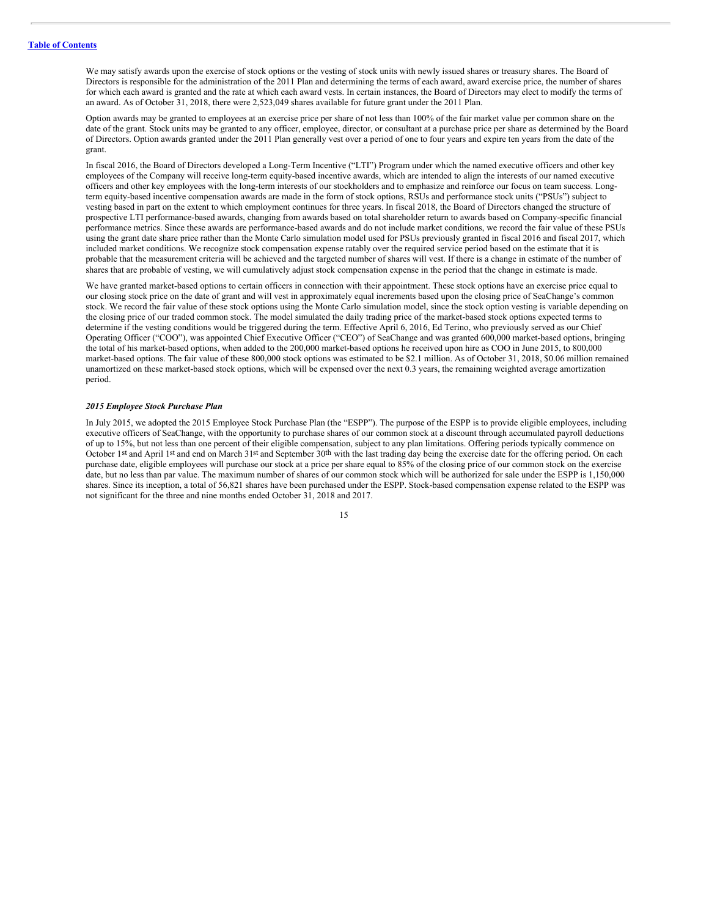We may satisfy awards upon the exercise of stock options or the vesting of stock units with newly issued shares or treasury shares. The Board of Directors is responsible for the administration of the 2011 Plan and determining the terms of each award, award exercise price, the number of shares for which each award is granted and the rate at which each award vests. In certain instances, the Board of Directors may elect to modify the terms of an award. As of October 31, 2018, there were 2,523,049 shares available for future grant under the 2011 Plan.

Option awards may be granted to employees at an exercise price per share of not less than 100% of the fair market value per common share on the date of the grant. Stock units may be granted to any officer, employee, director, or consultant at a purchase price per share as determined by the Board of Directors. Option awards granted under the 2011 Plan generally vest over a period of one to four years and expire ten years from the date of the grant.

In fiscal 2016, the Board of Directors developed a Long-Term Incentive ("LTI") Program under which the named executive officers and other key employees of the Company will receive long-term equity-based incentive awards, which are intended to align the interests of our named executive officers and other key employees with the long-term interests of our stockholders and to emphasize and reinforce our focus on team success. Long-term equity-based incentive compensation awards are made in the form of stock options, RSUs and performance stock units ("PSUs") subject to vesting based in part on the extent to which employment continues for three years. In fiscal 2018, the Board of Directors changed the structure of prospective LTI performance-based awards, changing from awards based on total shareholder return to awards based on Company-specific financial performance metrics. Since these awards are performance-based awards and do not include market conditions, we record the fair value of these PSUs using the grant date share price rather than the Monte Carlo simulation model used for PSUs previously granted in fiscal 2016 and fiscal 2017, which included market conditions. We recognize stock compensation expense ratably over the required service period based on the estimate that it is probable that the measurement criteria will be achieved and the targeted number of shares will vest. If there is a change in estimate of the number of shares that are probable of vesting, we will cumulatively adjust stock compensation expense in the period that the change in estimate is made.

We have granted market-based options to certain officers in connection with their appointment. These stock options have an exercise price equal to our closing stock price on the date of grant and will vest in approximately equal increments based upon the closing price of SeaChange's common stock. We record the fair value of these stock options using the Monte Carlo simulation model, since the stock option vesting is variable depending on the closing price of our traded common stock. The model simulated the daily trading price of the market-based stock options expected terms to determine if the vesting conditions would be triggered during the term. Effective April 6, 2016, Ed Terino, who previously served as our Chief Operating Officer ("COO"), was appointed Chief Executive Officer ("CEO") of SeaChange and was granted 600,000 market-based options, bringing the total of his market-based options, when added to the 200,000 market-based options he received upon hire as COO in June 2015, to 800,000 market-based options. The fair value of these 800,000 stock options was estimated to be $2.1 million. As of October 31, 2018, $0.06 million remained unamortized on these market-based stock options, which will be expensed over the next 0.3 years, the remaining weighted average amortization period.

***2015 Employee Stock Purchase Plan***

In July 2015, we adopted the 2015 Employee Stock Purchase Plan (the "ESPP"). The purpose of the ESPP is to provide eligible employees, including executive officers of SeaChange, with the opportunity to purchase shares of our common stock at a discount through accumulated payroll deductions of up to 15%, but not less than one percent of their eligible compensation, subject to any plan limitations. Offering periods typically commence on October 1st and April 1st and end on March 31st and September 30th with the last trading day being the exercise date for the offering period. On each purchase date, eligible employees will purchase our stock at a price per share equal to 85% of the closing price of our common stock on the exercise date, but no less than par value. The maximum number of shares of our common stock which will be authorized for sale under the ESPP is 1,150,000 shares. Since its inception, a total of 56,821 shares have been purchased under the ESPP. Stock-based compensation expense related to the ESPP was not significant for the three and nine months ended October 31, 2018 and 2017.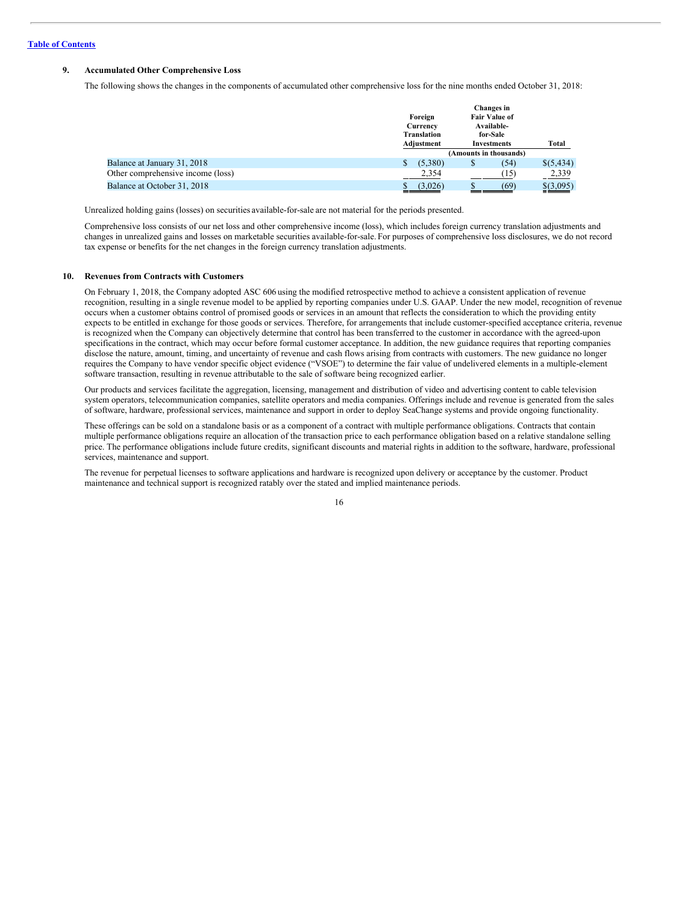Table of Contents

## 9. Accumulated Other Comprehensive Loss

The following shows the changes in the components of accumulated other comprehensive loss for the nine months ended October 31, 2018:

| | Foreign Currency Translation Adjustment | Changes in Fair Value of Available-for-Sale Investments | Total |
|---|---|---|---|
| | (Amounts in thousands) | | |
| Balance at January 31, 2018 | $ (5,380) | $ (54) | $(5,434) |
| Other comprehensive income (loss) | 2,354 | (15) | 2,339 |
| Balance at October 31, 2018 | $ (3,026) | $ (69) | $(3,095) |

Unrealized holding gains (losses) on securities available-for-sale are not material for the periods presented.

Comprehensive loss consists of our net loss and other comprehensive income (loss), which includes foreign currency translation adjustments and changes in unrealized gains and losses on marketable securities available-for-sale. For purposes of comprehensive loss disclosures, we do not record tax expense or benefits for the net changes in the foreign currency translation adjustments.

## 10. Revenues from Contracts with Customers

On February 1, 2018, the Company adopted ASC 606 using the modified retrospective method to achieve a consistent application of revenue recognition, resulting in a single revenue model to be applied by reporting companies under U.S. GAAP. Under the new model, recognition of revenue occurs when a customer obtains control of promised goods or services in an amount that reflects the consideration to which the providing entity expects to be entitled in exchange for those goods or services. Therefore, for arrangements that include customer-specified acceptance criteria, revenue is recognized when the Company can objectively determine that control has been transferred to the customer in accordance with the agreed-upon specifications in the contract, which may occur before formal customer acceptance. In addition, the new guidance requires that reporting companies disclose the nature, amount, timing, and uncertainty of revenue and cash flows arising from contracts with customers. The new guidance no longer requires the Company to have vendor specific object evidence ("VSOE") to determine the fair value of undelivered elements in a multiple-element software transaction, resulting in revenue attributable to the sale of software being recognized earlier.

Our products and services facilitate the aggregation, licensing, management and distribution of video and advertising content to cable television system operators, telecommunication companies, satellite operators and media companies. Offerings include and revenue is generated from the sales of software, hardware, professional services, maintenance and support in order to deploy SeaChange systems and provide ongoing functionality.

These offerings can be sold on a standalone basis or as a component of a contract with multiple performance obligations. Contracts that contain multiple performance obligations require an allocation of the transaction price to each performance obligation based on a relative standalone selling price. The performance obligations include future credits, significant discounts and material rights in addition to the software, hardware, professional services, maintenance and support.

The revenue for perpetual licenses to software applications and hardware is recognized upon delivery or acceptance by the customer. Product maintenance and technical support is recognized ratably over the stated and implied maintenance periods.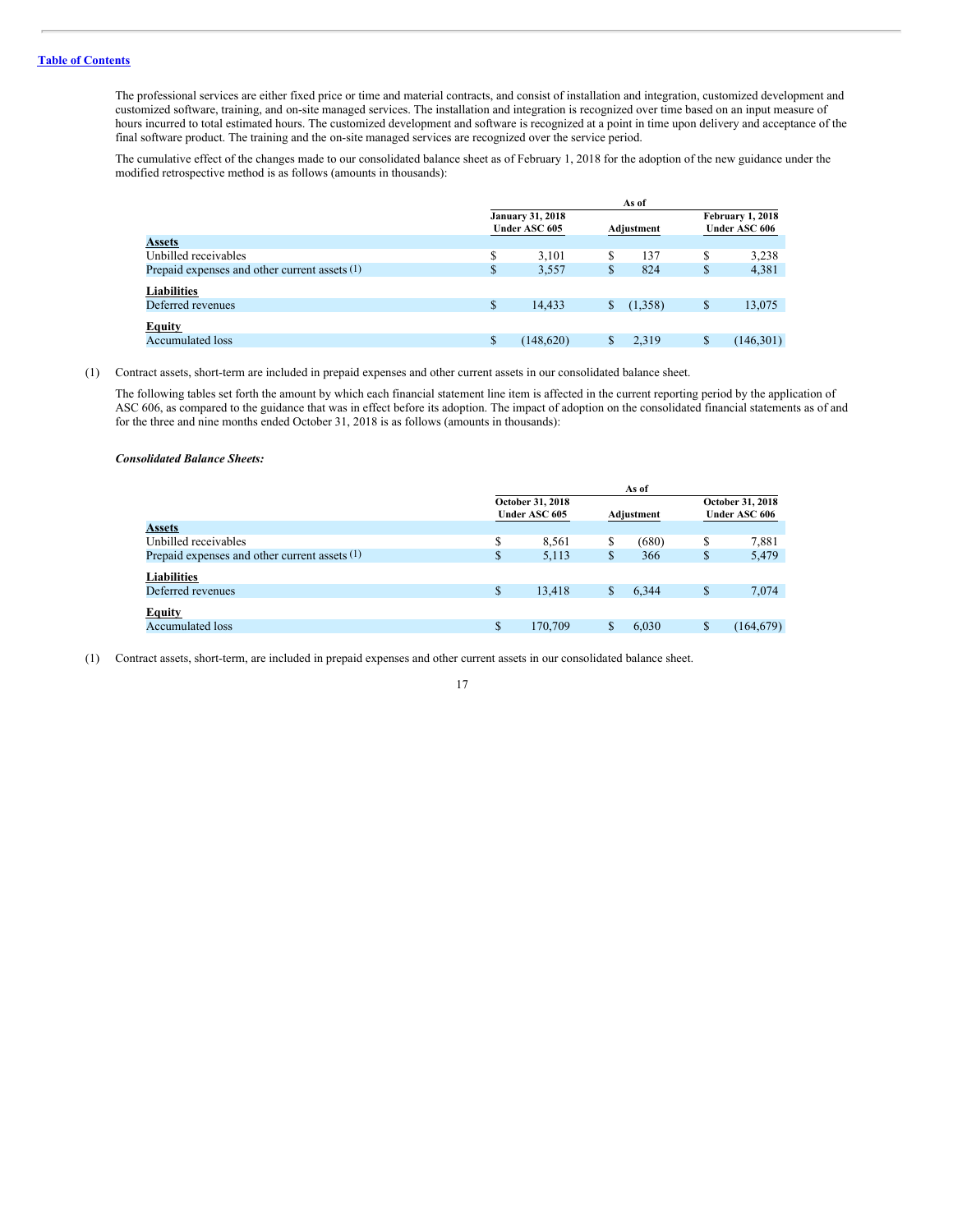The professional services are either fixed price or time and material contracts, and consist of installation and integration, customized development and customized software, training, and on-site managed services. The installation and integration is recognized over time based on an input measure of hours incurred to total estimated hours. The customized development and software is recognized at a point in time upon delivery and acceptance of the final software product. The training and the on-site managed services are recognized over the service period.

The cumulative effect of the changes made to our consolidated balance sheet as of February 1, 2018 for the adoption of the new guidance under the modified retrospective method is as follows (amounts in thousands):

| | As of | | |
|---|---|---|---|
| | January 31, 2018 Under ASC 605 | Adjustment | February 1, 2018 Under ASC 606 |
| **Assets** | | | |
| Unbilled receivables | $ 3,101 | $ 137 | $ 3,238 |
| Prepaid expenses and other current assets (1) | $ 3,557 | $ 824 | $ 4,381 |
| **Liabilities** | | | |
| Deferred revenues | $ 14,433 | $ (1,358) | $ 13,075 |
| **Equity** | | | |
| Accumulated loss | $ (148,620) | $ 2,319 | $ (146,301) |

(1) Contract assets, short-term are included in prepaid expenses and other current assets in our consolidated balance sheet.

The following tables set forth the amount by which each financial statement line item is affected in the current reporting period by the application of ASC 606, as compared to the guidance that was in effect before its adoption. The impact of adoption on the consolidated financial statements as of and for the three and nine months ended October 31, 2018 is as follows (amounts in thousands):

***Consolidated Balance Sheets:***

| | As of | | |
|---|---|---|---|
| | October 31, 2018 Under ASC 605 | Adjustment | October 31, 2018 Under ASC 606 |
| **Assets** | | | |
| Unbilled receivables | $ 8,561 | $ (680) | $ 7,881 |
| Prepaid expenses and other current assets (1) | $ 5,113 | $ 366 | $ 5,479 |
| **Liabilities** | | | |
| Deferred revenues | $ 13,418 | $ 6,344 | $ 7,074 |
| **Equity** | | | |
| Accumulated loss | $ 170,709 | $ 6,030 | $ (164,679) |

(1) Contract assets, short-term, are included in prepaid expenses and other current assets in our consolidated balance sheet.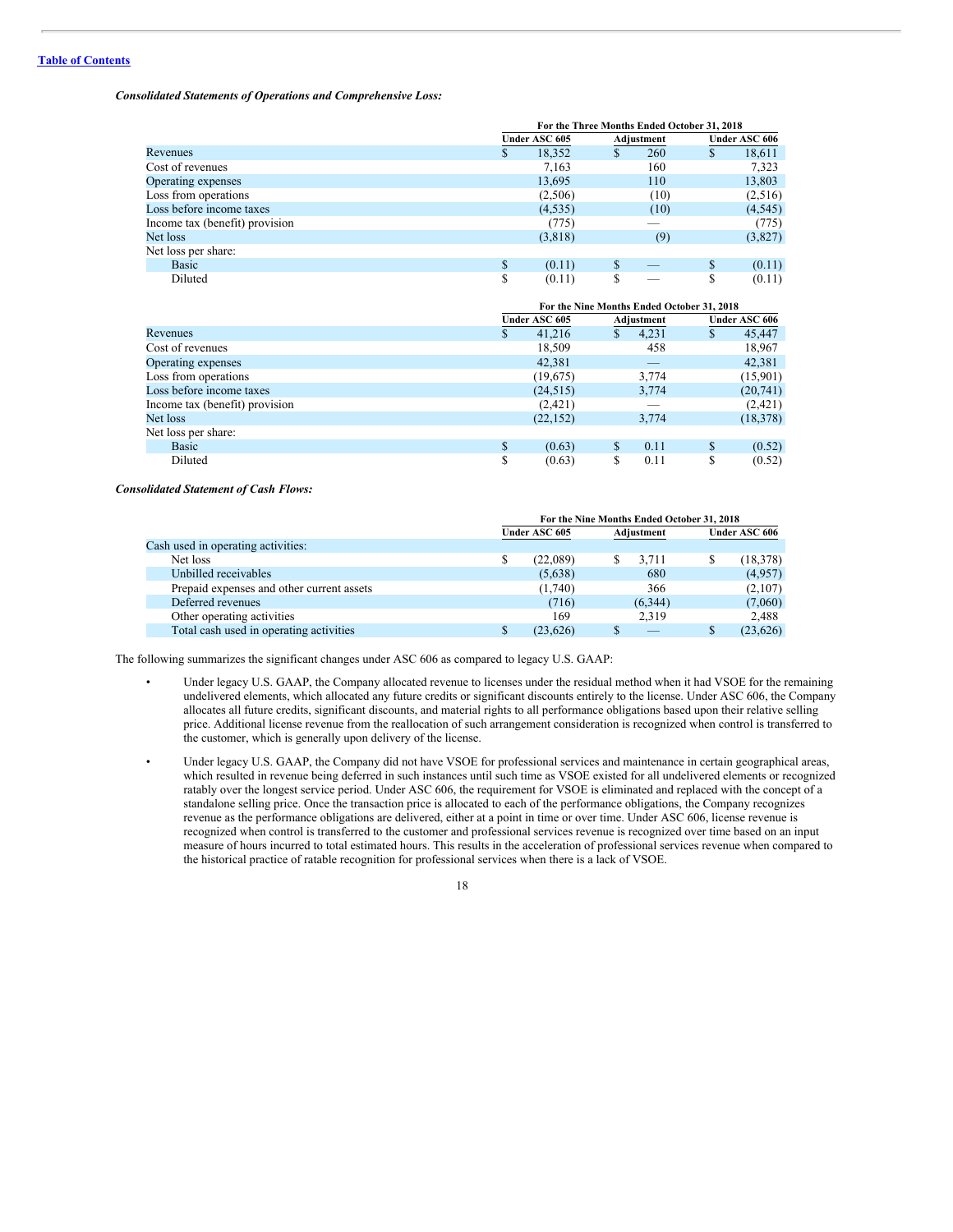*Consolidated Statements of Operations and Comprehensive Loss:*

| | For the Three Months Ended October 31, 2018 | | |
|---|---|---|---|
| | Under ASC 605 | Adjustment | Under ASC 606 |
| Revenues | $ 18,352 | $ 260 | $ 18,611 |
| Cost of revenues | 7,163 | 160 | 7,323 |
| Operating expenses | 13,695 | 110 | 13,803 |
| Loss from operations | (2,506) | (10) | (2,516) |
| Loss before income taxes | (4,535) | (10) | (4,545) |
| Income tax (benefit) provision | (775) | — | (775) |
| Net loss | (3,818) | (9) | (3,827) |
| Net loss per share: | | | |
| Basic | $ (0.11) | $ — | $ (0.11) |
| Diluted | $ (0.11) | $ — | $ (0.11) |

| | For the Nine Months Ended October 31, 2018 | | |
|---|---|---|---|
| | Under ASC 605 | Adjustment | Under ASC 606 |
| Revenues | $ 41,216 | $ 4,231 | $ 45,447 |
| Cost of revenues | 18,509 | 458 | 18,967 |
| Operating expenses | 42,381 | — | 42,381 |
| Loss from operations | (19,675) | 3,774 | (15,901) |
| Loss before income taxes | (24,515) | 3,774 | (20,741) |
| Income tax (benefit) provision | (2,421) | — | (2,421) |
| Net loss | (22,152) | 3,774 | (18,378) |
| Net loss per share: | | | |
| Basic | $ (0.63) | $ 0.11 | $ (0.52) |
| Diluted | $ (0.63) | $ 0.11 | $ (0.52) |

*Consolidated Statement of Cash Flows:*

| | For the Nine Months Ended October 31, 2018 | | |
|---|---|---|---|
| | Under ASC 605 | Adjustment | Under ASC 606 |
| Cash used in operating activities: | | | |
| Net loss | $ (22,089) | $ 3,711 | $ (18,378) |
| Unbilled receivables | (5,638) | 680 | (4,957) |
| Prepaid expenses and other current assets | (1,740) | 366 | (2,107) |
| Deferred revenues | (716) | (6,344) | (7,060) |
| Other operating activities | 169 | 2,319 | 2,488 |
| Total cash used in operating activities | $ (23,626) | $ — | $ (23,626) |

The following summarizes the significant changes under ASC 606 as compared to legacy U.S. GAAP:

- Under legacy U.S. GAAP, the Company allocated revenue to licenses under the residual method when it had VSOE for the remaining undelivered elements, which allocated any future credits or significant discounts entirely to the license. Under ASC 606, the Company allocates all future credits, significant discounts, and material rights to all performance obligations based upon their relative selling price. Additional license revenue from the reallocation of such arrangement consideration is recognized when control is transferred to the customer, which is generally upon delivery of the license.

- Under legacy U.S. GAAP, the Company did not have VSOE for professional services and maintenance in certain geographical areas, which resulted in revenue being deferred in such instances until such time as VSOE existed for all undelivered elements or recognized ratably over the longest service period. Under ASC 606, the requirement for VSOE is eliminated and replaced with the concept of a standalone selling price. Once the transaction price is allocated to each of the performance obligations, the Company recognizes revenue as the performance obligations are delivered, either at a point in time or over time. Under ASC 606, license revenue is recognized when control is transferred to the customer and professional services revenue is recognized over time based on an input measure of hours incurred to total estimated hours. This results in the acceleration of professional services revenue when compared to the historical practice of ratable recognition for professional services when there is a lack of VSOE.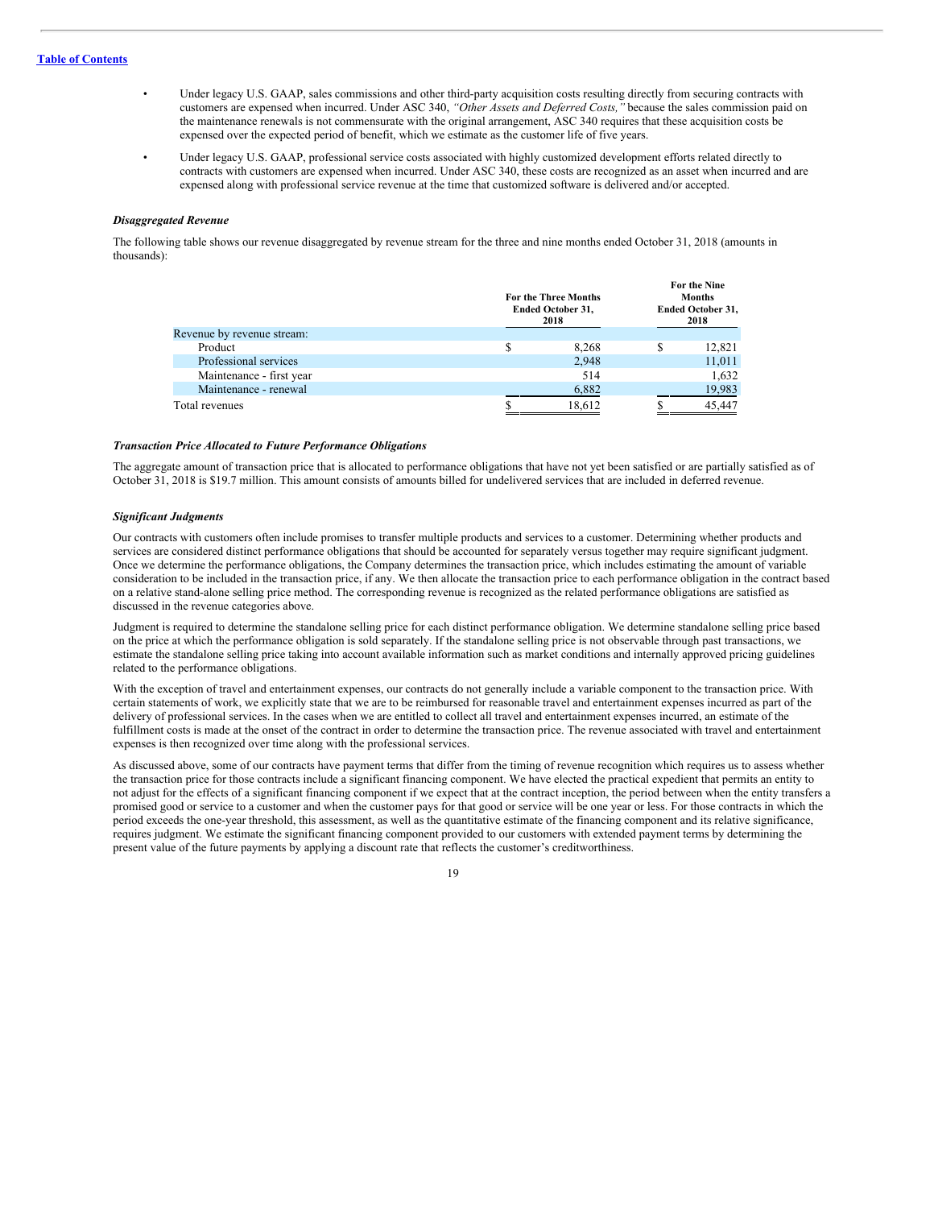- Under legacy U.S. GAAP, sales commissions and other third-party acquisition costs resulting directly from securing contracts with customers are expensed when incurred. Under ASC 340, *"Other Assets and Deferred Costs,"* because the sales commission paid on the maintenance renewals is not commensurate with the original arrangement, ASC 340 requires that these acquisition costs be expensed over the expected period of benefit, which we estimate as the customer life of five years.
- Under legacy U.S. GAAP, professional service costs associated with highly customized development efforts related directly to contracts with customers are expensed when incurred. Under ASC 340, these costs are recognized as an asset when incurred and are expensed along with professional service revenue at the time that customized software is delivered and/or accepted.

***Disaggregated Revenue***

The following table shows our revenue disaggregated by revenue stream for the three and nine months ended October 31, 2018 (amounts in thousands):

| | For the Three Months Ended October 31, 2018 | For the Nine Months Ended October 31, 2018 |
|---|---|---|
| Revenue by revenue stream: | | |
| Product | $ 8,268 | $ 12,821 |
| Professional services | 2,948 | 11,011 |
| Maintenance - first year | 514 | 1,632 |
| Maintenance - renewal | 6,882 | 19,983 |
| Total revenues | $ 18,612 | $ 45,447 |

***Transaction Price Allocated to Future Performance Obligations***

The aggregate amount of transaction price that is allocated to performance obligations that have not yet been satisfied or are partially satisfied as of October 31, 2018 is $19.7 million. This amount consists of amounts billed for undelivered services that are included in deferred revenue.

***Significant Judgments***

Our contracts with customers often include promises to transfer multiple products and services to a customer. Determining whether products and services are considered distinct performance obligations that should be accounted for separately versus together may require significant judgment. Once we determine the performance obligations, the Company determines the transaction price, which includes estimating the amount of variable consideration to be included in the transaction price, if any. We then allocate the transaction price to each performance obligation in the contract based on a relative stand-alone selling price method. The corresponding revenue is recognized as the related performance obligations are satisfied as discussed in the revenue categories above.

Judgment is required to determine the standalone selling price for each distinct performance obligation. We determine standalone selling price based on the price at which the performance obligation is sold separately. If the standalone selling price is not observable through past transactions, we estimate the standalone selling price taking into account available information such as market conditions and internally approved pricing guidelines related to the performance obligations.

With the exception of travel and entertainment expenses, our contracts do not generally include a variable component to the transaction price. With certain statements of work, we explicitly state that we are to be reimbursed for reasonable travel and entertainment expenses incurred as part of the delivery of professional services. In the cases when we are entitled to collect all travel and entertainment expenses incurred, an estimate of the fulfillment costs is made at the onset of the contract in order to determine the transaction price. The revenue associated with travel and entertainment expenses is then recognized over time along with the professional services.

As discussed above, some of our contracts have payment terms that differ from the timing of revenue recognition which requires us to assess whether the transaction price for those contracts include a significant financing component. We have elected the practical expedient that permits an entity to not adjust for the effects of a significant financing component if we expect that at the contract inception, the period between when the entity transfers a promised good or service to a customer and when the customer pays for that good or service will be one year or less. For those contracts in which the period exceeds the one-year threshold, this assessment, as well as the quantitative estimate of the financing component and its relative significance, requires judgment. We estimate the significant financing component provided to our customers with extended payment terms by determining the present value of the future payments by applying a discount rate that reflects the customer's creditworthiness.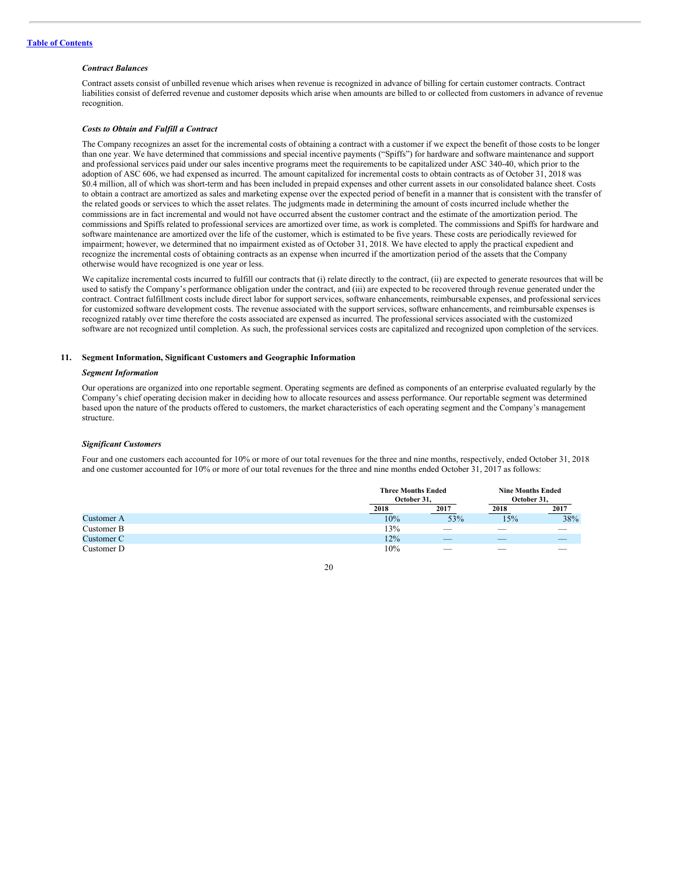*Contract Balances*

Contract assets consist of unbilled revenue which arises when revenue is recognized in advance of billing for certain customer contracts. Contract liabilities consist of deferred revenue and customer deposits which arise when amounts are billed to or collected from customers in advance of revenue recognition.

*Costs to Obtain and Fulfill a Contract*

The Company recognizes an asset for the incremental costs of obtaining a contract with a customer if we expect the benefit of those costs to be longer than one year. We have determined that commissions and special incentive payments ("Spiffs") for hardware and software maintenance and support and professional services paid under our sales incentive programs meet the requirements to be capitalized under ASC 340-40, which prior to the adoption of ASC 606, we had expensed as incurred. The amount capitalized for incremental costs to obtain contracts as of October 31, 2018 was $0.4 million, all of which was short-term and has been included in prepaid expenses and other current assets in our consolidated balance sheet. Costs to obtain a contract are amortized as sales and marketing expense over the expected period of benefit in a manner that is consistent with the transfer of the related goods or services to which the asset relates. The judgments made in determining the amount of costs incurred include whether the commissions are in fact incremental and would not have occurred absent the customer contract and the estimate of the amortization period. The commissions and Spiffs related to professional services are amortized over time, as work is completed. The commissions and Spiffs for hardware and software maintenance are amortized over the life of the customer, which is estimated to be five years. These costs are periodically reviewed for impairment; however, we determined that no impairment existed as of October 31, 2018. We have elected to apply the practical expedient and recognize the incremental costs of obtaining contracts as an expense when incurred if the amortization period of the assets that the Company otherwise would have recognized is one year or less.

We capitalize incremental costs incurred to fulfill our contracts that (i) relate directly to the contract, (ii) are expected to generate resources that will be used to satisfy the Company's performance obligation under the contract, and (iii) are expected to be recovered through revenue generated under the contract. Contract fulfillment costs include direct labor for support services, software enhancements, reimbursable expenses, and professional services for customized software development costs. The revenue associated with the support services, software enhancements, and reimbursable expenses is recognized ratably over time therefore the costs associated are expensed as incurred. The professional services associated with the customized software are not recognized until completion. As such, the professional services costs are capitalized and recognized upon completion of the services.

## 11. Segment Information, Significant Customers and Geographic Information

*Segment Information*

Our operations are organized into one reportable segment. Operating segments are defined as components of an enterprise evaluated regularly by the Company's chief operating decision maker in deciding how to allocate resources and assess performance. Our reportable segment was determined based upon the nature of the products offered to customers, the market characteristics of each operating segment and the Company's management structure.

*Significant Customers*

Four and one customers each accounted for 10% or more of our total revenues for the three and nine months, respectively, ended October 31, 2018 and one customer accounted for 10% or more of our total revenues for the three and nine months ended October 31, 2017 as follows:

| | Three Months Ended October 31, | | Nine Months Ended October 31, | |
|---|---|---|---|---|
| | 2018 | 2017 | 2018 | 2017 |
| Customer A | 10% | 53% | 15% | 38% |
| Customer B | 13% | — | — | — |
| Customer C | 12% | — | — | — |
| Customer D | 10% | — | — | — |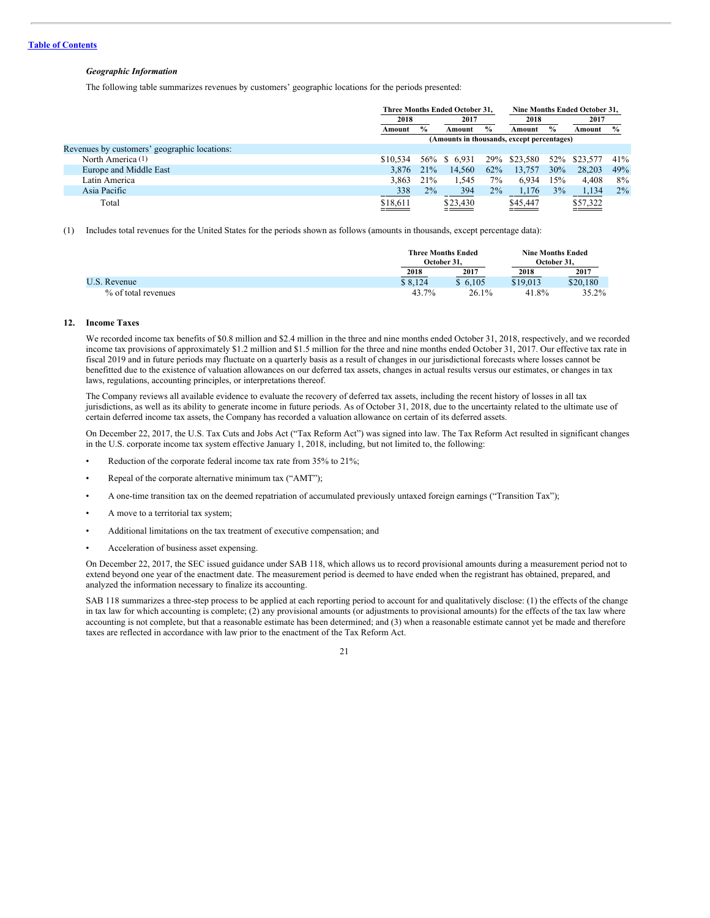*Geographic Information*

The following table summarizes revenues by customers' geographic locations for the periods presented:

| | Three Months Ended October 31, | | | | Nine Months Ended October 31, | | | |
|---|---|---|---|---|---|---|---|---|
| | 2018 | | 2017 | | 2018 | | 2017 | |
| | Amount | % | Amount | % | Amount | % | Amount | % |
| | (Amounts in thousands, except percentages) | | | | | | | |
| Revenues by customers' geographic locations: | | | | | | | | |
| North America (1) | $10,534 | 56% | $ 6,931 | 29% | $23,580 | 52% | $23,577 | 41% |
| Europe and Middle East | 3,876 | 21% | 14,560 | 62% | 13,757 | 30% | 28,203 | 49% |
| Latin America | 3,863 | 21% | 1,545 | 7% | 6,934 | 15% | 4,408 | 8% |
| Asia Pacific | 338 | 2% | 394 | 2% | 1,176 | 3% | 1,134 | 2% |
| Total | $18,611 | | $23,430 | | $45,447 | | $57,322 | |

(1) Includes total revenues for the United States for the periods shown as follows (amounts in thousands, except percentage data):

| | Three Months Ended October 31, | | Nine Months Ended October 31, | |
|---|---|---|---|---|
| | 2018 | 2017 | 2018 | 2017 |
| U.S. Revenue | $ 8,124 | $ 6,105 | $19,013 | $20,180 |
| % of total revenues | 43.7% | 26.1% | 41.8% | 35.2% |

## 12. Income Taxes

We recorded income tax benefits of $0.8 million and $2.4 million in the three and nine months ended October 31, 2018, respectively, and we recorded income tax provisions of approximately $1.2 million and $1.5 million for the three and nine months ended October 31, 2017. Our effective tax rate in fiscal 2019 and in future periods may fluctuate on a quarterly basis as a result of changes in our jurisdictional forecasts where losses cannot be benefitted due to the existence of valuation allowances on our deferred tax assets, changes in actual results versus our estimates, or changes in tax laws, regulations, accounting principles, or interpretations thereof.

The Company reviews all available evidence to evaluate the recovery of deferred tax assets, including the recent history of losses in all tax jurisdictions, as well as its ability to generate income in future periods. As of October 31, 2018, due to the uncertainty related to the ultimate use of certain deferred income tax assets, the Company has recorded a valuation allowance on certain of its deferred assets.

On December 22, 2017, the U.S. Tax Cuts and Jobs Act ("Tax Reform Act") was signed into law. The Tax Reform Act resulted in significant changes in the U.S. corporate income tax system effective January 1, 2018, including, but not limited to, the following:

- Reduction of the corporate federal income tax rate from 35% to 21%;
- Repeal of the corporate alternative minimum tax ("AMT");
- A one-time transition tax on the deemed repatriation of accumulated previously untaxed foreign earnings ("Transition Tax");
- A move to a territorial tax system;
- Additional limitations on the tax treatment of executive compensation; and
- Acceleration of business asset expensing.

On December 22, 2017, the SEC issued guidance under SAB 118, which allows us to record provisional amounts during a measurement period not to extend beyond one year of the enactment date. The measurement period is deemed to have ended when the registrant has obtained, prepared, and analyzed the information necessary to finalize its accounting.

SAB 118 summarizes a three-step process to be applied at each reporting period to account for and qualitatively disclose: (1) the effects of the change in tax law for which accounting is complete; (2) any provisional amounts (or adjustments to provisional amounts) for the effects of the tax law where accounting is not complete, but that a reasonable estimate has been determined; and (3) when a reasonable estimate cannot yet be made and therefore taxes are reflected in accordance with law prior to the enactment of the Tax Reform Act.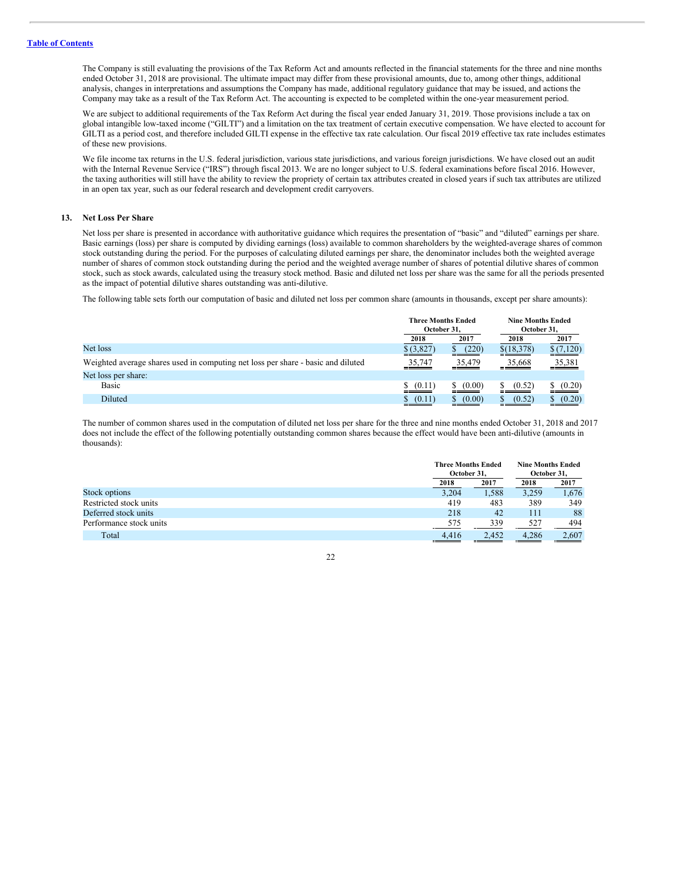The Company is still evaluating the provisions of the Tax Reform Act and amounts reflected in the financial statements for the three and nine months ended October 31, 2018 are provisional. The ultimate impact may differ from these provisional amounts, due to, among other things, additional analysis, changes in interpretations and assumptions the Company has made, additional regulatory guidance that may be issued, and actions the Company may take as a result of the Tax Reform Act. The accounting is expected to be completed within the one-year measurement period.

We are subject to additional requirements of the Tax Reform Act during the fiscal year ended January 31, 2019. Those provisions include a tax on global intangible low-taxed income ("GILTI") and a limitation on the tax treatment of certain executive compensation. We have elected to account for GILTI as a period cost, and therefore included GILTI expense in the effective tax rate calculation. Our fiscal 2019 effective tax rate includes estimates of these new provisions.

We file income tax returns in the U.S. federal jurisdiction, various state jurisdictions, and various foreign jurisdictions. We have closed out an audit with the Internal Revenue Service ("IRS") through fiscal 2013. We are no longer subject to U.S. federal examinations before fiscal 2016. However, the taxing authorities will still have the ability to review the propriety of certain tax attributes created in closed years if such tax attributes are utilized in an open tax year, such as our federal research and development credit carryovers.

## 13. Net Loss Per Share

Net loss per share is presented in accordance with authoritative guidance which requires the presentation of "basic" and "diluted" earnings per share. Basic earnings (loss) per share is computed by dividing earnings (loss) available to common shareholders by the weighted-average shares of common stock outstanding during the period. For the purposes of calculating diluted earnings per share, the denominator includes both the weighted average number of shares of common stock outstanding during the period and the weighted average number of shares of potential dilutive shares of common stock, such as stock awards, calculated using the treasury stock method. Basic and diluted net loss per share was the same for all the periods presented as the impact of potential dilutive shares outstanding was anti-dilutive.

The following table sets forth our computation of basic and diluted net loss per common share (amounts in thousands, except per share amounts):

| | Three Months Ended October 31, | | Nine Months Ended October 31, | |
|---|---|---|---|---|
| | 2018 | 2017 | 2018 | 2017 |
| Net loss | $ (3,827) | $ (220) | $ (18,378) | $ (7,120) |
| Weighted average shares used in computing net loss per share - basic and diluted | 35,747 | 35,479 | 35,668 | 35,381 |
| Net loss per share: | | | | |
| Basic | $ (0.11) | $ (0.00) | $ (0.52) | $ (0.20) |
| Diluted | $ (0.11) | $ (0.00) | $ (0.52) | $ (0.20) |

The number of common shares used in the computation of diluted net loss per share for the three and nine months ended October 31, 2018 and 2017 does not include the effect of the following potentially outstanding common shares because the effect would have been anti-dilutive (amounts in thousands):

| | Three Months Ended October 31, | | Nine Months Ended October 31, | |
|---|---|---|---|---|
| | 2018 | 2017 | 2018 | 2017 |
| Stock options | 3,204 | 1,588 | 3,259 | 1,676 |
| Restricted stock units | 419 | 483 | 389 | 349 |
| Deferred stock units | 218 | 42 | 111 | 88 |
| Performance stock units | 575 | 339 | 527 | 494 |
| Total | 4,416 | 2,452 | 4,286 | 2,607 |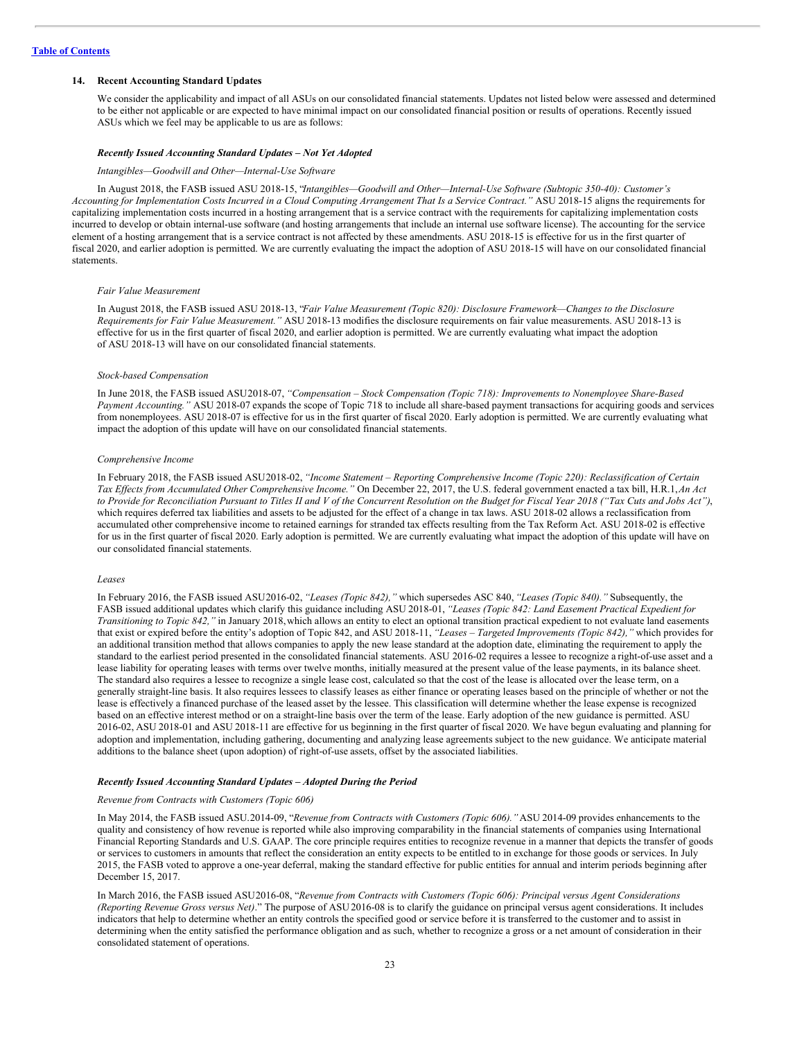## 14. Recent Accounting Standard Updates

We consider the applicability and impact of all ASUs on our consolidated financial statements. Updates not listed below were assessed and determined to be either not applicable or are expected to have minimal impact on our consolidated financial position or results of operations. Recently issued ASUs which we feel may be applicable to us are as follows:

***Recently Issued Accounting Standard Updates – Not Yet Adopted***

*Intangibles—Goodwill and Other—Internal-Use Software*

In August 2018, the FASB issued ASU 2018-15, *"Intangibles—Goodwill and Other—Internal-Use Software (Subtopic 350-40): Customer's Accounting for Implementation Costs Incurred in a Cloud Computing Arrangement That Is a Service Contract."* ASU 2018-15 aligns the requirements for capitalizing implementation costs incurred in a hosting arrangement that is a service contract with the requirements for capitalizing implementation costs incurred to develop or obtain internal-use software (and hosting arrangements that include an internal use software license). The accounting for the service element of a hosting arrangement that is a service contract is not affected by these amendments. ASU 2018-15 is effective for us in the first quarter of fiscal 2020, and earlier adoption is permitted. We are currently evaluating the impact the adoption of ASU 2018-15 will have on our consolidated financial statements.

*Fair Value Measurement*

In August 2018, the FASB issued ASU 2018-13, *"Fair Value Measurement (Topic 820): Disclosure Framework—Changes to the Disclosure Requirements for Fair Value Measurement."* ASU 2018-13 modifies the disclosure requirements on fair value measurements. ASU 2018-13 is effective for us in the first quarter of fiscal 2020, and earlier adoption is permitted. We are currently evaluating what impact the adoption of ASU 2018-13 will have on our consolidated financial statements.

*Stock-based Compensation*

In June 2018, the FASB issued ASU2018-07, *"Compensation – Stock Compensation (Topic 718): Improvements to Nonemployee Share-Based Payment Accounting."* ASU 2018-07 expands the scope of Topic 718 to include all share-based payment transactions for acquiring goods and services from nonemployees. ASU 2018-07 is effective for us in the first quarter of fiscal 2020. Early adoption is permitted. We are currently evaluating what impact the adoption of this update will have on our consolidated financial statements.

*Comprehensive Income*

In February 2018, the FASB issued ASU2018-02, *"Income Statement – Reporting Comprehensive Income (Topic 220): Reclassification of Certain Tax Effects from Accumulated Other Comprehensive Income."* On December 22, 2017, the U.S. federal government enacted a tax bill, H.R.1, *An Act to Provide for Reconciliation Pursuant to Titles II and V of the Concurrent Resolution on the Budget for Fiscal Year 2018 ("Tax Cuts and Jobs Act")*, which requires deferred tax liabilities and assets to be adjusted for the effect of a change in tax laws. ASU 2018-02 allows a reclassification from accumulated other comprehensive income to retained earnings for stranded tax effects resulting from the Tax Reform Act. ASU 2018-02 is effective for us in the first quarter of fiscal 2020. Early adoption is permitted. We are currently evaluating what impact the adoption of this update will have on our consolidated financial statements.

*Leases*

In February 2016, the FASB issued ASU2016-02, *"Leases (Topic 842),"* which supersedes ASC 840, *"Leases (Topic 840)."* Subsequently, the FASB issued additional updates which clarify this guidance including ASU 2018-01, *"Leases (Topic 842: Land Easement Practical Expedient for Transitioning to Topic 842,"* in January 2018, which allows an entity to elect an optional transition practical expedient to not evaluate land easements that exist or expired before the entity's adoption of Topic 842, and ASU 2018-11, *"Leases – Targeted Improvements (Topic 842),"* which provides for an additional transition method that allows companies to apply the new lease standard at the adoption date, eliminating the requirement to apply the standard to the earliest period presented in the consolidated financial statements. ASU 2016-02 requires a lessee to recognize a right-of-use asset and a lease liability for operating leases with terms over twelve months, initially measured at the present value of the lease payments, in its balance sheet. The standard also requires a lessee to recognize a single lease cost, calculated so that the cost of the lease is allocated over the lease term, on a generally straight-line basis. It also requires lessees to classify leases as either finance or operating leases based on the principle of whether or not the lease is effectively a financed purchase of the leased asset by the lessee. This classification will determine whether the lease expense is recognized based on an effective interest method or on a straight-line basis over the term of the lease. Early adoption of the new guidance is permitted. ASU 2016-02, ASU 2018-01 and ASU 2018-11 are effective for us beginning in the first quarter of fiscal 2020. We have begun evaluating and planning for adoption and implementation, including gathering, documenting and analyzing lease agreements subject to the new guidance. We anticipate material additions to the balance sheet (upon adoption) of right-of-use assets, offset by the associated liabilities.

***Recently Issued Accounting Standard Updates – Adopted During the Period***

*Revenue from Contracts with Customers (Topic 606)*

In May 2014, the FASB issued ASU.2014-09, "*Revenue from Contracts with Customers (Topic 606)."* ASU 2014-09 provides enhancements to the quality and consistency of how revenue is reported while also improving comparability in the financial statements of companies using International Financial Reporting Standards and U.S. GAAP. The core principle requires entities to recognize revenue in a manner that depicts the transfer of goods or services to customers in amounts that reflect the consideration an entity expects to be entitled to in exchange for those goods or services. In July 2015, the FASB voted to approve a one-year deferral, making the standard effective for public entities for annual and interim periods beginning after December 15, 2017.

In March 2016, the FASB issued ASU2016-08, "*Revenue from Contracts with Customers (Topic 606): Principal versus Agent Considerations (Reporting Revenue Gross versus Net)*." The purpose of ASU 2016-08 is to clarify the guidance on principal versus agent considerations. It includes indicators that help to determine whether an entity controls the specified good or service before it is transferred to the customer and to assist in determining when the entity satisfied the performance obligation and as such, whether to recognize a gross or a net amount of consideration in their consolidated statement of operations.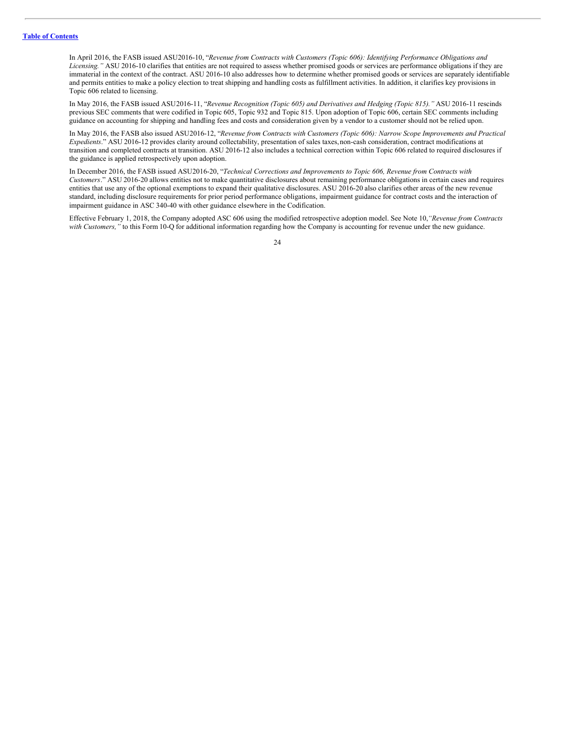In April 2016, the FASB issued ASU2016-10, "*Revenue from Contracts with Customers (Topic 606): Identifying Performance Obligations and Licensing."* ASU 2016-10 clarifies that entities are not required to assess whether promised goods or services are performance obligations if they are immaterial in the context of the contract. ASU 2016-10 also addresses how to determine whether promised goods or services are separately identifiable and permits entities to make a policy election to treat shipping and handling costs as fulfillment activities. In addition, it clarifies key provisions in Topic 606 related to licensing.

In May 2016, the FASB issued ASU2016-11, "*Revenue Recognition (Topic 605) and Derivatives and Hedging (Topic 815)."* ASU 2016-11 rescinds previous SEC comments that were codified in Topic 605, Topic 932 and Topic 815. Upon adoption of Topic 606, certain SEC comments including guidance on accounting for shipping and handling fees and costs and consideration given by a vendor to a customer should not be relied upon.

In May 2016, the FASB also issued ASU2016-12, "*Revenue from Contracts with Customers (Topic 606): Narrow Scope Improvements and Practical Expedients*." ASU 2016-12 provides clarity around collectability, presentation of sales taxes, non-cash consideration, contract modifications at transition and completed contracts at transition. ASU 2016-12 also includes a technical correction within Topic 606 related to required disclosures if the guidance is applied retrospectively upon adoption.

In December 2016, the FASB issued ASU2016-20, "*Technical Corrections and Improvements to Topic 606, Revenue from Contracts with Customers*." ASU 2016-20 allows entities not to make quantitative disclosures about remaining performance obligations in certain cases and requires entities that use any of the optional exemptions to expand their qualitative disclosures. ASU 2016-20 also clarifies other areas of the new revenue standard, including disclosure requirements for prior period performance obligations, impairment guidance for contract costs and the interaction of impairment guidance in ASC 340-40 with other guidance elsewhere in the Codification.

Effective February 1, 2018, the Company adopted ASC 606 using the modified retrospective adoption model. See Note 10,*"Revenue from Contracts with Customers,"* to this Form 10-Q for additional information regarding how the Company is accounting for revenue under the new guidance.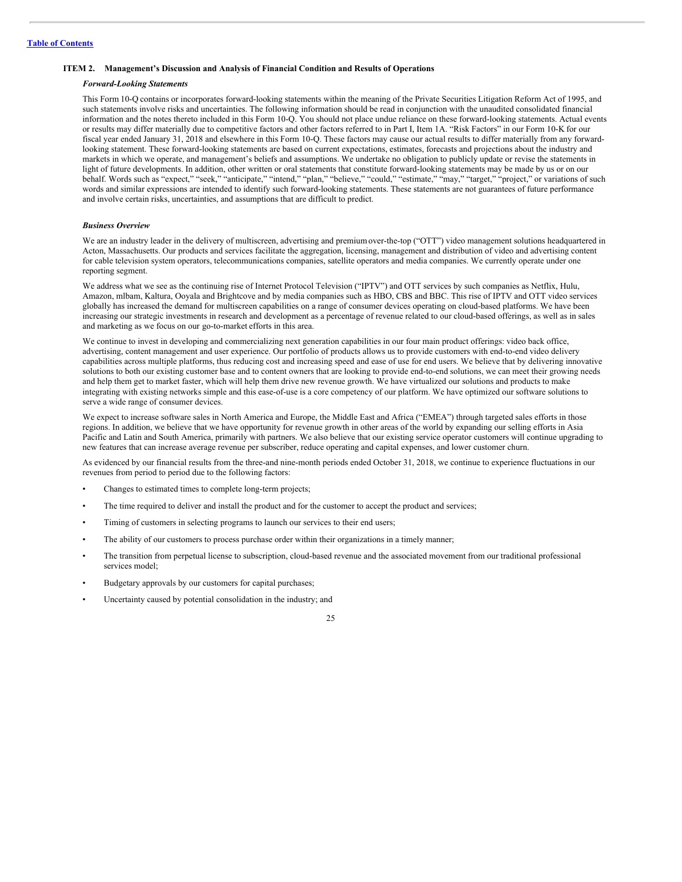## ITEM 2. Management's Discussion and Analysis of Financial Condition and Results of Operations

***Forward-Looking Statements***

This Form 10-Q contains or incorporates forward-looking statements within the meaning of the Private Securities Litigation Reform Act of 1995, and such statements involve risks and uncertainties. The following information should be read in conjunction with the unaudited consolidated financial information and the notes thereto included in this Form 10-Q. You should not place undue reliance on these forward-looking statements. Actual events or results may differ materially due to competitive factors and other factors referred to in Part I, Item 1A. "Risk Factors" in our Form 10-K for our fiscal year ended January 31, 2018 and elsewhere in this Form 10-Q. These factors may cause our actual results to differ materially from any forward-looking statement. These forward-looking statements are based on current expectations, estimates, forecasts and projections about the industry and markets in which we operate, and management's beliefs and assumptions. We undertake no obligation to publicly update or revise the statements in light of future developments. In addition, other written or oral statements that constitute forward-looking statements may be made by us or on our behalf. Words such as "expect," "seek," "anticipate," "intend," "plan," "believe," "could," "estimate," "may," "target," "project," or variations of such words and similar expressions are intended to identify such forward-looking statements. These statements are not guarantees of future performance and involve certain risks, uncertainties, and assumptions that are difficult to predict.

***Business Overview***

We are an industry leader in the delivery of multiscreen, advertising and premium over-the-top ("OTT") video management solutions headquartered in Acton, Massachusetts. Our products and services facilitate the aggregation, licensing, management and distribution of video and advertising content for cable television system operators, telecommunications companies, satellite operators and media companies. We currently operate under one reporting segment.

We address what we see as the continuing rise of Internet Protocol Television ("IPTV") and OTT services by such companies as Netflix, Hulu, Amazon, mlbam, Kaltura, Ooyala and Brightcove and by media companies such as HBO, CBS and BBC. This rise of IPTV and OTT video services globally has increased the demand for multiscreen capabilities on a range of consumer devices operating on cloud-based platforms. We have been increasing our strategic investments in research and development as a percentage of revenue related to our cloud-based offerings, as well as in sales and marketing as we focus on our go-to-market efforts in this area.

We continue to invest in developing and commercializing next generation capabilities in our four main product offerings: video back office, advertising, content management and user experience. Our portfolio of products allows us to provide customers with end-to-end video delivery capabilities across multiple platforms, thus reducing cost and increasing speed and ease of use for end users. We believe that by delivering innovative solutions to both our existing customer base and to content owners that are looking to provide end-to-end solutions, we can meet their growing needs and help them get to market faster, which will help them drive new revenue growth. We have virtualized our solutions and products to make integrating with existing networks simple and this ease-of-use is a core competency of our platform. We have optimized our software solutions to serve a wide range of consumer devices.

We expect to increase software sales in North America and Europe, the Middle East and Africa ("EMEA") through targeted sales efforts in those regions. In addition, we believe that we have opportunity for revenue growth in other areas of the world by expanding our selling efforts in Asia Pacific and Latin and South America, primarily with partners. We also believe that our existing service operator customers will continue upgrading to new features that can increase average revenue per subscriber, reduce operating and capital expenses, and lower customer churn.

As evidenced by our financial results from the three-and nine-month periods ended October 31, 2018, we continue to experience fluctuations in our revenues from period to period due to the following factors:

- Changes to estimated times to complete long-term projects;
- The time required to deliver and install the product and for the customer to accept the product and services;
- Timing of customers in selecting programs to launch our services to their end users;
- The ability of our customers to process purchase order within their organizations in a timely manner;
- The transition from perpetual license to subscription, cloud-based revenue and the associated movement from our traditional professional services model;
- Budgetary approvals by our customers for capital purchases;
- Uncertainty caused by potential consolidation in the industry; and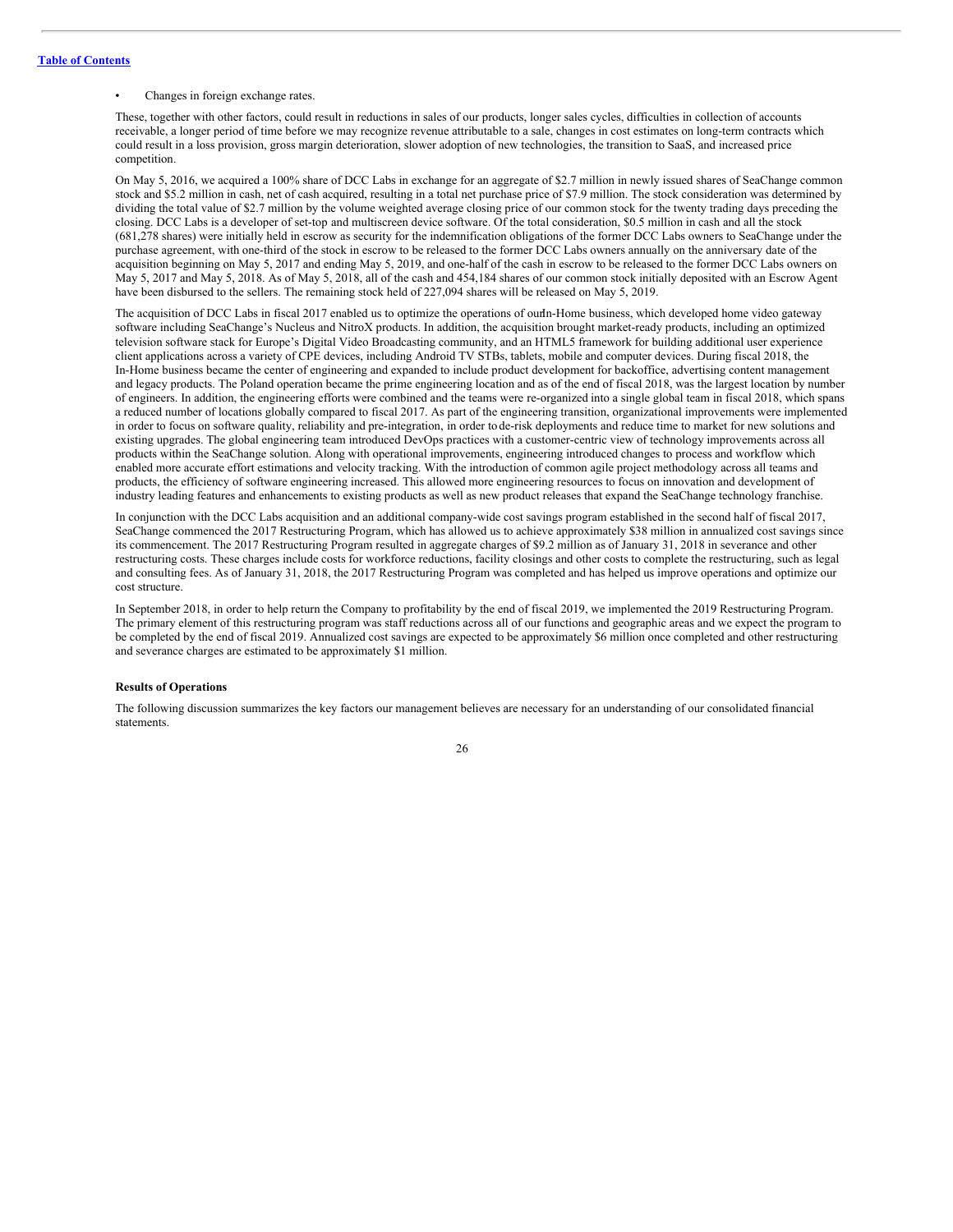- Changes in foreign exchange rates.

These, together with other factors, could result in reductions in sales of our products, longer sales cycles, difficulties in collection of accounts receivable, a longer period of time before we may recognize revenue attributable to a sale, changes in cost estimates on long-term contracts which could result in a loss provision, gross margin deterioration, slower adoption of new technologies, the transition to SaaS, and increased price competition.

On May 5, 2016, we acquired a 100% share of DCC Labs in exchange for an aggregate of $2.7 million in newly issued shares of SeaChange common stock and $5.2 million in cash, net of cash acquired, resulting in a total net purchase price of $7.9 million. The stock consideration was determined by dividing the total value of $2.7 million by the volume weighted average closing price of our common stock for the twenty trading days preceding the closing. DCC Labs is a developer of set-top and multiscreen device software. Of the total consideration, $0.5 million in cash and all the stock (681,278 shares) were initially held in escrow as security for the indemnification obligations of the former DCC Labs owners to SeaChange under the purchase agreement, with one-third of the stock in escrow to be released to the former DCC Labs owners annually on the anniversary date of the acquisition beginning on May 5, 2017 and ending May 5, 2019, and one-half of the cash in escrow to be released to the former DCC Labs owners on May 5, 2017 and May 5, 2018. As of May 5, 2018, all of the cash and 454,184 shares of our common stock initially deposited with an Escrow Agent have been disbursed to the sellers. The remaining stock held of 227,094 shares will be released on May 5, 2019.

The acquisition of DCC Labs in fiscal 2017 enabled us to optimize the operations of our In-Home business, which developed home video gateway software including SeaChange's Nucleus and NitroX products. In addition, the acquisition brought market-ready products, including an optimized television software stack for Europe's Digital Video Broadcasting community, and an HTML5 framework for building additional user experience client applications across a variety of CPE devices, including Android TV STBs, tablets, mobile and computer devices. During fiscal 2018, the In-Home business became the center of engineering and expanded to include product development for backoffice, advertising content management and legacy products. The Poland operation became the prime engineering location and as of the end of fiscal 2018, was the largest location by number of engineers. In addition, the engineering efforts were combined and the teams were re-organized into a single global team in fiscal 2018, which spans a reduced number of locations globally compared to fiscal 2017. As part of the engineering transition, organizational improvements were implemented in order to focus on software quality, reliability and pre-integration, in order to de-risk deployments and reduce time to market for new solutions and existing upgrades. The global engineering team introduced DevOps practices with a customer-centric view of technology improvements across all products within the SeaChange solution. Along with operational improvements, engineering introduced changes to process and workflow which enabled more accurate effort estimations and velocity tracking. With the introduction of common agile project methodology across all teams and products, the efficiency of software engineering increased. This allowed more engineering resources to focus on innovation and development of industry leading features and enhancements to existing products as well as new product releases that expand the SeaChange technology franchise.

In conjunction with the DCC Labs acquisition and an additional company-wide cost savings program established in the second half of fiscal 2017, SeaChange commenced the 2017 Restructuring Program, which has allowed us to achieve approximately $38 million in annualized cost savings since its commencement. The 2017 Restructuring Program resulted in aggregate charges of $9.2 million as of January 31, 2018 in severance and other restructuring costs. These charges include costs for workforce reductions, facility closings and other costs to complete the restructuring, such as legal and consulting fees. As of January 31, 2018, the 2017 Restructuring Program was completed and has helped us improve operations and optimize our cost structure.

In September 2018, in order to help return the Company to profitability by the end of fiscal 2019, we implemented the 2019 Restructuring Program. The primary element of this restructuring program was staff reductions across all of our functions and geographic areas and we expect the program to be completed by the end of fiscal 2019. Annualized cost savings are expected to be approximately $6 million once completed and other restructuring and severance charges are estimated to be approximately $1 million.

**Results of Operations**

The following discussion summarizes the key factors our management believes are necessary for an understanding of our consolidated financial statements.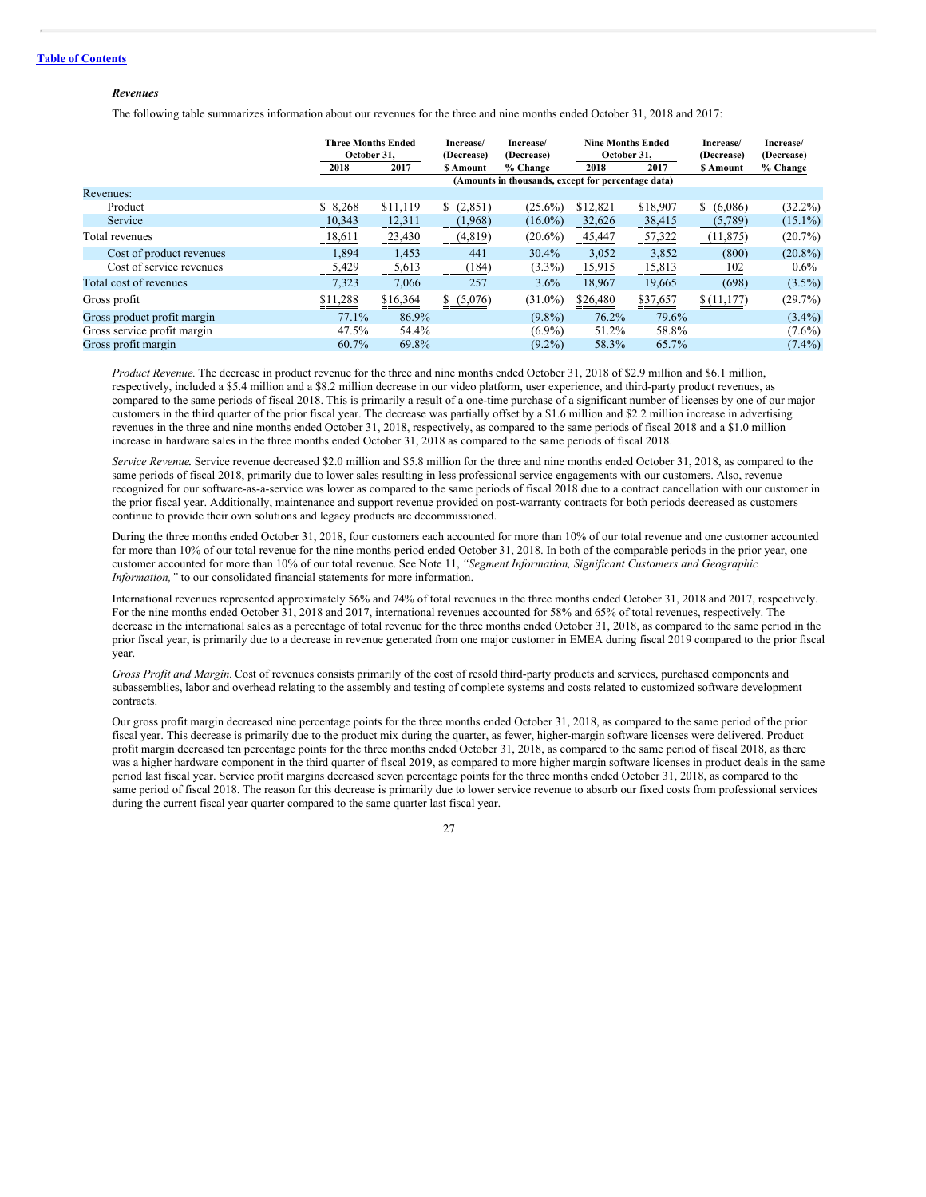### *Revenues*

The following table summarizes information about our revenues for the three and nine months ended October 31, 2018 and 2017:

| | Three Months Ended October 31, | | Increase/ (Decrease) | Increase/ (Decrease) | Nine Months Ended October 31, | | Increase/ (Decrease) | Increase/ (Decrease) |
|---|---|---|---|---|---|---|---|---|
| | 2018 | 2017 | $ Amount | % Change | 2018 | 2017 | $ Amount | % Change |
| | (Amounts in thousands, except for percentage data) | | | | | | | |
| Revenues: | | | | | | | | |
| Product | $ 8,268 | $11,119 | $ (2,851) | (25.6%) | $12,821 | $18,907 | $ (6,086) | (32.2%) |
| Service | 10,343 | 12,311 | (1,968) | (16.0%) | 32,626 | 38,415 | (5,789) | (15.1%) |
| Total revenues | 18,611 | 23,430 | (4,819) | (20.6%) | 45,447 | 57,322 | (11,875) | (20.7%) |
| Cost of product revenues | 1,894 | 1,453 | 441 | 30.4% | 3,052 | 3,852 | (800) | (20.8%) |
| Cost of service revenues | 5,429 | 5,613 | (184) | (3.3%) | 15,915 | 15,813 | 102 | 0.6% |
| Total cost of revenues | 7,323 | 7,066 | 257 | 3.6% | 18,967 | 19,665 | (698) | (3.5%) |
| Gross profit | $11,288 | $16,364 | $ (5,076) | (31.0%) | $26,480 | $37,657 | $ (11,177) | (29.7%) |
| Gross product profit margin | 77.1% | 86.9% | | (9.8%) | 76.2% | 79.6% | | (3.4%) |
| Gross service profit margin | 47.5% | 54.4% | | (6.9%) | 51.2% | 58.8% | | (7.6%) |
| Gross profit margin | 60.7% | 69.8% | | (9.2%) | 58.3% | 65.7% | | (7.4%) |

*Product Revenue.* The decrease in product revenue for the three and nine months ended October 31, 2018 of $2.9 million and $6.1 million, respectively, included a $5.4 million and a $8.2 million decrease in our video platform, user experience, and third-party product revenues, as compared to the same periods of fiscal 2018. This is primarily a result of a one-time purchase of a significant number of licenses by one of our major customers in the third quarter of the prior fiscal year. The decrease was partially offset by a $1.6 million and $2.2 million increase in advertising revenues in the three and nine months ended October 31, 2018, respectively, as compared to the same periods of fiscal 2018 and a $1.0 million increase in hardware sales in the three months ended October 31, 2018 as compared to the same periods of fiscal 2018.

***Service Revenue.*** Service revenue decreased $2.0 million and $5.8 million for the three and nine months ended October 31, 2018, as compared to the same periods of fiscal 2018, primarily due to lower sales resulting in less professional service engagements with our customers. Also, revenue recognized for our software-as-a-service was lower as compared to the same periods of fiscal 2018 due to a contract cancellation with our customer in the prior fiscal year. Additionally, maintenance and support revenue provided on post-warranty contracts for both periods decreased as customers continue to provide their own solutions and legacy products are decommissioned.

During the three months ended October 31, 2018, four customers each accounted for more than 10% of our total revenue and one customer accounted for more than 10% of our total revenue for the nine months period ended October 31, 2018. In both of the comparable periods in the prior year, one customer accounted for more than 10% of our total revenue. See Note 11, *"Segment Information, Significant Customers and Geographic Information,"* to our consolidated financial statements for more information.

International revenues represented approximately 56% and 74% of total revenues in the three months ended October 31, 2018 and 2017, respectively. For the nine months ended October 31, 2018 and 2017, international revenues accounted for 58% and 65% of total revenues, respectively. The decrease in the international sales as a percentage of total revenue for the three months ended October 31, 2018, as compared to the same period in the prior fiscal year, is primarily due to a decrease in revenue generated from one major customer in EMEA during fiscal 2019 compared to the prior fiscal year.

*Gross Profit and Margin.* Cost of revenues consists primarily of the cost of resold third-party products and services, purchased components and subassemblies, labor and overhead relating to the assembly and testing of complete systems and costs related to customized software development contracts.

Our gross profit margin decreased nine percentage points for the three months ended October 31, 2018, as compared to the same period of the prior fiscal year. This decrease is primarily due to the product mix during the quarter, as fewer, higher-margin software licenses were delivered. Product profit margin decreased ten percentage points for the three months ended October 31, 2018, as compared to the same period of fiscal 2018, as there was a higher hardware component in the third quarter of fiscal 2019, as compared to more higher margin software licenses in product deals in the same period last fiscal year. Service profit margins decreased seven percentage points for the three months ended October 31, 2018, as compared to the same period of fiscal 2018. The reason for this decrease is primarily due to lower service revenue to absorb our fixed costs from professional services during the current fiscal year quarter compared to the same quarter last fiscal year.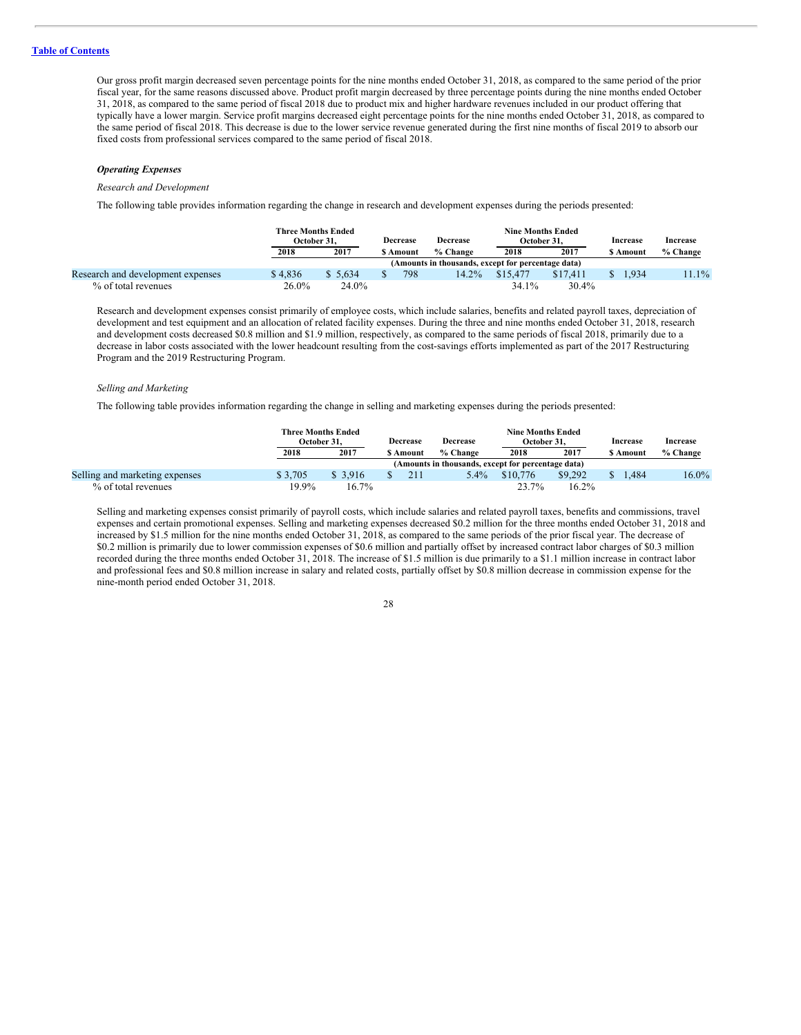Our gross profit margin decreased seven percentage points for the nine months ended October 31, 2018, as compared to the same period of the prior fiscal year, for the same reasons discussed above. Product profit margin decreased by three percentage points during the nine months ended October 31, 2018, as compared to the same period of fiscal 2018 due to product mix and higher hardware revenues included in our product offering that typically have a lower margin. Service profit margins decreased eight percentage points for the nine months ended October 31, 2018, as compared to the same period of fiscal 2018. This decrease is due to the lower service revenue generated during the first nine months of fiscal 2019 to absorb our fixed costs from professional services compared to the same period of fiscal 2018.

***Operating Expenses***

*Research and Development*

The following table provides information regarding the change in research and development expenses during the periods presented:

| | Three Months Ended October 31, | | Decrease | Decrease | Nine Months Ended October 31, | | Increase | Increase |
|---|---|---|---|---|---|---|---|---|
| | 2018 | 2017 | $ Amount | % Change | 2018 | 2017 | $ Amount | % Change |
| | (Amounts in thousands, except for percentage data) | | | | | | | |
| Research and development expenses | $ 4,836 | $ 5,634 | $ 798 | 14.2% | $15,477 | $17,411 | $ 1,934 | 11.1% |
| % of total revenues | 26.0% | 24.0% | | | 34.1% | 30.4% | | |

Research and development expenses consist primarily of employee costs, which include salaries, benefits and related payroll taxes, depreciation of development and test equipment and an allocation of related facility expenses. During the three and nine months ended October 31, 2018, research and development costs decreased $0.8 million and $1.9 million, respectively, as compared to the same periods of fiscal 2018, primarily due to a decrease in labor costs associated with the lower headcount resulting from the cost-savings efforts implemented as part of the 2017 Restructuring Program and the 2019 Restructuring Program.

*Selling and Marketing*

The following table provides information regarding the change in selling and marketing expenses during the periods presented:

| | Three Months Ended October 31, | | Decrease | Decrease | Nine Months Ended October 31, | | Increase | Increase |
|---|---|---|---|---|---|---|---|---|
| | 2018 | 2017 | $ Amount | % Change | 2018 | 2017 | $ Amount | % Change |
| | (Amounts in thousands, except for percentage data) | | | | | | | |
| Selling and marketing expenses | $ 3,705 | $ 3,916 | $ 211 | 5.4% | $10,776 | $9,292 | $ 1,484 | 16.0% |
| % of total revenues | 19.9% | 16.7% | | | 23.7% | 16.2% | | |

Selling and marketing expenses consist primarily of payroll costs, which include salaries and related payroll taxes, benefits and commissions, travel expenses and certain promotional expenses. Selling and marketing expenses decreased $0.2 million for the three months ended October 31, 2018 and increased by $1.5 million for the nine months ended October 31, 2018, as compared to the same periods of the prior fiscal year. The decrease of $0.2 million is primarily due to lower commission expenses of $0.6 million and partially offset by increased contract labor charges of $0.3 million recorded during the three months ended October 31, 2018. The increase of $1.5 million is due primarily to a $1.1 million increase in contract labor and professional fees and $0.8 million increase in salary and related costs, partially offset by $0.8 million decrease in commission expense for the nine-month period ended October 31, 2018.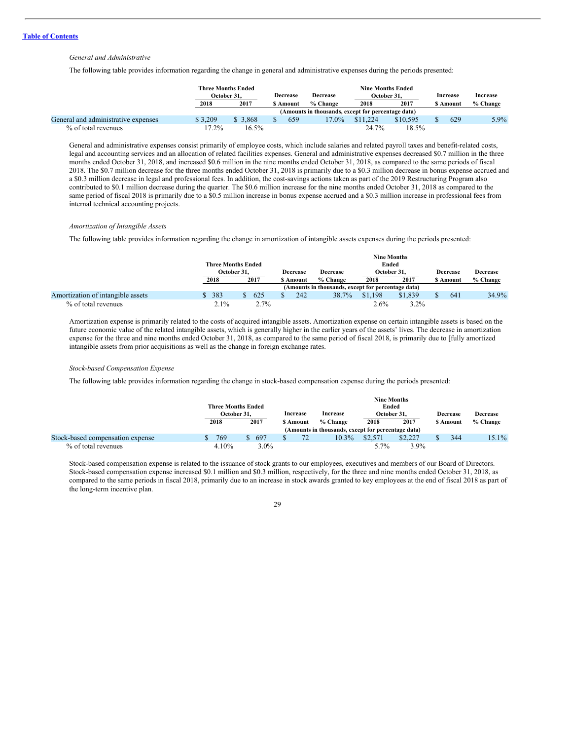*General and Administrative*

The following table provides information regarding the change in general and administrative expenses during the periods presented:

| | Three Months Ended October 31, | | Decrease | Decrease | Nine Months Ended October 31, | | Increase | Increase |
|---|---|---|---|---|---|---|---|---|
| | 2018 | 2017 | $ Amount | % Change | 2018 | 2017 | $ Amount | % Change |
| | (Amounts in thousands, except for percentage data) | | | | | | | |
| General and administrative expenses | $ 3,209 | $ 3,868 | $ 659 | 17.0% | $11,224 | $10,595 | $ 629 | 5.9% |
| % of total revenues | 17.2% | 16.5% | | | 24.7% | 18.5% | | |

General and administrative expenses consist primarily of employee costs, which include salaries and related payroll taxes and benefit-related costs, legal and accounting services and an allocation of related facilities expenses. General and administrative expenses decreased $0.7 million in the three months ended October 31, 2018, and increased $0.6 million in the nine months ended October 31, 2018, as compared to the same periods of fiscal 2018. The $0.7 million decrease for the three months ended October 31, 2018 is primarily due to a $0.3 million decrease in bonus expense accrued and a $0.3 million decrease in legal and professional fees. In addition, the cost-savings actions taken as part of the 2019 Restructuring Program also contributed to $0.1 million decrease during the quarter. The $0.6 million increase for the nine months ended October 31, 2018 as compared to the same period of fiscal 2018 is primarily due to a $0.5 million increase in bonus expense accrued and a $0.3 million increase in professional fees from internal technical accounting projects.

*Amortization of Intangible Assets*

The following table provides information regarding the change in amortization of intangible assets expenses during the periods presented:

| | Three Months Ended October 31, | | Decrease | Decrease | Nine Months Ended October 31, | | Decrease | Decrease |
|---|---|---|---|---|---|---|---|---|
| | 2018 | 2017 | $ Amount | % Change | 2018 | 2017 | $ Amount | % Change |
| | (Amounts in thousands, except for percentage data) | | | | | | | |
| Amortization of intangible assets | $ 383 | $ 625 | $ 242 | 38.7% | $1,198 | $1,839 | $ 641 | 34.9% |
| % of total revenues | 2.1% | 2.7% | | | 2.6% | 3.2% | | |

Amortization expense is primarily related to the costs of acquired intangible assets. Amortization expense on certain intangible assets is based on the future economic value of the related intangible assets, which is generally higher in the earlier years of the assets' lives. The decrease in amortization expense for the three and nine months ended October 31, 2018, as compared to the same period of fiscal 2018, is primarily due to [fully amortized intangible assets from prior acquisitions as well as the change in foreign exchange rates.

*Stock-based Compensation Expense*

The following table provides information regarding the change in stock-based compensation expense during the periods presented:

| | Three Months Ended October 31, | | Increase | Increase | Nine Months Ended October 31, | | Decrease | Decrease |
|---|---|---|---|---|---|---|---|---|
| | 2018 | 2017 | $ Amount | % Change | 2018 | 2017 | $ Amount | % Change |
| | (Amounts in thousands, except for percentage data) | | | | | | | |
| Stock-based compensation expense | $ 769 | $ 697 | $ 72 | 10.3% | $2,571 | $2,227 | $ 344 | 15.1% |
| % of total revenues | 4.10% | 3.0% | | | 5.7% | 3.9% | | |

Stock-based compensation expense is related to the issuance of stock grants to our employees, executives and members of our Board of Directors. Stock-based compensation expense increased $0.1 million and $0.3 million, respectively, for the three and nine months ended October 31, 2018, as compared to the same periods in fiscal 2018, primarily due to an increase in stock awards granted to key employees at the end of fiscal 2018 as part of the long-term incentive plan.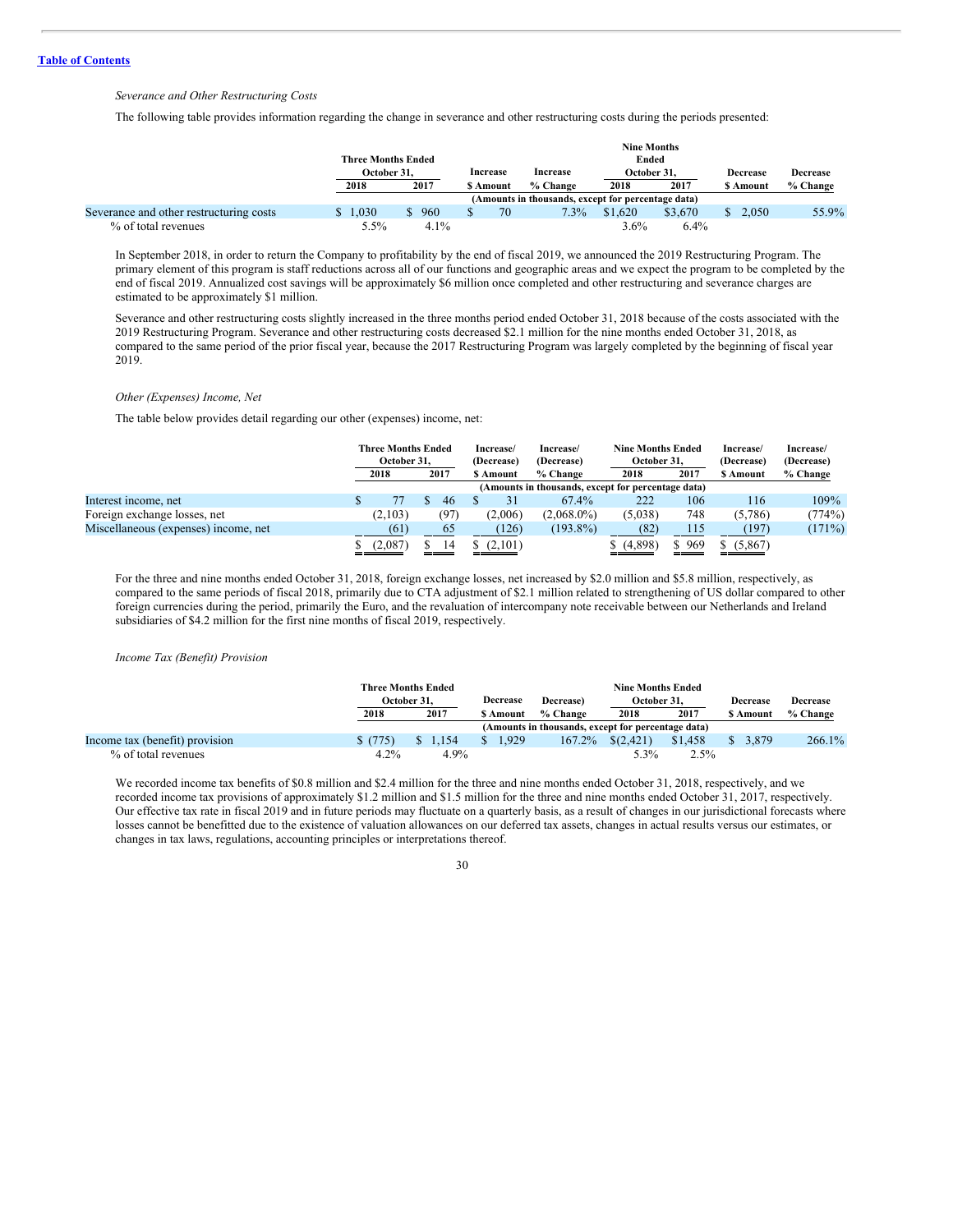*Severance and Other Restructuring Costs*

The following table provides information regarding the change in severance and other restructuring costs during the periods presented:

| | Three Months Ended October 31, | | Increase | Increase | Nine Months Ended October 31, | | Decrease | Decrease |
|---|---|---|---|---|---|---|---|---|
| | 2018 | 2017 | $ Amount | % Change | 2018 | 2017 | $ Amount | % Change |
| | (Amounts in thousands, except for percentage data) | | | | | | | |
| Severance and other restructuring costs | $ 1,030 | $ 960 | $ 70 | 7.3% | $1,620 | $3,670 | $ 2,050 | 55.9% |
| % of total revenues | 5.5% | 4.1% | | | 3.6% | 6.4% | | |

In September 2018, in order to return the Company to profitability by the end of fiscal 2019, we announced the 2019 Restructuring Program. The primary element of this program is staff reductions across all of our functions and geographic areas and we expect the program to be completed by the end of fiscal 2019. Annualized cost savings will be approximately $6 million once completed and other restructuring and severance charges are estimated to be approximately $1 million.

Severance and other restructuring costs slightly increased in the three months period ended October 31, 2018 because of the costs associated with the 2019 Restructuring Program. Severance and other restructuring costs decreased $2.1 million for the nine months ended October 31, 2018, as compared to the same period of the prior fiscal year, because the 2017 Restructuring Program was largely completed by the beginning of fiscal year 2019.

*Other (Expenses) Income, Net*

The table below provides detail regarding our other (expenses) income, net:

| | Three Months Ended October 31, | | Increase/ (Decrease) | Increase/ (Decrease) | Nine Months Ended October 31, | | Increase/ (Decrease) | Increase/ (Decrease) |
|---|---|---|---|---|---|---|---|---|
| | 2018 | 2017 | $ Amount | % Change | 2018 | 2017 | $ Amount | % Change |
| | (Amounts in thousands, except for percentage data) | | | | | | | |
| Interest income, net | $ 77 | $ 46 | $ 31 | 67.4% | 222 | 106 | 116 | 109% |
| Foreign exchange losses, net | (2,103) | (97) | (2,006) | (2,068.0%) | (5,038) | 748 | (5,786) | (774%) |
| Miscellaneous (expenses) income, net | (61) | 65 | (126) | (193.8%) | (82) | 115 | (197) | (171%) |
| | $ (2,087) | $ 14 | $ (2,101) | | $ (4,898) | $ 969 | $ (5,867) | |

For the three and nine months ended October 31, 2018, foreign exchange losses, net increased by $2.0 million and $5.8 million, respectively, as compared to the same periods of fiscal 2018, primarily due to CTA adjustment of $2.1 million related to strengthening of US dollar compared to other foreign currencies during the period, primarily the Euro, and the revaluation of intercompany note receivable between our Netherlands and Ireland subsidiaries of $4.2 million for the first nine months of fiscal 2019, respectively.

*Income Tax (Benefit) Provision*

| | Three Months Ended October 31, | | Decrease | Decrease) | Nine Months Ended October 31, | | Decrease | Decrease |
|---|---|---|---|---|---|---|---|---|
| | 2018 | 2017 | $ Amount | % Change | 2018 | 2017 | $ Amount | % Change |
| | (Amounts in thousands, except for percentage data) | | | | | | | |
| Income tax (benefit) provision | $ (775) | $ 1,154 | $ 1,929 | 167.2% | $(2,421) | $1,458 | $ 3,879 | 266.1% |
| % of total revenues | 4.2% | 4.9% | | | 5.3% | 2.5% | | |

We recorded income tax benefits of $0.8 million and $2.4 million for the three and nine months ended October 31, 2018, respectively, and we recorded income tax provisions of approximately $1.2 million and $1.5 million for the three and nine months ended October 31, 2017, respectively. Our effective tax rate in fiscal 2019 and in future periods may fluctuate on a quarterly basis, as a result of changes in our jurisdictional forecasts where losses cannot be benefitted due to the existence of valuation allowances on our deferred tax assets, changes in actual results versus our estimates, or changes in tax laws, regulations, accounting principles or interpretations thereof.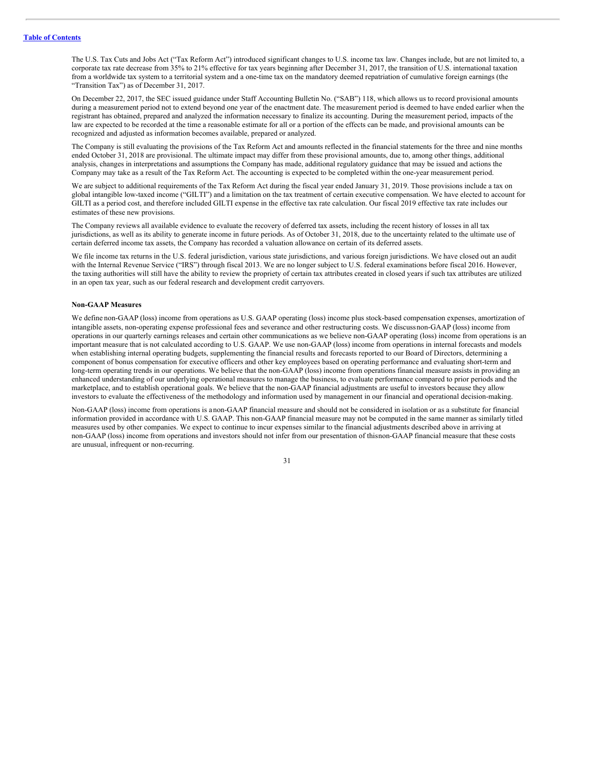The U.S. Tax Cuts and Jobs Act ("Tax Reform Act") introduced significant changes to U.S. income tax law. Changes include, but are not limited to, a corporate tax rate decrease from 35% to 21% effective for tax years beginning after December 31, 2017, the transition of U.S. international taxation from a worldwide tax system to a territorial system and a one-time tax on the mandatory deemed repatriation of cumulative foreign earnings (the "Transition Tax") as of December 31, 2017.

On December 22, 2017, the SEC issued guidance under Staff Accounting Bulletin No. ("SAB") 118, which allows us to record provisional amounts during a measurement period not to extend beyond one year of the enactment date. The measurement period is deemed to have ended earlier when the registrant has obtained, prepared and analyzed the information necessary to finalize its accounting. During the measurement period, impacts of the law are expected to be recorded at the time a reasonable estimate for all or a portion of the effects can be made, and provisional amounts can be recognized and adjusted as information becomes available, prepared or analyzed.

The Company is still evaluating the provisions of the Tax Reform Act and amounts reflected in the financial statements for the three and nine months ended October 31, 2018 are provisional. The ultimate impact may differ from these provisional amounts, due to, among other things, additional analysis, changes in interpretations and assumptions the Company has made, additional regulatory guidance that may be issued and actions the Company may take as a result of the Tax Reform Act. The accounting is expected to be completed within the one-year measurement period.

We are subject to additional requirements of the Tax Reform Act during the fiscal year ended January 31, 2019. Those provisions include a tax on global intangible low-taxed income ("GILTI") and a limitation on the tax treatment of certain executive compensation. We have elected to account for GILTI as a period cost, and therefore included GILTI expense in the effective tax rate calculation. Our fiscal 2019 effective tax rate includes our estimates of these new provisions.

The Company reviews all available evidence to evaluate the recovery of deferred tax assets, including the recent history of losses in all tax jurisdictions, as well as its ability to generate income in future periods. As of October 31, 2018, due to the uncertainty related to the ultimate use of certain deferred income tax assets, the Company has recorded a valuation allowance on certain of its deferred assets.

We file income tax returns in the U.S. federal jurisdiction, various state jurisdictions, and various foreign jurisdictions. We have closed out an audit with the Internal Revenue Service ("IRS") through fiscal 2013. We are no longer subject to U.S. federal examinations before fiscal 2016. However, the taxing authorities will still have the ability to review the propriety of certain tax attributes created in closed years if such tax attributes are utilized in an open tax year, such as our federal research and development credit carryovers.

**Non-GAAP Measures**

We define non-GAAP (loss) income from operations as U.S. GAAP operating (loss) income plus stock-based compensation expenses, amortization of intangible assets, non-operating expense professional fees and severance and other restructuring costs. We discuss non-GAAP (loss) income from operations in our quarterly earnings releases and certain other communications as we believe non-GAAP operating (loss) income from operations is an important measure that is not calculated according to U.S. GAAP. We use non-GAAP (loss) income from operations in internal forecasts and models when establishing internal operating budgets, supplementing the financial results and forecasts reported to our Board of Directors, determining a component of bonus compensation for executive officers and other key employees based on operating performance and evaluating short-term and long-term operating trends in our operations. We believe that the non-GAAP (loss) income from operations financial measure assists in providing an enhanced understanding of our underlying operational measures to manage the business, to evaluate performance compared to prior periods and the marketplace, and to establish operational goals. We believe that the non-GAAP financial adjustments are useful to investors because they allow investors to evaluate the effectiveness of the methodology and information used by management in our financial and operational decision-making.

Non-GAAP (loss) income from operations is a non-GAAP financial measure and should not be considered in isolation or as a substitute for financial information provided in accordance with U.S. GAAP. This non-GAAP financial measure may not be computed in the same manner as similarly titled measures used by other companies. We expect to continue to incur expenses similar to the financial adjustments described above in arriving at non-GAAP (loss) income from operations and investors should not infer from our presentation of this non-GAAP financial measure that these costs are unusual, infrequent or non-recurring.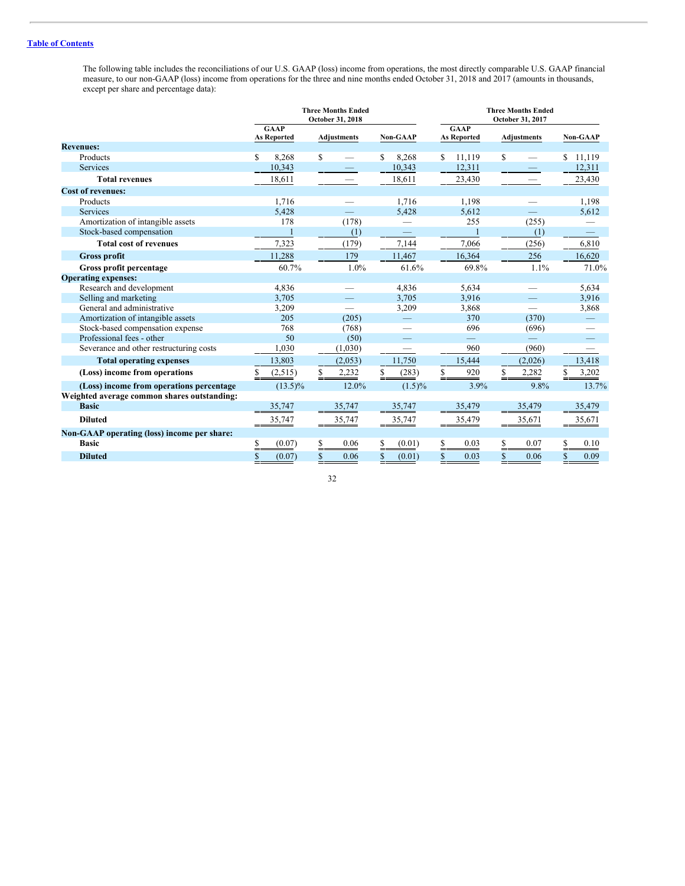[Table of Contents](#)

The following table includes the reconciliations of our U.S. GAAP (loss) income from operations, the most directly comparable U.S. GAAP financial measure, to our non-GAAP (loss) income from operations for the three and nine months ended October 31, 2018 and 2017 (amounts in thousands, except per share and percentage data):

| | Three Months Ended October 31, 2018 | | | Three Months Ended October 31, 2017 | | |
|---|---|---|---|---|---|---|
| | GAAP As Reported | Adjustments | Non-GAAP | GAAP As Reported | Adjustments | Non-GAAP |
| **Revenues:** | | | | | | |
| Products | $ 8,268 | $ — | $ 8,268 | $ 11,119 | $ — | $ 11,119 |
| Services | 10,343 | — | 10,343 | 12,311 | — | 12,311 |
| **Total revenues** | 18,611 | — | 18,611 | 23,430 | — | 23,430 |
| **Cost of revenues:** | | | | | | |
| Products | 1,716 | — | 1,716 | 1,198 | — | 1,198 |
| Services | 5,428 | — | 5,428 | 5,612 | — | 5,612 |
| Amortization of intangible assets | 178 | (178) | — | 255 | (255) | — |
| Stock-based compensation | 1 | (1) | — | 1 | (1) | — |
| **Total cost of revenues** | 7,323 | (179) | 7,144 | 7,066 | (256) | 6,810 |
| **Gross profit** | 11,288 | 179 | 11,467 | 16,364 | 256 | 16,620 |
| **Gross profit percentage** | 60.7% | 1.0% | 61.6% | 69.8% | 1.1% | 71.0% |
| **Operating expenses:** | | | | | | |
| Research and development | 4,836 | — | 4,836 | 5,634 | — | 5,634 |
| Selling and marketing | 3,705 | — | 3,705 | 3,916 | — | 3,916 |
| General and administrative | 3,209 | — | 3,209 | 3,868 | — | 3,868 |
| Amortization of intangible assets | 205 | (205) | — | 370 | (370) | — |
| Stock-based compensation expense | 768 | (768) | — | 696 | (696) | — |
| Professional fees - other | 50 | (50) | — | — | — | — |
| Severance and other restructuring costs | 1,030 | (1,030) | — | 960 | (960) | — |
| **Total operating expenses** | 13,803 | (2,053) | 11,750 | 15,444 | (2,026) | 13,418 |
| **(Loss) income from operations** | $ (2,515) | $ 2,232 | $ (283) | $ 920 | $ 2,282 | $ 3,202 |
| **(Loss) income from operations percentage** | (13.5)% | 12.0% | (1.5)% | 3.9% | 9.8% | 13.7% |
| **Weighted average common shares outstanding:** | | | | | | |
| **Basic** | 35,747 | 35,747 | 35,747 | 35,479 | 35,479 | 35,479 |
| **Diluted** | 35,747 | 35,747 | 35,747 | 35,479 | 35,671 | 35,671 |
| **Non-GAAP operating (loss) income per share:** | | | | | | |
| **Basic** | $ (0.07) | $ 0.06 | $ (0.01) | $ 0.03 | $ 0.07 | $ 0.10 |
| **Diluted** | $ (0.07) | $ 0.06 | $ (0.01) | $ 0.03 | $ 0.06 | $ 0.09 |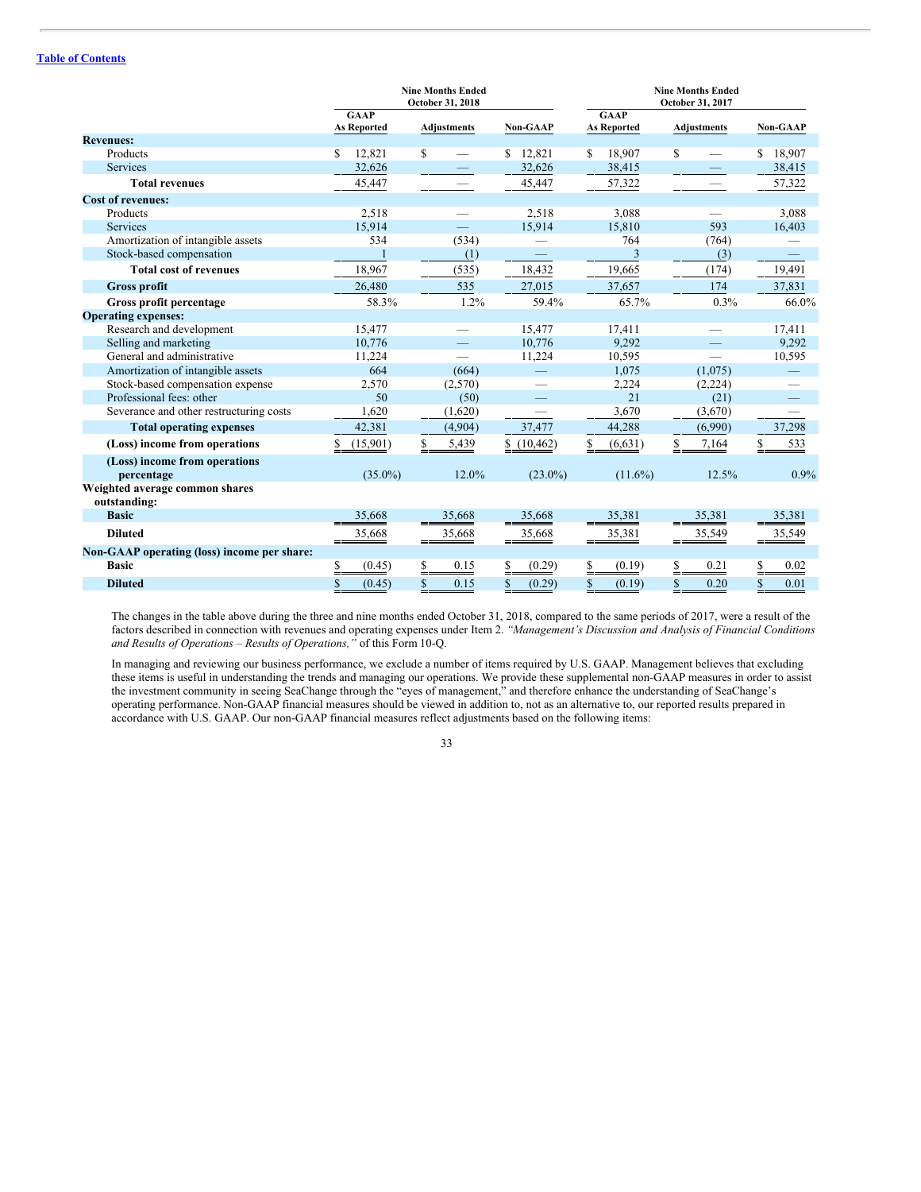Table of Contents

| | Nine Months Ended October 31, 2018 | | | Nine Months Ended October 31, 2017 | | |
|---|---|---|---|---|---|---|
| | GAAP As Reported | Adjustments | Non-GAAP | GAAP As Reported | Adjustments | Non-GAAP |
| **Revenues:** | | | | | | |
| Products | $ 12,821 | $ — | $ 12,821 | $ 18,907 | $ — | $ 18,907 |
| Services | 32,626 | — | 32,626 | 38,415 | — | 38,415 |
| **Total revenues** | 45,447 | — | 45,447 | 57,322 | — | 57,322 |
| **Cost of revenues:** | | | | | | |
| Products | 2,518 | — | 2,518 | 3,088 | — | 3,088 |
| Services | 15,914 | — | 15,914 | 15,810 | 593 | 16,403 |
| Amortization of intangible assets | 534 | (534) | — | 764 | (764) | — |
| Stock-based compensation | 1 | (1) | — | 3 | (3) | — |
| **Total cost of revenues** | 18,967 | (535) | 18,432 | 19,665 | (174) | 19,491 |
| **Gross profit** | 26,480 | 535 | 27,015 | 37,657 | 174 | 37,831 |
| **Gross profit percentage** | 58.3% | 1.2% | 59.4% | 65.7% | 0.3% | 66.0% |
| **Operating expenses:** | | | | | | |
| Research and development | 15,477 | — | 15,477 | 17,411 | — | 17,411 |
| Selling and marketing | 10,776 | — | 10,776 | 9,292 | — | 9,292 |
| General and administrative | 11,224 | — | 11,224 | 10,595 | — | 10,595 |
| Amortization of intangible assets | 664 | (664) | — | 1,075 | (1,075) | — |
| Stock-based compensation expense | 2,570 | (2,570) | — | 2,224 | (2,224) | — |
| Professional fees: other | 50 | (50) | — | 21 | (21) | — |
| Severance and other restructuring costs | 1,620 | (1,620) | — | 3,670 | (3,670) | — |
| **Total operating expenses** | 42,381 | (4,904) | 37,477 | 44,288 | (6,990) | 37,298 |
| **(Loss) income from operations** | $ (15,901) | $ 5,439 | $ (10,462) | $ (6,631) | $ 7,164 | $ 533 |
| **(Loss) income from operations percentage** | (35.0%) | 12.0% | (23.0%) | (11.6%) | 12.5% | 0.9% |
| **Weighted average common shares outstanding:** | | | | | | |
| **Basic** | 35,668 | 35,668 | 35,668 | 35,381 | 35,381 | 35,381 |
| **Diluted** | 35,668 | 35,668 | 35,668 | 35,381 | 35,549 | 35,549 |
| **Non-GAAP operating (loss) income per share:** | | | | | | |
| **Basic** | $ (0.45) | $ 0.15 | $ (0.29) | $ (0.19) | $ 0.21 | $ 0.02 |
| **Diluted** | $ (0.45) | $ 0.15 | $ (0.29) | $ (0.19) | $ 0.20 | $ 0.01 |

The changes in the table above during the three and nine months ended October 31, 2018, compared to the same periods of 2017, were a result of the factors described in connection with revenues and operating expenses under Item 2. *"Management's Discussion and Analysis of Financial Conditions and Results of Operations – Results of Operations,"* of this Form 10-Q.

In managing and reviewing our business performance, we exclude a number of items required by U.S. GAAP. Management believes that excluding these items is useful in understanding the trends and managing our operations. We provide these supplemental non-GAAP measures in order to assist the investment community in seeing SeaChange through the "eyes of management," and therefore enhance the understanding of SeaChange's operating performance. Non-GAAP financial measures should be viewed in addition to, not as an alternative to, our reported results prepared in accordance with U.S. GAAP. Our non-GAAP financial measures reflect adjustments based on the following items: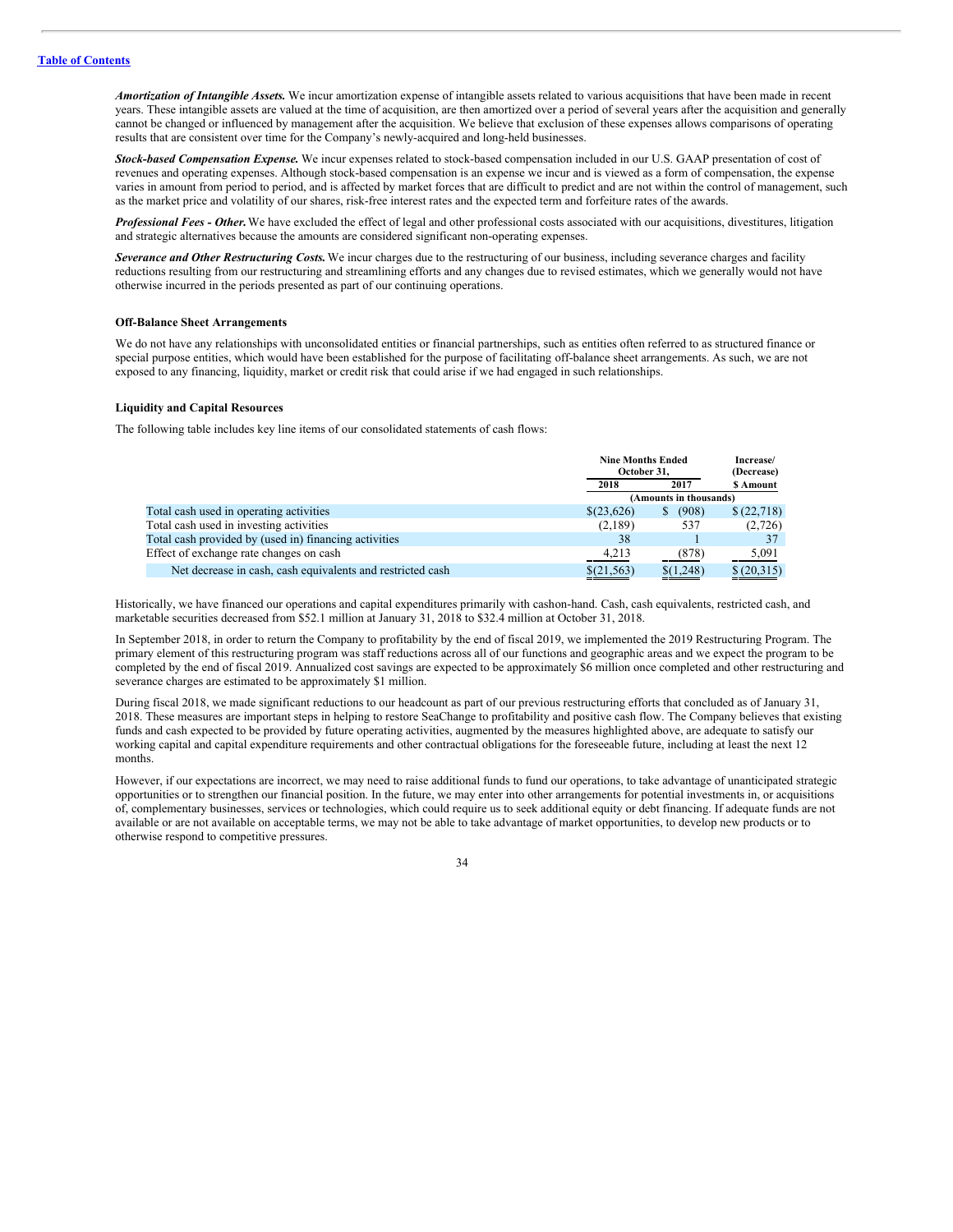***Amortization of Intangible Assets.*** We incur amortization expense of intangible assets related to various acquisitions that have been made in recent years. These intangible assets are valued at the time of acquisition, are then amortized over a period of several years after the acquisition and generally cannot be changed or influenced by management after the acquisition. We believe that exclusion of these expenses allows comparisons of operating results that are consistent over time for the Company's newly-acquired and long-held businesses.

***Stock-based Compensation Expense.*** We incur expenses related to stock-based compensation included in our U.S. GAAP presentation of cost of revenues and operating expenses. Although stock-based compensation is an expense we incur and is viewed as a form of compensation, the expense varies in amount from period to period, and is affected by market forces that are difficult to predict and are not within the control of management, such as the market price and volatility of our shares, risk-free interest rates and the expected term and forfeiture rates of the awards.

***Professional Fees - Other.*** We have excluded the effect of legal and other professional costs associated with our acquisitions, divestitures, litigation and strategic alternatives because the amounts are considered significant non-operating expenses.

***Severance and Other Restructuring Costs.*** We incur charges due to the restructuring of our business, including severance charges and facility reductions resulting from our restructuring and streamlining efforts and any changes due to revised estimates, which we generally would not have otherwise incurred in the periods presented as part of our continuing operations.

**Off-Balance Sheet Arrangements**

We do not have any relationships with unconsolidated entities or financial partnerships, such as entities often referred to as structured finance or special purpose entities, which would have been established for the purpose of facilitating off-balance sheet arrangements. As such, we are not exposed to any financing, liquidity, market or credit risk that could arise if we had engaged in such relationships.

**Liquidity and Capital Resources**

The following table includes key line items of our consolidated statements of cash flows:

| | Nine Months Ended October 31, | | Increase/ (Decrease) |
|---|---|---|---|
| | 2018 | 2017 | $ Amount |
| | (Amounts in thousands) | | |
| Total cash used in operating activities | $(23,626) | $ (908) | $ (22,718) |
| Total cash used in investing activities | (2,189) | 537 | (2,726) |
| Total cash provided by (used in) financing activities | 38 | 1 | 37 |
| Effect of exchange rate changes on cash | 4,213 | (878) | 5,091 |
| Net decrease in cash, cash equivalents and restricted cash | $(21,563) | $(1,248) | $ (20,315) |

Historically, we have financed our operations and capital expenditures primarily with cashon-hand. Cash, cash equivalents, restricted cash, and marketable securities decreased from $52.1 million at January 31, 2018 to $32.4 million at October 31, 2018.

In September 2018, in order to return the Company to profitability by the end of fiscal 2019, we implemented the 2019 Restructuring Program. The primary element of this restructuring program was staff reductions across all of our functions and geographic areas and we expect the program to be completed by the end of fiscal 2019. Annualized cost savings are expected to be approximately $6 million once completed and other restructuring and severance charges are estimated to be approximately $1 million.

During fiscal 2018, we made significant reductions to our headcount as part of our previous restructuring efforts that concluded as of January 31, 2018. These measures are important steps in helping to restore SeaChange to profitability and positive cash flow. The Company believes that existing funds and cash expected to be provided by future operating activities, augmented by the measures highlighted above, are adequate to satisfy our working capital and capital expenditure requirements and other contractual obligations for the foreseeable future, including at least the next 12 months.

However, if our expectations are incorrect, we may need to raise additional funds to fund our operations, to take advantage of unanticipated strategic opportunities or to strengthen our financial position. In the future, we may enter into other arrangements for potential investments in, or acquisitions of, complementary businesses, services or technologies, which could require us to seek additional equity or debt financing. If adequate funds are not available or are not available on acceptable terms, we may not be able to take advantage of market opportunities, to develop new products or to otherwise respond to competitive pressures.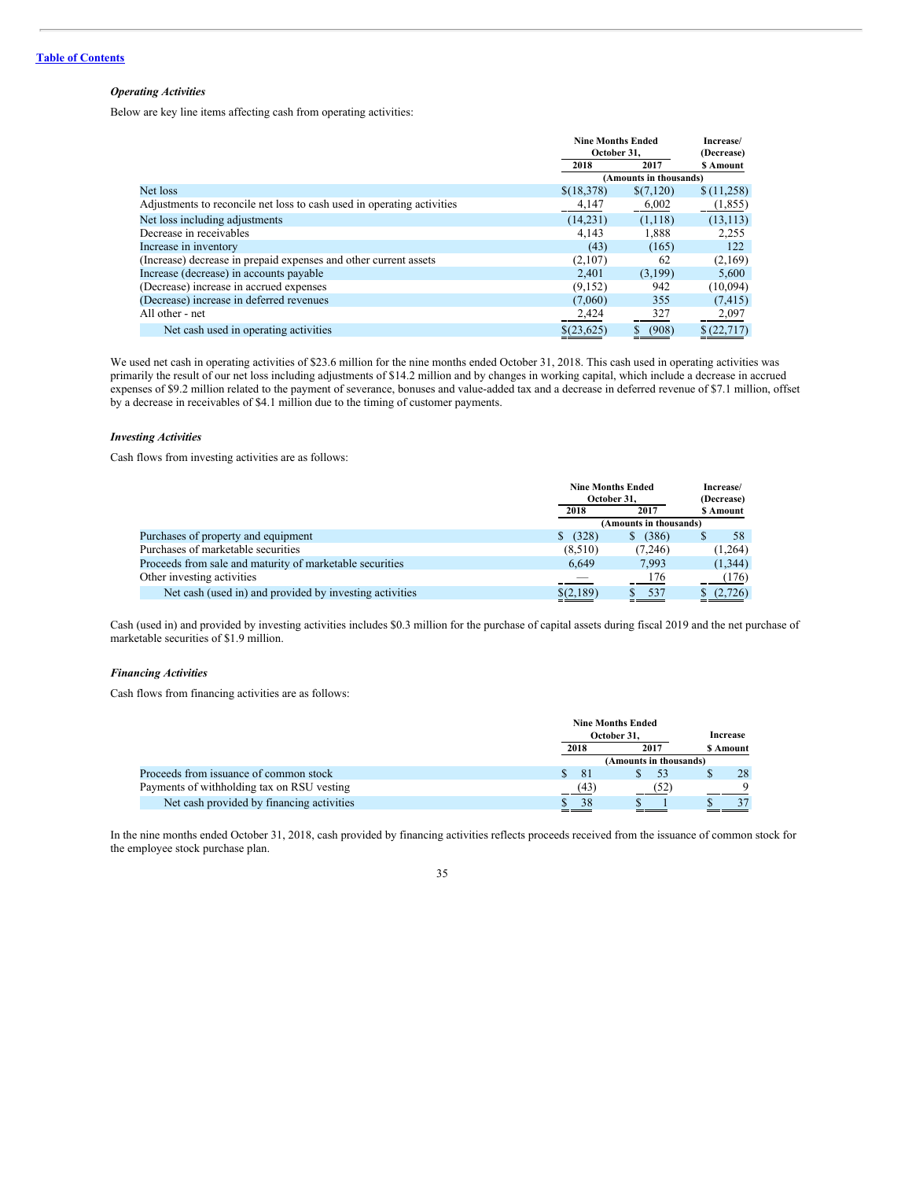### *Operating Activities*

Below are key line items affecting cash from operating activities:

| | Nine Months Ended October 31, | | Increase/ (Decrease) |
|---|---|---|---|
| | 2018 | 2017 | $ Amount |
| | (Amounts in thousands) | | |
| Net loss | $(18,378) | $(7,120) | $ (11,258) |
| Adjustments to reconcile net loss to cash used in operating activities | 4,147 | 6,002 | (1,855) |
| Net loss including adjustments | (14,231) | (1,118) | (13,113) |
| Decrease in receivables | 4,143 | 1,888 | 2,255 |
| Increase in inventory | (43) | (165) | 122 |
| (Increase) decrease in prepaid expenses and other current assets | (2,107) | 62 | (2,169) |
| Increase (decrease) in accounts payable | 2,401 | (3,199) | 5,600 |
| (Decrease) increase in accrued expenses | (9,152) | 942 | (10,094) |
| (Decrease) increase in deferred revenues | (7,060) | 355 | (7,415) |
| All other - net | 2,424 | 327 | 2,097 |
| Net cash used in operating activities | $(23,625) | $ (908) | $ (22,717) |

We used net cash in operating activities of $23.6 million for the nine months ended October 31, 2018. This cash used in operating activities was primarily the result of our net loss including adjustments of $14.2 million and by changes in working capital, which include a decrease in accrued expenses of $9.2 million related to the payment of severance, bonuses and value-added tax and a decrease in deferred revenue of $7.1 million, offset by a decrease in receivables of $4.1 million due to the timing of customer payments.

### *Investing Activities*

Cash flows from investing activities are as follows:

| | Nine Months Ended October 31, | | Increase/ (Decrease) |
|---|---|---|---|
| | 2018 | 2017 | $ Amount |
| | (Amounts in thousands) | | |
| Purchases of property and equipment | $ (328) | $ (386) | $ 58 |
| Purchases of marketable securities | (8,510) | (7,246) | (1,264) |
| Proceeds from sale and maturity of marketable securities | 6,649 | 7,993 | (1,344) |
| Other investing activities | — | 176 | (176) |
| Net cash (used in) and provided by investing activities | $(2,189) | $ 537 | $ (2,726) |

Cash (used in) and provided by investing activities includes $0.3 million for the purchase of capital assets during fiscal 2019 and the net purchase of marketable securities of $1.9 million.

### *Financing Activities*

Cash flows from financing activities are as follows:

| | Nine Months Ended October 31, | | Increase |
|---|---|---|---|
| | 2018 | 2017 | $ Amount |
| | (Amounts in thousands) | | |
| Proceeds from issuance of common stock | $ 81 | $ 53 | $ 28 |
| Payments of withholding tax on RSU vesting | (43) | (52) | 9 |
| Net cash provided by financing activities | $ 38 | $ 1 | $ 37 |

In the nine months ended October 31, 2018, cash provided by financing activities reflects proceeds received from the issuance of common stock for the employee stock purchase plan.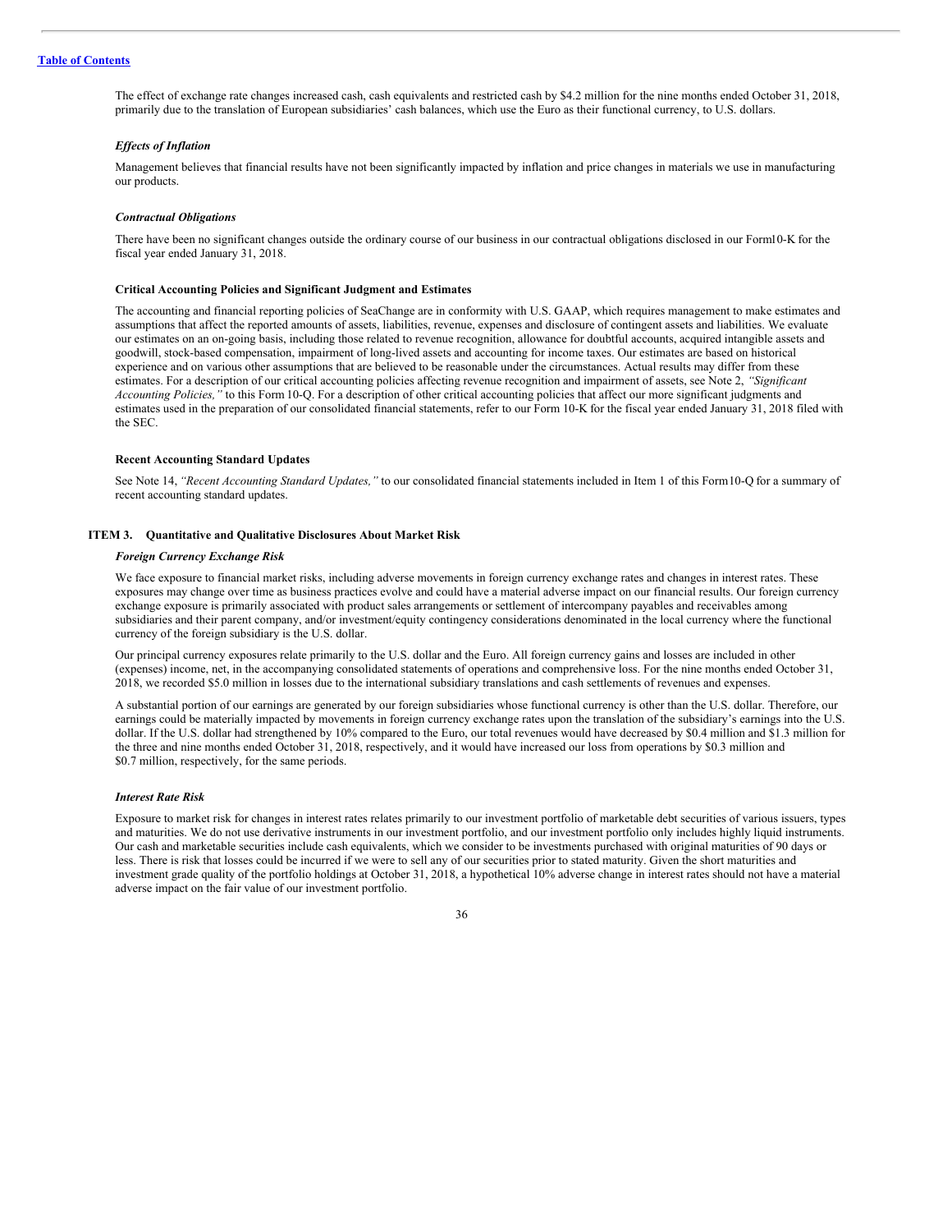The effect of exchange rate changes increased cash, cash equivalents and restricted cash by $4.2 million for the nine months ended October 31, 2018, primarily due to the translation of European subsidiaries' cash balances, which use the Euro as their functional currency, to U.S. dollars.

### *Effects of Inflation*

Management believes that financial results have not been significantly impacted by inflation and price changes in materials we use in manufacturing our products.

### *Contractual Obligations*

There have been no significant changes outside the ordinary course of our business in our contractual obligations disclosed in our Form10-K for the fiscal year ended January 31, 2018.

### Critical Accounting Policies and Significant Judgment and Estimates

The accounting and financial reporting policies of SeaChange are in conformity with U.S. GAAP, which requires management to make estimates and assumptions that affect the reported amounts of assets, liabilities, revenue, expenses and disclosure of contingent assets and liabilities. We evaluate our estimates on an on-going basis, including those related to revenue recognition, allowance for doubtful accounts, acquired intangible assets and goodwill, stock-based compensation, impairment of long-lived assets and accounting for income taxes. Our estimates are based on historical experience and on various other assumptions that are believed to be reasonable under the circumstances. Actual results may differ from these estimates. For a description of our critical accounting policies affecting revenue recognition and impairment of assets, see Note 2, *"Significant Accounting Policies,"* to this Form 10-Q. For a description of other critical accounting policies that affect our more significant judgments and estimates used in the preparation of our consolidated financial statements, refer to our Form 10-K for the fiscal year ended January 31, 2018 filed with the SEC.

### Recent Accounting Standard Updates

See Note 14, *"Recent Accounting Standard Updates,"* to our consolidated financial statements included in Item 1 of this Form10-Q for a summary of recent accounting standard updates.

## ITEM 3. Quantitative and Qualitative Disclosures About Market Risk

### *Foreign Currency Exchange Risk*

We face exposure to financial market risks, including adverse movements in foreign currency exchange rates and changes in interest rates. These exposures may change over time as business practices evolve and could have a material adverse impact on our financial results. Our foreign currency exchange exposure is primarily associated with product sales arrangements or settlement of intercompany payables and receivables among subsidiaries and their parent company, and/or investment/equity contingency considerations denominated in the local currency where the functional currency of the foreign subsidiary is the U.S. dollar.

Our principal currency exposures relate primarily to the U.S. dollar and the Euro. All foreign currency gains and losses are included in other (expenses) income, net, in the accompanying consolidated statements of operations and comprehensive loss. For the nine months ended October 31, 2018, we recorded $5.0 million in losses due to the international subsidiary translations and cash settlements of revenues and expenses.

A substantial portion of our earnings are generated by our foreign subsidiaries whose functional currency is other than the U.S. dollar. Therefore, our earnings could be materially impacted by movements in foreign currency exchange rates upon the translation of the subsidiary's earnings into the U.S. dollar. If the U.S. dollar had strengthened by 10% compared to the Euro, our total revenues would have decreased by $0.4 million and $1.3 million for the three and nine months ended October 31, 2018, respectively, and it would have increased our loss from operations by $0.3 million and $0.7 million, respectively, for the same periods.

### *Interest Rate Risk*

Exposure to market risk for changes in interest rates relates primarily to our investment portfolio of marketable debt securities of various issuers, types and maturities. We do not use derivative instruments in our investment portfolio, and our investment portfolio only includes highly liquid instruments. Our cash and marketable securities include cash equivalents, which we consider to be investments purchased with original maturities of 90 days or less. There is risk that losses could be incurred if we were to sell any of our securities prior to stated maturity. Given the short maturities and investment grade quality of the portfolio holdings at October 31, 2018, a hypothetical 10% adverse change in interest rates should not have a material adverse impact on the fair value of our investment portfolio.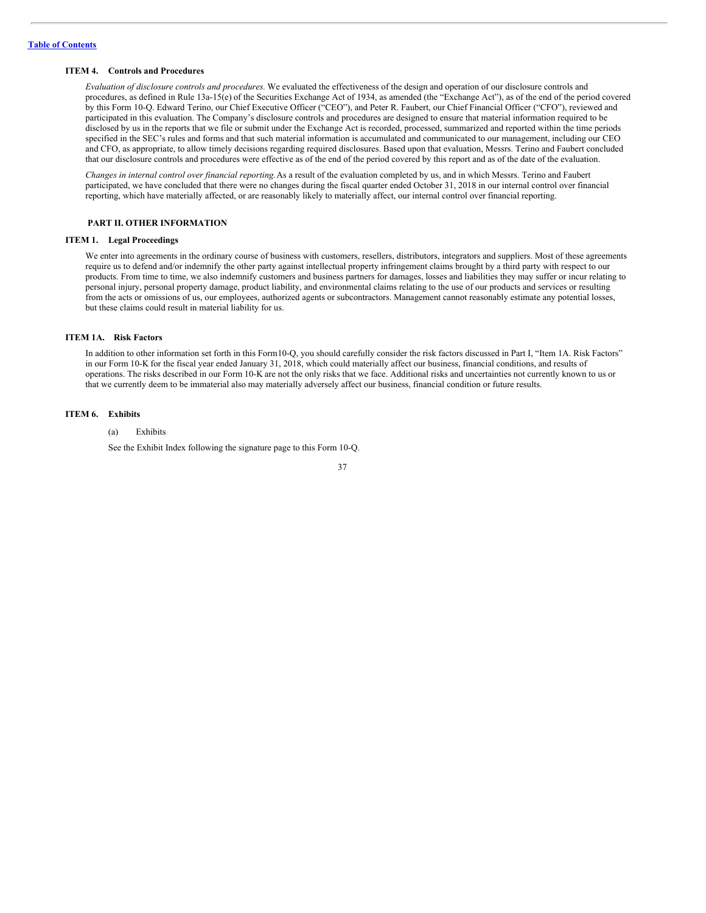### ITEM 4. Controls and Procedures

*Evaluation of disclosure controls and procedures.* We evaluated the effectiveness of the design and operation of our disclosure controls and procedures, as defined in Rule 13a-15(e) of the Securities Exchange Act of 1934, as amended (the "Exchange Act"), as of the end of the period covered by this Form 10-Q. Edward Terino, our Chief Executive Officer ("CEO"), and Peter R. Faubert, our Chief Financial Officer ("CFO"), reviewed and participated in this evaluation. The Company's disclosure controls and procedures are designed to ensure that material information required to be disclosed by us in the reports that we file or submit under the Exchange Act is recorded, processed, summarized and reported within the time periods specified in the SEC's rules and forms and that such material information is accumulated and communicated to our management, including our CEO and CFO, as appropriate, to allow timely decisions regarding required disclosures. Based upon that evaluation, Messrs. Terino and Faubert concluded that our disclosure controls and procedures were effective as of the end of the period covered by this report and as of the date of the evaluation.

*Changes in internal control over financial reporting.* As a result of the evaluation completed by us, and in which Messrs. Terino and Faubert participated, we have concluded that there were no changes during the fiscal quarter ended October 31, 2018 in our internal control over financial reporting, which have materially affected, or are reasonably likely to materially affect, our internal control over financial reporting.

## PART II. OTHER INFORMATION

### ITEM 1. Legal Proceedings

We enter into agreements in the ordinary course of business with customers, resellers, distributors, integrators and suppliers. Most of these agreements require us to defend and/or indemnify the other party against intellectual property infringement claims brought by a third party with respect to our products. From time to time, we also indemnify customers and business partners for damages, losses and liabilities they may suffer or incur relating to personal injury, personal property damage, product liability, and environmental claims relating to the use of our products and services or resulting from the acts or omissions of us, our employees, authorized agents or subcontractors. Management cannot reasonably estimate any potential losses, but these claims could result in material liability for us.

### ITEM 1A. Risk Factors

In addition to other information set forth in this Form10-Q, you should carefully consider the risk factors discussed in Part I, "Item 1A. Risk Factors" in our Form 10-K for the fiscal year ended January 31, 2018, which could materially affect our business, financial conditions, and results of operations. The risks described in our Form 10-K are not the only risks that we face. Additional risks and uncertainties not currently known to us or that we currently deem to be immaterial also may materially adversely affect our business, financial condition or future results.

### ITEM 6. Exhibits

(a) Exhibits

See the Exhibit Index following the signature page to this Form 10-Q.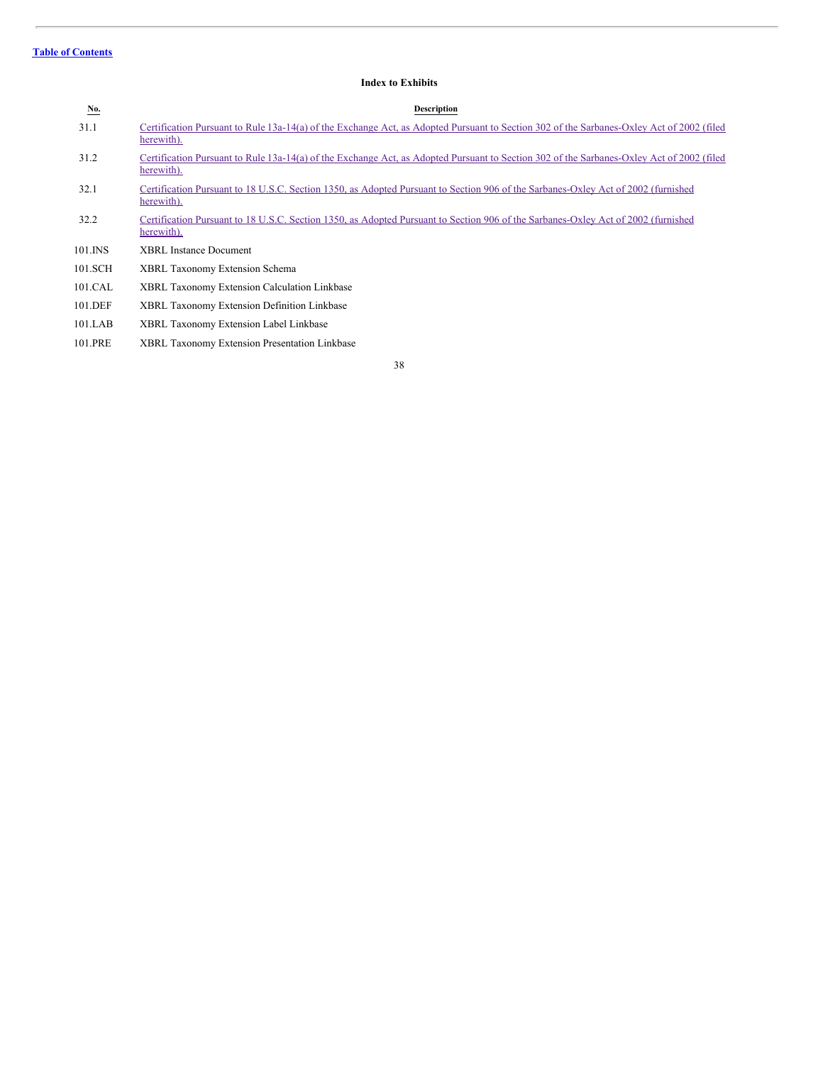Table of Contents

### Index to Exhibits

| No. | Description |
|---|---|
| 31.1 | Certification Pursuant to Rule 13a-14(a) of the Exchange Act, as Adopted Pursuant to Section 302 of the Sarbanes-Oxley Act of 2002 (filed herewith). |
| 31.2 | Certification Pursuant to Rule 13a-14(a) of the Exchange Act, as Adopted Pursuant to Section 302 of the Sarbanes-Oxley Act of 2002 (filed herewith). |
| 32.1 | Certification Pursuant to 18 U.S.C. Section 1350, as Adopted Pursuant to Section 906 of the Sarbanes-Oxley Act of 2002 (furnished herewith). |
| 32.2 | Certification Pursuant to 18 U.S.C. Section 1350, as Adopted Pursuant to Section 906 of the Sarbanes-Oxley Act of 2002 (furnished herewith). |
| 101.INS | XBRL Instance Document |
| 101.SCH | XBRL Taxonomy Extension Schema |
| 101.CAL | XBRL Taxonomy Extension Calculation Linkbase |
| 101.DEF | XBRL Taxonomy Extension Definition Linkbase |
| 101.LAB | XBRL Taxonomy Extension Label Linkbase |
| 101.PRE | XBRL Taxonomy Extension Presentation Linkbase |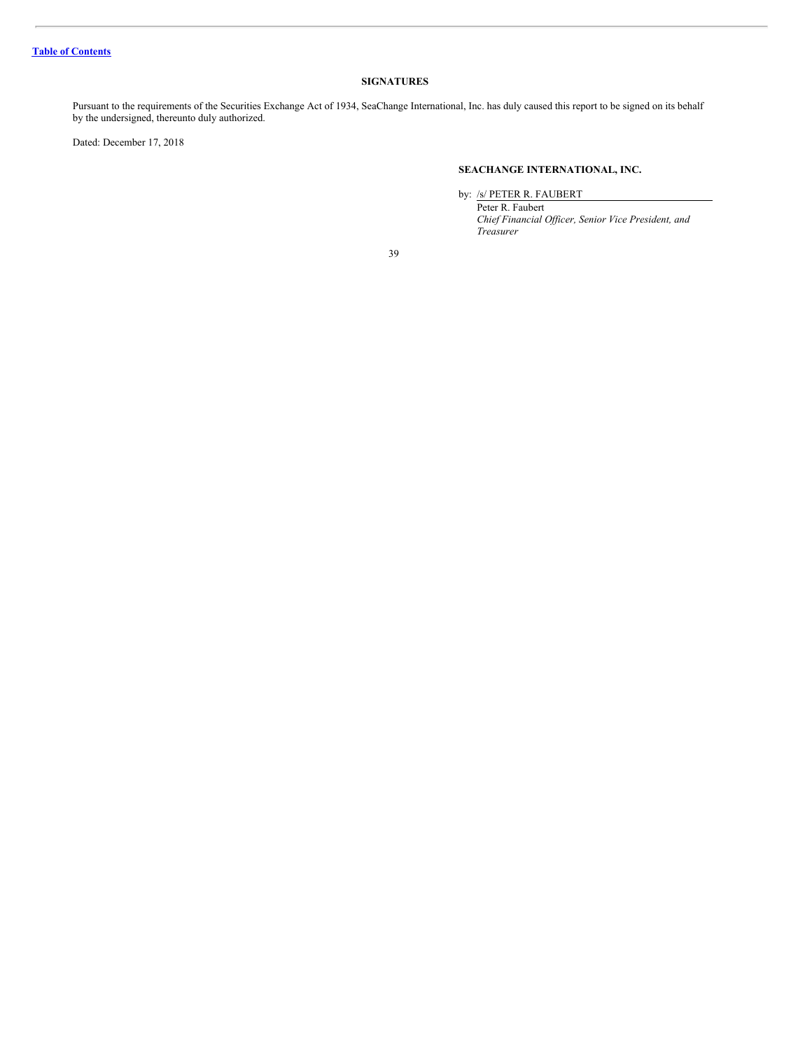[Table of Contents](#)

## SIGNATURES

Pursuant to the requirements of the Securities Exchange Act of 1934, SeaChange International, Inc. has duly caused this report to be signed on its behalf by the undersigned, thereunto duly authorized.

Dated: December 17, 2018

**SEACHANGE INTERNATIONAL, INC.**

by: /s/ PETER R. FAUBERT

Peter R. Faubert

*Chief Financial Officer, Senior Vice President, and Treasurer*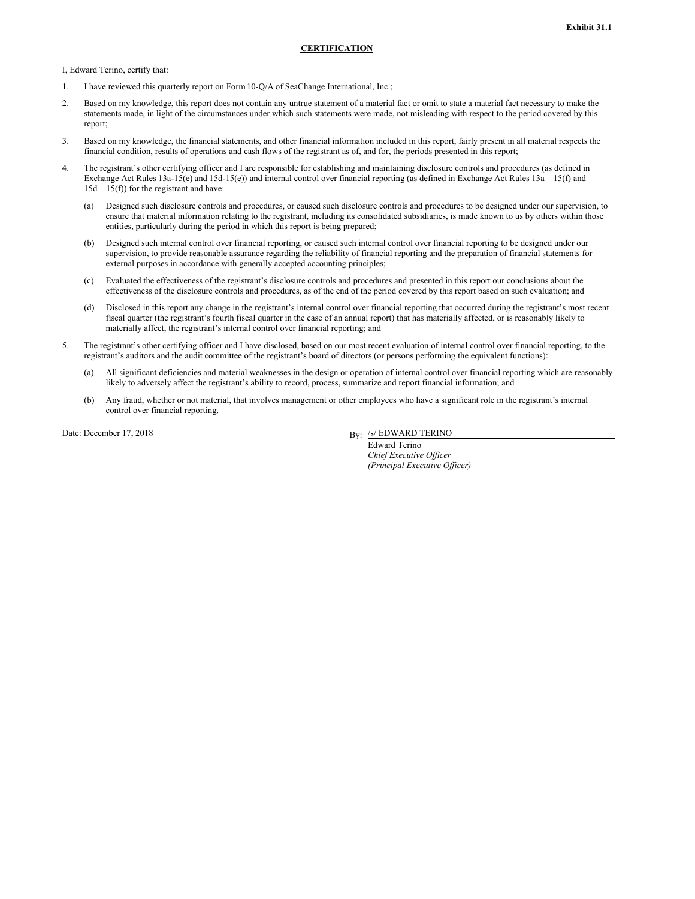**Exhibit 31.1**

**CERTIFICATION**

I, Edward Terino, certify that:

1. I have reviewed this quarterly report on Form 10-Q/A of SeaChange International, Inc.;
2. Based on my knowledge, this report does not contain any untrue statement of a material fact or omit to state a material fact necessary to make the statements made, in light of the circumstances under which such statements were made, not misleading with respect to the period covered by this report;
3. Based on my knowledge, the financial statements, and other financial information included in this report, fairly present in all material respects the financial condition, results of operations and cash flows of the registrant as of, and for, the periods presented in this report;
4. The registrant's other certifying officer and I are responsible for establishing and maintaining disclosure controls and procedures (as defined in Exchange Act Rules 13a-15(e) and 15d-15(e)) and internal control over financial reporting (as defined in Exchange Act Rules 13a – 15(f) and 15d – 15(f)) for the registrant and have:
   (a) Designed such disclosure controls and procedures, or caused such disclosure controls and procedures to be designed under our supervision, to ensure that material information relating to the registrant, including its consolidated subsidiaries, is made known to us by others within those entities, particularly during the period in which this report is being prepared;
   (b) Designed such internal control over financial reporting, or caused such internal control over financial reporting to be designed under our supervision, to provide reasonable assurance regarding the reliability of financial reporting and the preparation of financial statements for external purposes in accordance with generally accepted accounting principles;
   (c) Evaluated the effectiveness of the registrant's disclosure controls and procedures and presented in this report our conclusions about the effectiveness of the disclosure controls and procedures, as of the end of the period covered by this report based on such evaluation; and
   (d) Disclosed in this report any change in the registrant's internal control over financial reporting that occurred during the registrant's most recent fiscal quarter (the registrant's fourth fiscal quarter in the case of an annual report) that has materially affected, or is reasonably likely to materially affect, the registrant's internal control over financial reporting; and
5. The registrant's other certifying officer and I have disclosed, based on our most recent evaluation of internal control over financial reporting, to the registrant's auditors and the audit committee of the registrant's board of directors (or persons performing the equivalent functions):
   (a) All significant deficiencies and material weaknesses in the design or operation of internal control over financial reporting which are reasonably likely to adversely affect the registrant's ability to record, process, summarize and report financial information; and
   (b) Any fraud, whether or not material, that involves management or other employees who have a significant role in the registrant's internal control over financial reporting.

Date: December 17, 2018

By: /s/ EDWARD TERINO

Edward Terino
*Chief Executive Officer*
*(Principal Executive Officer)*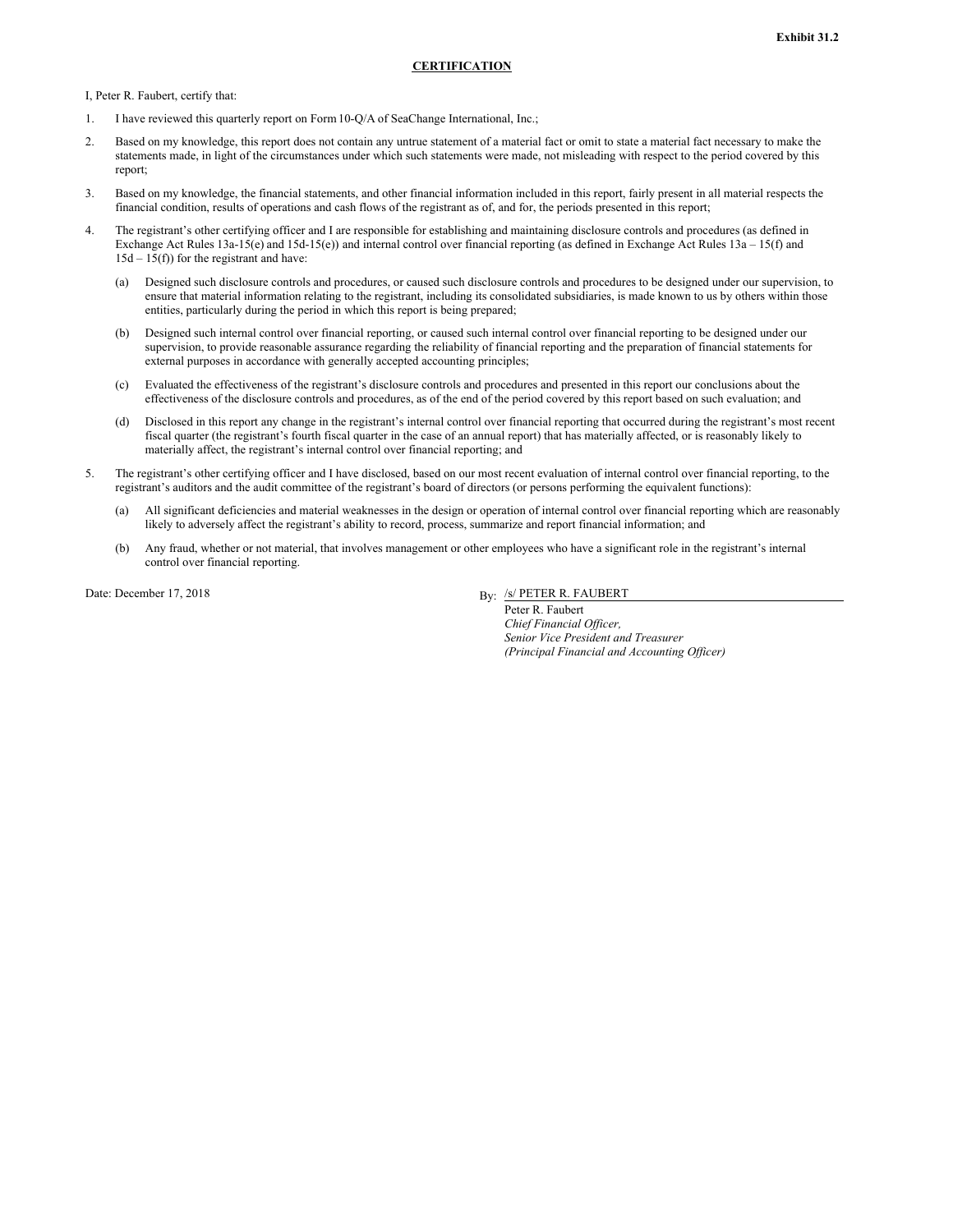**Exhibit 31.2**

**CERTIFICATION**

I, Peter R. Faubert, certify that:

1. I have reviewed this quarterly report on Form 10-Q/A of SeaChange International, Inc.;
2. Based on my knowledge, this report does not contain any untrue statement of a material fact or omit to state a material fact necessary to make the statements made, in light of the circumstances under which such statements were made, not misleading with respect to the period covered by this report;
3. Based on my knowledge, the financial statements, and other financial information included in this report, fairly present in all material respects the financial condition, results of operations and cash flows of the registrant as of, and for, the periods presented in this report;
4. The registrant's other certifying officer and I are responsible for establishing and maintaining disclosure controls and procedures (as defined in Exchange Act Rules 13a-15(e) and 15d-15(e)) and internal control over financial reporting (as defined in Exchange Act Rules 13a – 15(f) and 15d – 15(f)) for the registrant and have:
   (a) Designed such disclosure controls and procedures, or caused such disclosure controls and procedures to be designed under our supervision, to ensure that material information relating to the registrant, including its consolidated subsidiaries, is made known to us by others within those entities, particularly during the period in which this report is being prepared;
   (b) Designed such internal control over financial reporting, or caused such internal control over financial reporting to be designed under our supervision, to provide reasonable assurance regarding the reliability of financial reporting and the preparation of financial statements for external purposes in accordance with generally accepted accounting principles;
   (c) Evaluated the effectiveness of the registrant's disclosure controls and procedures and presented in this report our conclusions about the effectiveness of the disclosure controls and procedures, as of the end of the period covered by this report based on such evaluation; and
   (d) Disclosed in this report any change in the registrant's internal control over financial reporting that occurred during the registrant's most recent fiscal quarter (the registrant's fourth fiscal quarter in the case of an annual report) that has materially affected, or is reasonably likely to materially affect, the registrant's internal control over financial reporting; and
5. The registrant's other certifying officer and I have disclosed, based on our most recent evaluation of internal control over financial reporting, to the registrant's auditors and the audit committee of the registrant's board of directors (or persons performing the equivalent functions):
   (a) All significant deficiencies and material weaknesses in the design or operation of internal control over financial reporting which are reasonably likely to adversely affect the registrant's ability to record, process, summarize and report financial information; and
   (b) Any fraud, whether or not material, that involves management or other employees who have a significant role in the registrant's internal control over financial reporting.

Date: December 17, 2018

By: /s/ PETER R. FAUBERT
Peter R. Faubert
*Chief Financial Officer,*
*Senior Vice President and Treasurer*
*(Principal Financial and Accounting Officer)*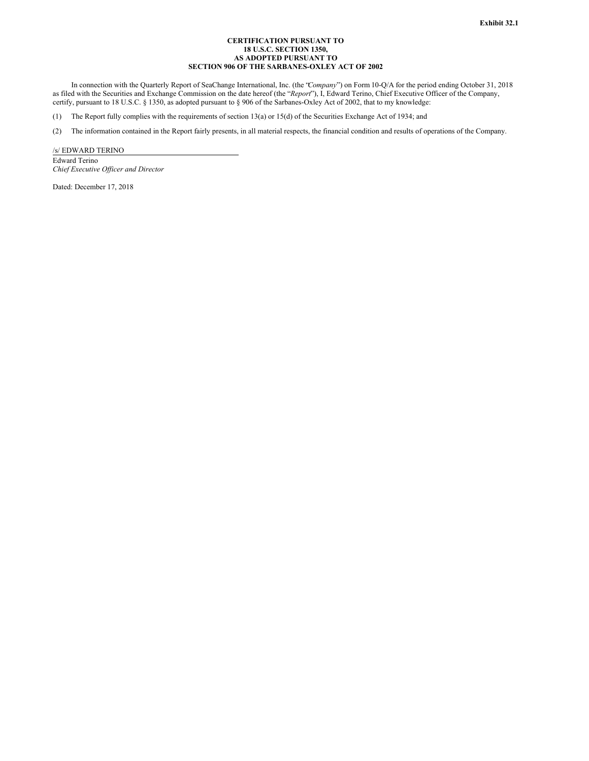**Exhibit 32.1**

**CERTIFICATION PURSUANT TO
18 U.S.C. SECTION 1350,
AS ADOPTED PURSUANT TO
SECTION 906 OF THE SARBANES-OXLEY ACT OF 2002**

In connection with the Quarterly Report of SeaChange International, Inc. (the "*Company*") on Form 10-Q/A for the period ending October 31, 2018 as filed with the Securities and Exchange Commission on the date hereof (the "*Report*"), I, Edward Terino, Chief Executive Officer of the Company, certify, pursuant to 18 U.S.C. § 1350, as adopted pursuant to § 906 of the Sarbanes-Oxley Act of 2002, that to my knowledge:

(1) The Report fully complies with the requirements of section 13(a) or 15(d) of the Securities Exchange Act of 1934; and

(2) The information contained in the Report fairly presents, in all material respects, the financial condition and results of operations of the Company.

/s/ EDWARD TERINO

Edward Terino
*Chief Executive Officer and Director*

Dated: December 17, 2018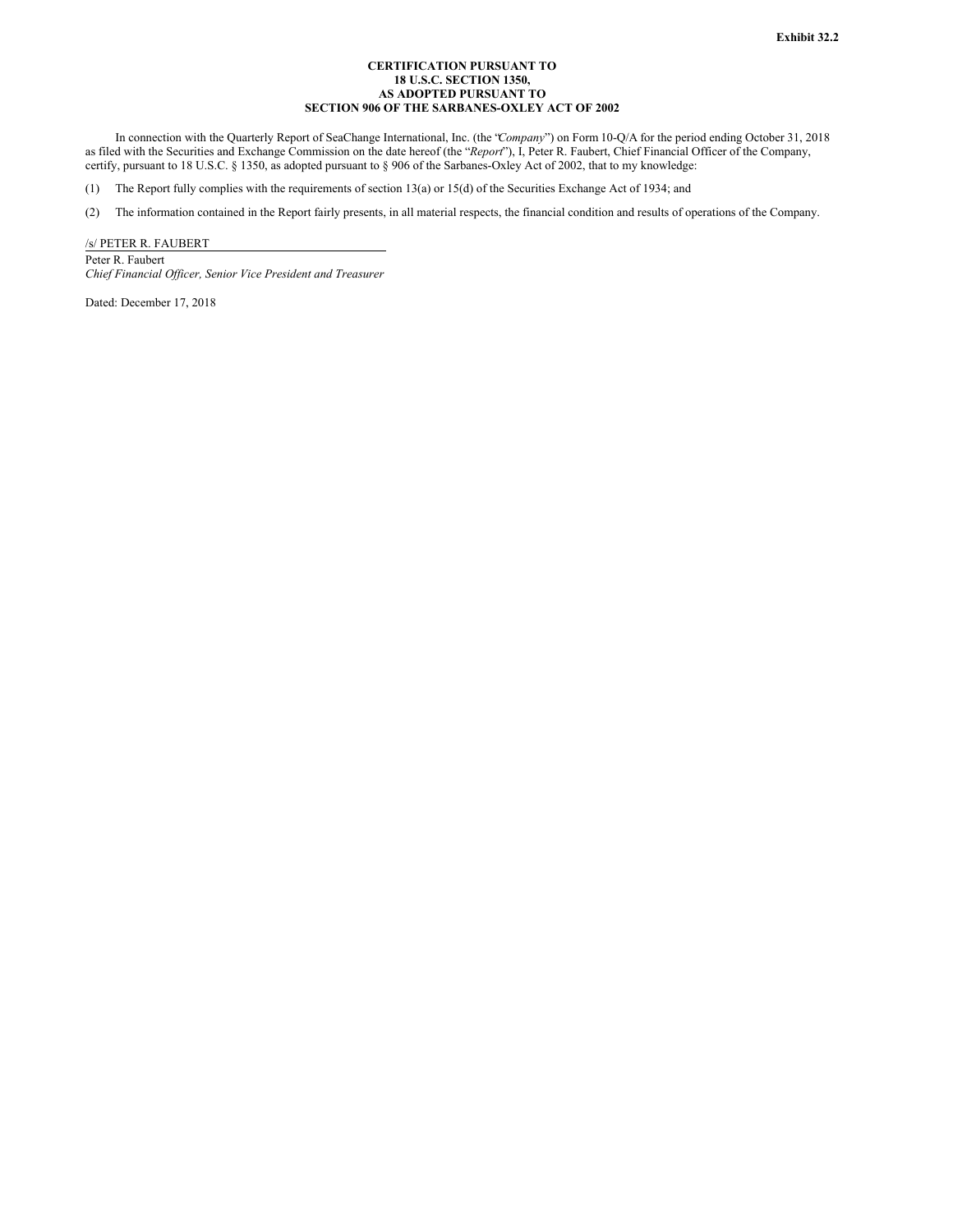**Exhibit 32.2**

**CERTIFICATION PURSUANT TO**
**18 U.S.C. SECTION 1350,**
**AS ADOPTED PURSUANT TO**
**SECTION 906 OF THE SARBANES-OXLEY ACT OF 2002**

In connection with the Quarterly Report of SeaChange International, Inc. (the "*Company*") on Form 10-Q/A for the period ending October 31, 2018 as filed with the Securities and Exchange Commission on the date hereof (the "*Report*"), I, Peter R. Faubert, Chief Financial Officer of the Company, certify, pursuant to 18 U.S.C. § 1350, as adopted pursuant to § 906 of the Sarbanes-Oxley Act of 2002, that to my knowledge:

(1) The Report fully complies with the requirements of section 13(a) or 15(d) of the Securities Exchange Act of 1934; and

(2) The information contained in the Report fairly presents, in all material respects, the financial condition and results of operations of the Company.

/s/ PETER R. FAUBERT

Peter R. Faubert
*Chief Financial Officer, Senior Vice President and Treasurer*

Dated: December 17, 2018